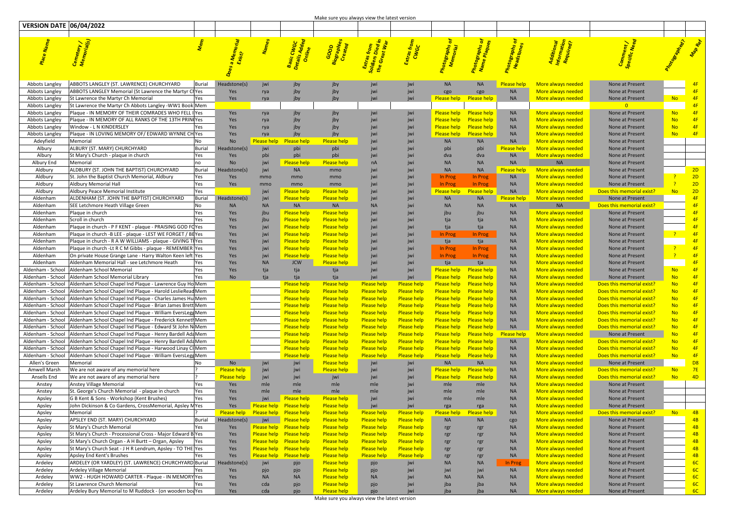Make sure you always view the latest version

**VERSION DATE 06/04/2022**

| Place Name | Cemetery / Memorial(s) | Mem | Does a Memorial Exist? | Names | Basic CWGC Details Added Online | GOOD Biographies Created | Extras from Soldiers Died in the Great War | Extras from CWGC | Photographs of Memorial | Photographs of Name Plaques | Photographs of Headstones | Additional Information Required? | Comment / Specific Need | Photographed? | Map Ref |
|---|---|---|---|---|---|---|---|---|---|---|---|---|---|---|---|
| Abbots Langley | ABBOTS LANGLEY (ST. LAWRENCE) CHURCHYARD | Burial | Headstone(s) | jwi | jby | jby | jwi | jwi | NA | NA | Please help | More always needed | None at Present | | 4F |
| Abbots Langley | ABBOTS LANGLEY Memorial (St Lawrence the Martyr Ch | Yes | Yes | rya | jby | jby | jwi | jwi | cgo | cgo | NA | More always needed | None at Present | | 4F |
| Abbots Langley | St Lawrence the Martyr Ch Memorial | Yes | Yes | rya | jby | jby | jwi | jwi | Please help | Please help | NA | More always needed | None at Present | No | 4F |
| Abbots Langley | St Lawrence the Martyr Ch Abbots Langley -WW1 Book | Mem | | | | | | | | | | | 0 | | 4F |
| Abbots Langley | Plaque - IN MEMORY OF THEIR COMRADES WHO FELL I | Yes | Yes | rya | jby | jby | jwi | jwi | Please help | Please help | NA | More always needed | None at Present | No | 4F |
| Abbots Langley | Plaque - IN MEMORY OF ALL RANKS OF THE 13TH PRIN | Yes | Yes | rya | jby | jby | jwi | jwi | Please help | Please help | NA | More always needed | None at Present | No | 4F |
| Abbots Langley | Window - L N KINDERSLEY | Yes | Yes | rya | jby | jby | jwi | jwi | Please help | Please help | NA | More always needed | None at Present | No | 4F |
| Abbots Langley | Plaque - IN LOVING MEMORY OF/ EDWARD WYNNE CH | Yes | Yes | rya | jby | jby | jwi | jwi | Please help | Please help | NA | More always needed | None at Present | No | 4F |
| Adeyfield | Memorial | No | No | Please help | Please help | Please help | jwi | jwi | NA | NA | NA | More always needed | None at Present | | |
| Albury | ALBURY (ST. MARY) CHURCHYARD | Burial | Headstone(s) | jwi | pbi | pbi | jwi | jwi | pbi | pbi | Please help | More always needed | None at Present | | |
| Albury | St Mary's Church - plaque in church | Yes | Yes | pbi | pbi | pbi | jwi | jwi | dva | dva | NA | More always needed | None at Present | | |
| Albury End | Memorial | no | No | jwi | Please help | Please help | nA | jwi | NA | NA | NA | NA | None at Present | | |
| Aldbury | ALDBURY (ST. JOHN THE BAPTIST) CHURCHYARD | Burial | Headstone(s) | jwi | NA | mmo | jwi | jwi | NA | NA | Please help | More always needed | None at Present | | 2D |
| Aldbury | St. John the Baptist Church Memorial, Aldbury | Yes | Yes | mmo | mmo | mmo | jwi | jwi | In Prog | In Prog | NA | More always needed | None at Present | ? | 2D |
| Aldbury | Aldbury Memorial Hall | Yes | Yes | mmo | mmo | mmo | jwi | jwi | In Prog | In Prog | NA | More always needed | None at Present | ? | 2D |
| Aldbury | Aldbury Peace Memorial Institute | Yes | | jwi | Please help | Please help | jwi | jwi | Please help | Please help | NA | More always needed | Does this memorial exist? | No | 2D |
| Aldenham | ALDENHAM (ST. JOHN THE BAPTIST) CHURCHYARD | Burial | Headstone(s) | jwi | Please help | Please help | jwi | jwi | NA | NA | Please help | More always needed | None at Present | | 4F |
| Aldenham | SEE Letchmore Heath Village Green | No | NA | NA | NA | NA | NA | jwi | NA | NA | NA | NA | Does this memorial exist? | | 4F |
| Aldenham | Plaque in church | Yes | Yes | jbu | Please help | Please help | jwi | jwi | jbu | jbu | NA | More always needed | None at Present | | 4F |
| Aldenham | Scroll in church | Yes | Yes | jbu | Please help | Please help | jwi | jwi | tja | tja | NA | More always needed | None at Present | | 4F |
| Aldenham | Plaque in church - P F KENT - plaque - PRAISING GOD FO | Yes | Yes | jwi | Please help | Please help | jwi | jwi | tja | tja | NA | More always needed | None at Present | | 4F |
| Aldenham | Plaque in church -B LEE - plaque - LEST WE FORGET / BE | Yes | Yes | jwi | Please help | Please help | jwi | jwi | In Prog | In Prog | NA | More always needed | None at Present | ? | 4F |
| Aldenham | Plaque in church - R A W WILLIAMS - plaque - GIVING TH | Yes | Yes | jwi | Please help | Please help | jwi | jwi | tja | tja | NA | More always needed | None at Present | | 4F |
| Aldenham | Plaque in church -Lt R C M Gibbs - plaque - REMEMBER | Yes | Yes | jwi | Please help | Please help | jwi | jwi | In Prog | In Prog | NA | More always needed | None at Present | ? | 4F |
| Aldenham | On private House Grange Lane - Harry Walton Keen left | Yes | Yes | jwi | Please help | Please help | jwi | jwi | In Prog | In Prog | NA | More always needed | None at Present | ? | 4F |
| Aldenham | Aldenham Memorial Hall - see Letchmore Heath | Yes | Yes | NA | JCW | Please help | jwi | jwi | tja | tja | NA | More always needed | None at Present | | 4F |
| Aldenham - School | Aldenham School Memorial | Yes | Yes | tja | tja | tja | jwi | jwi | Please help | Please help | NA | More always needed | None at Present | No | 4F |
| Aldenham - School | Aldenham School Memorial Library | Yes | No | tja | tja | tja | jwi | jwi | Please help | Please help | NA | More always needed | None at Present | No | 4F |
| Aldenham - School | Aldenham School Chapel Ind Plaque - Lawrence Guy Ho | Mem | | | Please help | Please help | Please help | Please help | Please help | Please help | NA | More always needed | Does this memorial exist? | No | 4F |
| Aldenham - School | Aldenham School Chapel Ind Plaque - Harold LeslieRead | Mem | | | Please help | Please help | Please help | Please help | Please help | Please help | NA | More always needed | Does this memorial exist? | No | 4F |
| Aldenham - School | Aldenham School Chapel Ind Plaque - Charles James Hu | Mem | | | Please help | Please help | Please help | Please help | Please help | Please help | NA | More always needed | Does this memorial exist? | No | 4F |
| Aldenham - School | Aldenham School Chapel Ind Plaque - Brian James Brett | Mem | | | Please help | Please help | Please help | Please help | Please help | Please help | NA | More always needed | Does this memorial exist? | No | 4F |
| Aldenham - School | Aldenham School Chapel Ind Plaque - William EversLegg | Mem | | | Please help | Please help | Please help | Please help | Please help | Please help | NA | More always needed | Does this memorial exist? | No | 4F |
| Aldenham - School | Aldenham School Chapel Ind Plaque - Frederick Kenneth | Mem | | | Please help | Please help | Please help | Please help | Please help | Please help | NA | More always needed | Does this memorial exist? | No | 4F |
| Aldenham - School | Aldenham School Chapel Ind Plaque - Edward St John N | Mem | | | Please help | Please help | Please help | Please help | Please help | Please help | NA | More always needed | Does this memorial exist? | No | 4F |
| Aldenham - School | Aldenham School Chapel Ind Plaque - Henry Bardell Ada | Mem | | | Please help | Please help | Please help | Please help | Please help | Please help | Please help | More always needed | None at Present | No | 4F |
| Aldenham - School | Aldenham School Chapel Ind Plaque - Henry Bardell Ada | Mem | | | Please help | Please help | Please help | Please help | Please help | Please help | NA | More always needed | Does this memorial exist? | No | 4F |
| Aldenham - School | Aldenham School Chapel Ind Plaque - Harwood Linay Cl | Mem | | | Please help | Please help | Please help | Please help | Please help | Please help | NA | More always needed | Does this memorial exist? | No | 4F |
| Aldenham - School | Aldenham School Chapel Ind Plaque - William EversLegg | Mem | | | Please help | Please help | Please help | Please help | Please help | Please help | NA | More always needed | Does this memorial exist? | No | 4F |
| Allen's Green | Memorial | No | No | jwi | jwi | Please help | jwi | jwi | NA | NA | NA | More always needed | None at Present | | D8 |
| Amwell Marsh | We are not aware of any memorial here | ? | Please help | jwi | jwi | Please help | jwi | jwi | Please help | Please help | NA | More always needed | Does this memorial exist? | No | 7E |
| Ansells End | We are not aware of any memorial here | ? | Please help | jwi | jwi | jwi | jwi | jwi | Please help | Please help | NA | More always needed | Does this memorial exist? | No | 4D |
| Anstey | Anstey Village Memorial | Yes | Yes | mle | mle | mle | mle | jwi | mle | mle | NA | More always needed | None at Present | | |
| Anstey | St. George's Church Memorial - plaque in church | Yes | Yes | mle | mle | mle | mle | jwi | mle | mle | NA | More always needed | None at Present | | |
| Apsley | G B Kent & Sons - Workshop (Kent Brushes) | Yes | Yes | jwi | Please help | Please help | jwi | jwi | mle | mle | NA | More always needed | None at Present | | |
| Apsley | John Dickinson & Co Gardens, CrossMemorial, Apsley M | Yes | Yes | Please help | Please help | Please help | jwi | jwi | rga | rga | NA | More always needed | None at Present | | |
| Apsley | Memorial | ? | Please help | Please help | Please help | Please help | Please help | Please help | Please help | Please help | NA | More always needed | Does this memorial exist? | No | 4B |
| Apsley | APSLEY END (ST. MARY) CHURCHYARD | Burial | Headstone(s) | jwi | Please help | Please help | Please help | Please help | NA | NA | cgo | More always needed | None at Present | | 4B |
| Apsley | St Mary's Church Memorial | Yes | Yes | Please help | Please help | Please help | Please help | Please help | rgr | rgr | NA | More always needed | None at Present | | 4B |
| Apsley | St Mary's Church - Processional Cross - Major Edward B | Yes | Yes | Please help | Please help | Please help | Please help | Please help | rgr | rgr | NA | More always needed | None at Present | | 4B |
| Apsley | St Mary's Church Organ - A H Burtt – Organ, Apsley | Yes | Yes | Please help | Please help | Please help | Please help | Please help | rgr | rgr | NA | More always needed | None at Present | | 4B |
| Apsley | St Mary's Church Seat - J H R Lendrum, Apsley - TO THE | Yes | Yes | Please help | Please help | Please help | Please help | Please help | rgr | rgr | NA | More always needed | None at Present | | 4B |
| Apsley | Apsley End Kent's Brushes | Yes | Yes | Please help | Please help | Please help | Please help | Please help | rgr | rgr | NA | More always needed | None at Present | | 4B |
| Ardeley | ARDELEY (OR YARDLEY) (ST. LAWRENCE) CHURCHYARD | Burial | Headstone(s) | jwi | pjo | Please help | pjo | jwi | NA | NA | In Prog | More always needed | None at Present | | 6C |
| Ardeley | Ardeley Village Memorial | Yes | Yes | pjo | pjo | Please help | pjo | jwi | jwi | jwi | NA | More always needed | None at Present | | 6C |
| Ardeley | WW2 - HUGH HOWARD CARTER - Plaque - IN MEMORY | Yes | Yes | NA | NA | Please help | NA | jwi | NA | NA | NA | More always needed | None at Present | | 6C |
| Ardeley | St Lawrence Church Memorial | Yes | Yes | cda | pjo | Please help | pjo | jwi | jba | jba | NA | More always needed | None at Present | | 6C |
| Ardeley | Ardeley Bury Memorial to M Ruddock - (on wooden bo | Yes | Yes | cda | pjo | Please help | pjo | jwi | jba | jba | NA | More always needed | None at Present | | 6C |

Make sure you always view the latest version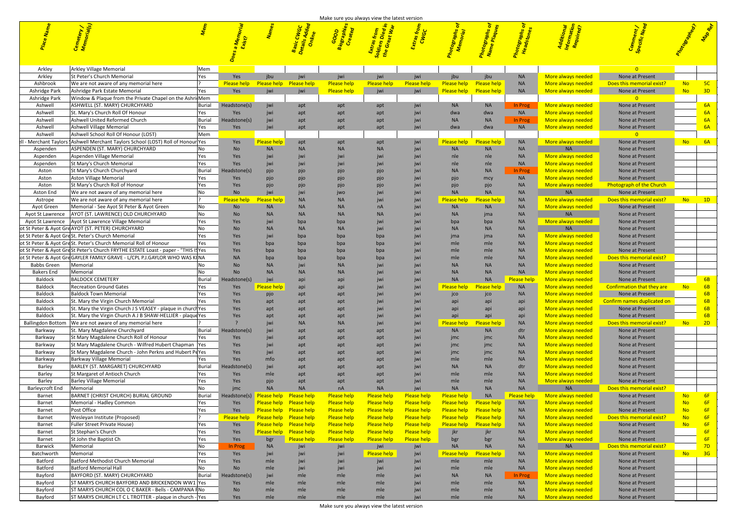Make sure you always view the latest version

| Place Name | Cemetery / Memorial(s) | Mem | Does a Memorial Exist? | Names | Basic CWGC Details Added Online | GOOD Biographies Created | Extras from Soldiers Died in the Great War | Extras from CWGC | Photographs of Memorial | Photographs of Name Plaques | Photographs of Headstones | Additional Information Required? | Comment / Specific Need | Photographed? | Map Ref |
|---|---|---|---|---|---|---|---|---|---|---|---|---|---|---|---|
| Arkley | Arkley Village Memorial | Mem | | | | | | | | | | | 0 | | |
| Arkley | St Peter's Church Memorial | Yes | Yes | jbu | jwi | jwi | jwi | jwi | jbu | jbu | NA | More always needed | None at Present | | |
| Ashbrook | We are not aware of any memorial here | ? | Please help | Please help | Please help | Please help | Please help | Please help | Please help | Please help | NA | More always needed | Does this memorial exist? | No | 5C |
| Ashridge Park | Ashridge Park Estate Memorial | Yes | Yes | jwi | jwi | Please help | jwi | jwi | Please help | Please help | NA | More always needed | None at Present | No | 3D |
| Ashridge Park | Window & Plaque from the Private Chapel on the Ashri | Mem | | | | | | | | | | | 0 | | |
| Ashwell | ASHWELL (ST. MARY) CHURCHYARD | Burial | Headstone(s) | jwi | apt | apt | apt | jwi | NA | NA | In Prog | More always needed | None at Present | | 6A |
| Ashwell | St. Mary's Church Roll Of Honour | Yes | Yes | jwi | apt | apt | apt | jwi | dwa | dwa | NA | More always needed | None at Present | | 6A |
| Ashwell | Ashwell United Reformed Church | Burial | Headstone(s) | jwi | apt | apt | apt | jwi | NA | NA | In Prog | More always needed | None at Present | | 6A |
| Ashwell | Ashwell Village Memorial | Yes | Yes | jwi | apt | apt | apt | jwi | dwa | dwa | NA | More always needed | None at Present | | 6A |
| Ashwell | Ashwell School Roll Of Honour (LOST) | Mem | | | | | | | | | | | 0 | | |
| ll - Merchant Taylors | Ashwell Merchant Taylors School (LOST) Roll of Honour | Yes | Yes | Please help | apt | apt | apt | jwi | Please help | Please help | NA | More always needed | None at Present | No | 6A |
| Aspenden | ASPENDEN (ST. MARY) CHURCHYARD | No | No | NA | NA | NA | NA | jwi | NA | NA | NA | NA | None at Present | | |
| Aspenden | Aspenden Village Memorial | Yes | Yes | jwi | jwi | jwi | jwi | jwi | nle | nle | NA | More always needed | None at Present | | |
| Aspenden | St Mary's Church Memorial | Yes | Yes | jwi | jwi | jwi | jwi | jwi | nle | nle | NA | More always needed | None at Present | | |
| Aston | St Mary's Church Churchyard | Burial | Headstone(s) | pjo | pjo | pjo | pjo | jwi | NA | NA | In Prog | More always needed | None at Present | | |
| Aston | Aston Village Memorial | Yes | Yes | pjo | pjo | pjo | pjo | jwi | pjo | mcy | NA | More always needed | None at Present | | |
| Aston | St Mary's Church Roll of Honour | Yes | Yes | pjo | pjo | pjo | pjo | jwi | pjo | pjo | NA | More always needed | Photograph of the Church | | |
| Aston End | We are not aware of any memorial here | No | No | jwi | jwi | jwo | jwi | jwi | NA | NA | NA | NA | None at Present | | |
| Astrope | We are not aware of any memorial here | ? | Please help | Please help | NA | NA | jwi | jwi | Please help | Please help | NA | More always needed | Does this memorial exist? | No | 1D |
| Ayot Green | Memorial - See Ayot St Peter & Ayot Green | No | No | NA | NA | NA | nA | jwi | NA | NA | NA | More always needed | None at Present | | |
| Ayot St Lawrence | AYOT (ST. LAWRENCE) OLD CHURCHYARD | No | No | NA | NA | NA | NA | jwi | NA | jma | NA | NA | None at Present | | |
| Ayot St Lawrence | Ayot St Lawrence Village Memorial | Yes | Yes | jwi | bpa | bpa | jwi | jwi | bpa | bpa | NA | More always needed | None at Present | | |
| ot St Peter & Ayot Gre | AYOT (ST. PETER) CHURCHYARD | No | No | NA | NA | NA | jwi | jwi | NA | NA | NA | NA | None at Present | | |
| ot St Peter & Ayot Gre | St. Peter's Church Memorial | Yes | Yes | jwi | bpa | bpa | bpa | jwi | jma | jma | NA | More always needed | None at Present | | |
| ot St Peter & Ayot Gre | St. Peter's Church Memorial Roll of Honour | Yes | Yes | bpa | bpa | bpa | bpa | jwi | mle | mle | NA | More always needed | None at Present | | |
| ot St Peter & Ayot Gre | St Peter's Church FRYTHE ESTATE Loast - paper - "THIS IS | Yes | Yes | bpa | bpa | bpa | bpa | jwi | mle | mle | NA | More always needed | None at Present | | |
| ot St Peter & Ayot Gre | GAYLER FAMILY GRAVE - L/CPL P.J.GAYLOR WHO WAS KI | NA | NA | bpa | bpa | bpa | bpa | jwi | mle | mle | NA | More always needed | Does this memorial exist? | | |
| Babbs Green | Memorial | No | No | NA | jwi | NA | jwi | jwi | NA | NA | NA | More always needed | None at Present | | |
| Bakers End | Memorial | No | No | NA | NA | NA | jwi | jwi | NA | NA | NA | More always needed | None at Present | | |
| Baldock | BALDOCK CEMETERY | Burial | Headstone(s) | jwi | api | api | jwi | jwi | NA | NA | Please help | More always needed | None at Present | | 6B |
| Baldock | Recreation Ground Gates | Yes | Yes | Please help | api | api | jwi | jwi | Please help | Please help | NA | More always needed | Confirmation that they are | No | 6B |
| Baldock | Baldock Town Memorial | Yes | Yes | pjo | apt | apt | jwi | jwi | jco | jco | NA | More always needed | None at Present | | 6B |
| Baldock | St. Mary the Virgin Church Memorial | Yes | Yes | apt | apt | apt | jwi | jwi | api | api | api | More always needed | Confirm names duplicated on | | 6B |
| Baldock | St. Mary the Virgin Church J S VEASEY - plaque in church | Yes | Yes | apt | apt | apt | jwi | jwi | api | api | api | More always needed | None at Present | | 6B |
| Baldock | St. Mary the Virgin Church A J B SHAW-HELLIER - plaque | Yes | Yes | apt | apt | apt | jwi | jwi | api | api | api | More always needed | None at Present | | 6B |
| Ballingdon Bottom | We are not aware of any memorial here | ? | ? | jwi | NA | NA | jwi | jwi | Please help | Please help | NA | More always needed | Does this memorial exist? | No | 2D |
| Barkway | St. Mary Magdalene Churchyard | Burial | Headstone(s) | jwi | apt | apt | apt | jwi | NA | NA | dtr | More always needed | None at Present | | |
| Barkway | St Mary Magdalene Church Roll of Honour | Yes | Yes | jwi | apt | apt | apt | jwi | jmc | jmc | NA | More always needed | None at Present | | |
| Barkway | St Mary Magdalene Church - Wilfred Hubert Chapman | Yes | Yes | jwi | apt | apt | apt | jwi | jmc | jmc | NA | More always needed | None at Present | | |
| Barkway | St Mary Magdalene Church - John Perkns and Hubert Pe | Yes | Yes | jwi | apt | apt | apt | jwi | jmc | jmc | NA | More always needed | None at Present | | |
| Barkway | Barkway Village Memorial | Yes | Yes | mfo | apt | apt | apt | jwi | mle | mle | NA | More always needed | None at Present | | |
| Barley | BARLEY (ST. MARGARET) CHURCHYARD | Burial | Headstone(s) | jwi | apt | apt | apt | jwi | NA | NA | dtr | More always needed | None at Present | | |
| Barley | St Margaret of Antioch Church | Yes | Yes | mle | apt | apt | apt | jwi | mle | mle | NA | More always needed | None at Present | | |
| Barley | Barley Village Memorial | Yes | Yes | pjo | apt | apt | apt | jwi | mle | mle | NA | More always needed | None at Present | | |
| Barleycroft End | Memorial | No | jmc | NA | NA | nA | NA | jwi | NA | NA | NA | NA | Does this memorial exist? | | |
| Barnet | BARNET (CHRIST CHURCH) BURIAL GROUND | Burial | Headstone(s) | Please help | Please help | Please help | Please help | Please help | Please help | NA | Please help | More always needed | None at Present | No | 6F |
| Barnet | Memorial - Hadley Common | Yes | Yes | Please help | Please help | Please help | Please help | Please help | Please help | Please help | NA | More always needed | None at Present | No | 6F |
| Barnet | Post Office | Yes | Yes | Please help | Please help | Please help | Please help | Please help | Please help | Please help | NA | More always needed | None at Present | No | 6F |
| Barnet | Wesleyan Institute (Proposed) | ? | Please help | Please help | Please help | Please help | Please help | Please help | Please help | Please help | NA | More always needed | Does this memorial exist? | No | 6F |
| Barnet | Fuller Street Private House) | Yes | Yes | Please help | Please help | Please help | Please help | Please help | Please help | Please help | NA | More always needed | None at Present | No | 6F |
| Barnet | St Stephan's Church | Yes | Yes | Please help | Please help | Please help | Please help | Please help | jkr | jkr | NA | More always needed | None at Present | | 6F |
| Barnet | St John the Baptist Ch | Yes | Yes | bgr | Please help | Please help | Please help | Please help | bgr | bgr | NA | More always needed | None at Present | | 6F |
| Barwick | Memorial | No | In Prog | NA | jwi | jwi | jwi | jwi | NA | NA | NA | NA | Does this memorial exist? | | 7D |
| Batchworth | Memorial | Yes | Yes | jwi | jwi | jwi | Please help | jwi | Please help | Please help | NA | More always needed | None at Present | No | 3G |
| Batford | Batford Methodist Church Memorial | Yes | Yes | mle | jwi | jwi | jwi | jwi | mle | mle | NA | More always needed | None at Present | | |
| Batford | Batford Memorial Hall | No | No | mle | jwi | jwi | jwi | jwi | mle | mle | NA | More always needed | None at Present | | |
| Bayford | BAYFORD (ST. MARY) CHURCHYARD | Burial | Headstone(s) | jwi | mle | mle | mle | jwi | NA | NA | In Prog | More always needed | None at Present | | |
| Bayford | ST MARYS CHURCH BAYFORD AND BRICKENDON WW1 | Yes | Yes | mle | mle | mle | mle | jwi | mle | mle | NA | More always needed | None at Present | | |
| Bayford | ST MARYS CHURCH COL O C BAKER - Bells - CAMPANA F | No | No | mle | mle | mle | mle | jwi | mle | mle | NA | More always needed | None at Present | | |
| Bayford | ST MARYS CHURCH LT C L TROTTER - plaque in church - | Yes | Yes | mle | mle | mle | mle | jwi | mle | mle | NA | More always needed | None at Present | | |

Make sure you always view the latest version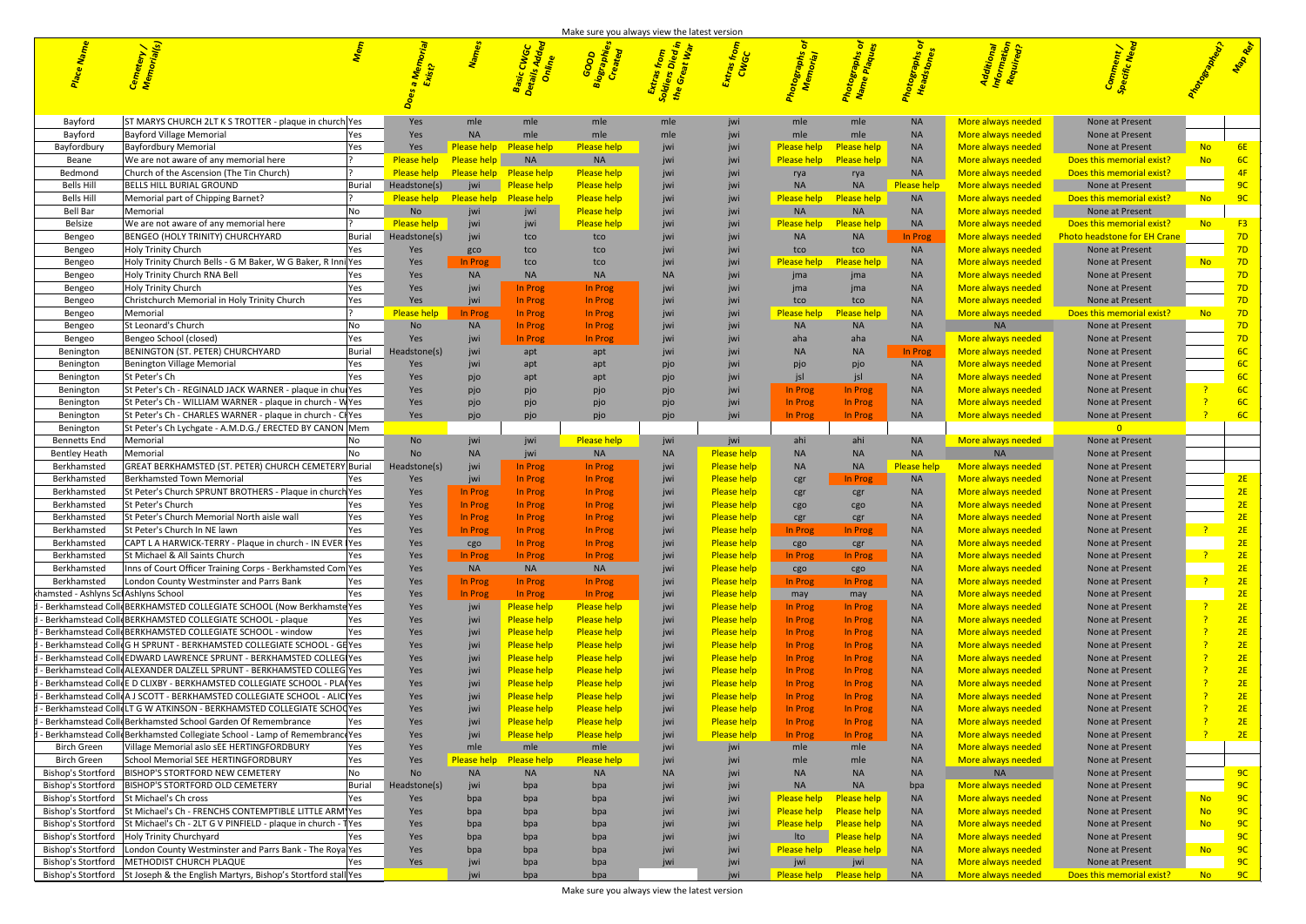Make sure you always view the latest version

| Place Name | Cemetery / Memorial(s) | Mem | Does a Memorial Exist? | Names | Basic CWGC Details Added Online | GOOD Biographies Created | Extras from Soldiers Died in the Great War | Extras from CWGC | Photographs of Memorial | Photographs of Name Plaques | Photographs of Headstones | Additional Information Required? | Comment / Specific Need | Photographed? | Map Ref |
|---|---|---|---|---|---|---|---|---|---|---|---|---|---|---|---|
| Bayford | ST MARYS CHURCH 2LT K S TROTTER - plaque in church | Yes | Yes | mle | mle | mle | mle | jwi | mle | mle | NA | More always needed | None at Present | | |
| Bayford | Bayford Village Memorial | Yes | Yes | NA | mle | mle | mle | jwi | mle | mle | NA | More always needed | None at Present | | |
| Bayfordbury | Bayfordbury Memorial | Yes | Yes | Please help | Please help | Please help | jwi | jwi | Please help | Please help | NA | More always needed | None at Present | No | 6E |
| Beane | We are not aware of any memorial here | ? | Please help | Please help | NA | NA | jwi | jwi | Please help | Please help | NA | More always needed | Does this memorial exist? | No | 6C |
| Bedmond | Church of the Ascension (The Tin Church) | ? | Please help | Please help | Please help | Please help | jwi | jwi | rya | rya | NA | More always needed | Does this memorial exist? | | 4F |
| Bells Hill | BELLS HILL BURIAL GROUND | Burial | Headstone(s) | jwi | Please help | Please help | jwi | jwi | NA | NA | Please help | More always needed | None at Present | | 9C |
| Bells Hill | Memorial part of Chipping Barnet? | ? | Please help | Please help | Please help | Please help | jwi | jwi | Please help | Please help | NA | More always needed | Does this memorial exist? | No | 9C |
| Bell Bar | Memorial | No | No | jwi | jwi | Please help | jwi | jwi | NA | NA | NA | More always needed | None at Present | | |
| Belsize | We are not aware of any memorial here | ? | Please help | jwi | jwi | Please help | jwi | jwi | Please help | Please help | NA | More always needed | Does this memorial exist? | No | F3 |
| Bengeo | BENGEO (HOLY TRINITY) CHURCHYARD | Burial | Headstone(s) | jwi | tco | tco | jwi | jwi | NA | NA | In Prog | More always needed | Photo headstone for EH Crane | | 7D |
| Bengeo | Holy Trinity Church | Yes | Yes | gco | tco | tco | jwi | jwi | tco | tco | NA | More always needed | None at Present | | 7D |
| Bengeo | Holy Trinity Church Bells - G M Baker, W G Baker, R Inni | Yes | Yes | In Prog | tco | tco | jwi | jwi | Please help | Please help | NA | More always needed | None at Present | No | 7D |
| Bengeo | Holy Trinity Church RNA Bell | Yes | Yes | NA | NA | NA | NA | jwi | jma | jma | NA | More always needed | None at Present | | 7D |
| Bengeo | Holy Trinity Church | Yes | Yes | jwi | In Prog | In Prog | jwi | jwi | jma | jma | NA | More always needed | None at Present | | 7D |
| Bengeo | Christchurch Memorial in Holy Trinity Church | Yes | Yes | jwi | In Prog | In Prog | jwi | jwi | tco | tco | NA | More always needed | None at Present | | 7D |
| Bengeo | Memorial | ? | Please help | In Prog | In Prog | In Prog | jwi | jwi | Please help | Please help | NA | More always needed | Does this memorial exist? | No | 7D |
| Bengeo | St Leonard's Church | No | No | NA | In Prog | In Prog | jwi | jwi | NA | NA | NA | NA | None at Present | | 7D |
| Bengeo | Bengeo School (closed) | Yes | Yes | jwi | In Prog | In Prog | jwi | jwi | aha | aha | NA | More always needed | None at Present | | 7D |
| Benington | BENINGTON (ST. PETER) CHURCHYARD | Burial | Headstone(s) | jwi | apt | apt | jwi | jwi | NA | NA | In Prog | More always needed | None at Present | | 6C |
| Benington | Benington Village Memorial | Yes | Yes | jwi | apt | apt | pjo | jwi | pjo | pjo | NA | More always needed | None at Present | | 6C |
| Benington | St Peter's Ch | Yes | Yes | pjo | apt | apt | pjo | jwi | jsl | jsl | NA | More always needed | None at Present | | 6C |
| Benington | St Peter's Ch - REGINALD JACK WARNER - plaque in chu | Yes | Yes | pjo | pjo | pjo | pjo | jwi | In Prog | In Prog | NA | More always needed | None at Present | ? | 6C |
| Benington | St Peter's Ch - WILLIAM WARNER - plaque in church - W | Yes | Yes | pjo | pjo | pjo | pjo | jwi | In Prog | In Prog | NA | More always needed | None at Present | ? | 6C |
| Benington | St Peter's Ch - CHARLES WARNER - plaque in church - C | Yes | Yes | pjo | pjo | pjo | pjo | jwi | In Prog | In Prog | NA | More always needed | None at Present | ? | 6C |
| Benington | St Peter's Ch Lychgate - A.M.D.G./ ERECTED BY CANON | Mem | | | | | | | | | | | 0 | | |
| Bennetts End | Memorial | No | No | jwi | jwi | Please help | jwi | jwi | ahi | ahi | NA | More always needed | None at Present | | |
| Bentley Heath | Memorial | No | No | NA | jwi | NA | NA | Please help | NA | NA | NA | NA | None at Present | | |
| Berkhamsted | GREAT BERKHAMSTED (ST. PETER) CHURCH CEMETERY | Burial | Headstone(s) | jwi | In Prog | In Prog | jwi | Please help | NA | NA | Please help | More always needed | None at Present | | |
| Berkhamsted | Berkhamsted Town Memorial | Yes | Yes | jwi | In Prog | In Prog | jwi | Please help | cgr | In Prog | NA | More always needed | None at Present | | 2E |
| Berkhamsted | St Peter's Church SPRUNT BROTHERS - Plaque in church | Yes | Yes | In Prog | In Prog | In Prog | jwi | Please help | cgr | cgr | NA | More always needed | None at Present | | 2E |
| Berkhamsted | St Peter's Church | Yes | Yes | In Prog | In Prog | In Prog | jwi | Please help | cgo | cgo | NA | More always needed | None at Present | | 2E |
| Berkhamsted | St Peter's Church Memorial North aisle wall | Yes | Yes | In Prog | In Prog | In Prog | jwi | Please help | cgr | cgr | NA | More always needed | None at Present | | 2E |
| Berkhamsted | St Peter's Church In NE lawn | Yes | Yes | In Prog | In Prog | In Prog | jwi | Please help | In Prog | In Prog | NA | More always needed | None at Present | ? | 2E |
| Berkhamsted | CAPT L A HARWICK-TERRY - Plaque in church - IN EVER | Yes | Yes | cgo | In Prog | In Prog | jwi | Please help | cgo | cgr | NA | More always needed | None at Present | | 2E |
| Berkhamsted | St Michael & All Saints Church | Yes | Yes | In Prog | In Prog | In Prog | jwi | Please help | In Prog | In Prog | NA | More always needed | None at Present | ? | 2E |
| Berkhamsted | Inns of Court Officer Training Corps - Berkhamsted Com | Yes | Yes | NA | NA | NA | jwi | Please help | cgo | cgo | NA | More always needed | None at Present | | 2E |
| Berkhamsted | London County Westminster and Parrs Bank | Yes | Yes | In Prog | In Prog | In Prog | jwi | Please help | In Prog | In Prog | NA | More always needed | None at Present | ? | 2E |
| khamsted - Ashlyns Sc | Ashlyns School | Yes | Yes | In Prog | In Prog | In Prog | jwi | Please help | may | may | NA | More always needed | None at Present | | 2E |
| - Berkhamstead Colle | BERKHAMSTED COLLEGIATE SCHOOL (Now Berkhamste | Yes | Yes | jwi | Please help | Please help | jwi | Please help | In Prog | In Prog | NA | More always needed | None at Present | ? | 2E |
| - Berkhamstead Colle | BERKHAMSTED COLLEGIATE SCHOOL - plaque | Yes | Yes | jwi | Please help | Please help | jwi | Please help | In Prog | In Prog | NA | More always needed | None at Present | ? | 2E |
| - Berkhamstead Colle | BERKHAMSTED COLLEGIATE SCHOOL - window | Yes | Yes | jwi | Please help | Please help | jwi | Please help | In Prog | In Prog | NA | More always needed | None at Present | ? | 2E |
| - Berkhamstead Colle | G H SPRUNT - BERKHAMSTED COLLEGIATE SCHOOL - GE | Yes | Yes | jwi | Please help | Please help | jwi | Please help | In Prog | In Prog | NA | More always needed | None at Present | ? | 2E |
| - Berkhamstead Colle | EDWARD LAWRENCE SPRUNT - BERKHAMSTED COLLEGI | Yes | Yes | jwi | Please help | Please help | jwi | Please help | In Prog | In Prog | NA | More always needed | None at Present | ? | 2E |
| - Berkhamstead Colle | ALEXANDER DALZELL SPRUNT - BERKHAMSTED COLLEG | Yes | Yes | jwi | Please help | Please help | jwi | Please help | In Prog | In Prog | NA | More always needed | None at Present | ? | 2E |
| - Berkhamstead Colle | E D CLIXBY - BERKHAMSTED COLLEGIATE SCHOOL - PLA | Yes | Yes | jwi | Please help | Please help | jwi | Please help | In Prog | In Prog | NA | More always needed | None at Present | ? | 2E |
| - Berkhamstead Colle | A J SCOTT - BERKHAMSTED COLLEGIATE SCHOOL - ALIC | Yes | Yes | jwi | Please help | Please help | jwi | Please help | In Prog | In Prog | NA | More always needed | None at Present | ? | 2E |
| - Berkhamstead Colle | LT G W ATKINSON - BERKHAMSTED COLLEGIATE SCHOO | Yes | Yes | jwi | Please help | Please help | jwi | Please help | In Prog | In Prog | NA | More always needed | None at Present | ? | 2E |
| - Berkhamstead Colle | Berkhamsted School Garden Of Remembrance | Yes | Yes | jwi | Please help | Please help | jwi | Please help | In Prog | In Prog | NA | More always needed | None at Present | ? | 2E |
| - Berkhamstead Colle | Berkhamsted Collegiate School - Lamp of Remembrance | Yes | Yes | jwi | Please help | Please help | jwi | Please help | In Prog | In Prog | NA | More always needed | None at Present | ? | 2E |
| Birch Green | Village Memorial aslo sEE HERTINGFORDBURY | Yes | Yes | mle | mle | mle | jwi | jwi | mle | mle | NA | More always needed | None at Present | | |
| Birch Green | School Memorial SEE HERTINGFORDBURY | Yes | Yes | Please help | Please help | Please help | jwi | jwi | mle | mle | NA | More always needed | None at Present | | |
| Bishop's Stortford | BISHOP'S STORTFORD NEW CEMETERY | No | No | NA | NA | NA | NA | jwi | NA | NA | NA | NA | None at Present | | 9C |
| Bishop's Stortford | BISHOP'S STORTFORD OLD CEMETERY | Burial | Headstone(s) | jwi | bpa | bpa | jwi | jwi | NA | NA | bpa | More always needed | None at Present | | 9C |
| Bishop's Stortford | St Michael's Ch cross | Yes | Yes | bpa | bpa | bpa | jwi | jwi | Please help | Please help | NA | More always needed | None at Present | No | 9C |
| Bishop's Stortford | St Michael's Ch - FRENCHS CONTEMPTIBLE LITTLE ARMY | Yes | Yes | bpa | bpa | bpa | jwi | jwi | Please help | Please help | NA | More always needed | None at Present | No | 9C |
| Bishop's Stortford | St Michael's Ch - 2LT G V PINFIELD - plaque in church - T | Yes | Yes | bpa | bpa | bpa | jwi | jwi | Please help | Please help | NA | More always needed | None at Present | No | 9C |
| Bishop's Stortford | Holy Trinity Churchyard | Yes | Yes | bpa | bpa | bpa | jwi | jwi | lto | Please help | NA | More always needed | None at Present | | 9C |
| Bishop's Stortford | London County Westminster and Parrs Bank - The Roya | Yes | Yes | bpa | bpa | bpa | jwi | jwi | Please help | Please help | NA | More always needed | None at Present | No | 9C |
| Bishop's Stortford | METHODIST CHURCH PLAQUE | Yes | Yes | jwi | bpa | bpa | jwi | jwi | jwi | jwi | NA | More always needed | None at Present | | 9C |
| Bishop's Stortford | St Joseph & the English Martyrs, Bishop's Stortford stall | Yes | | jwi | bpa | bpa | | jwi | Please help | Please help | NA | More always needed | Does this memorial exist? | No | 9C |

Make sure you always view the latest version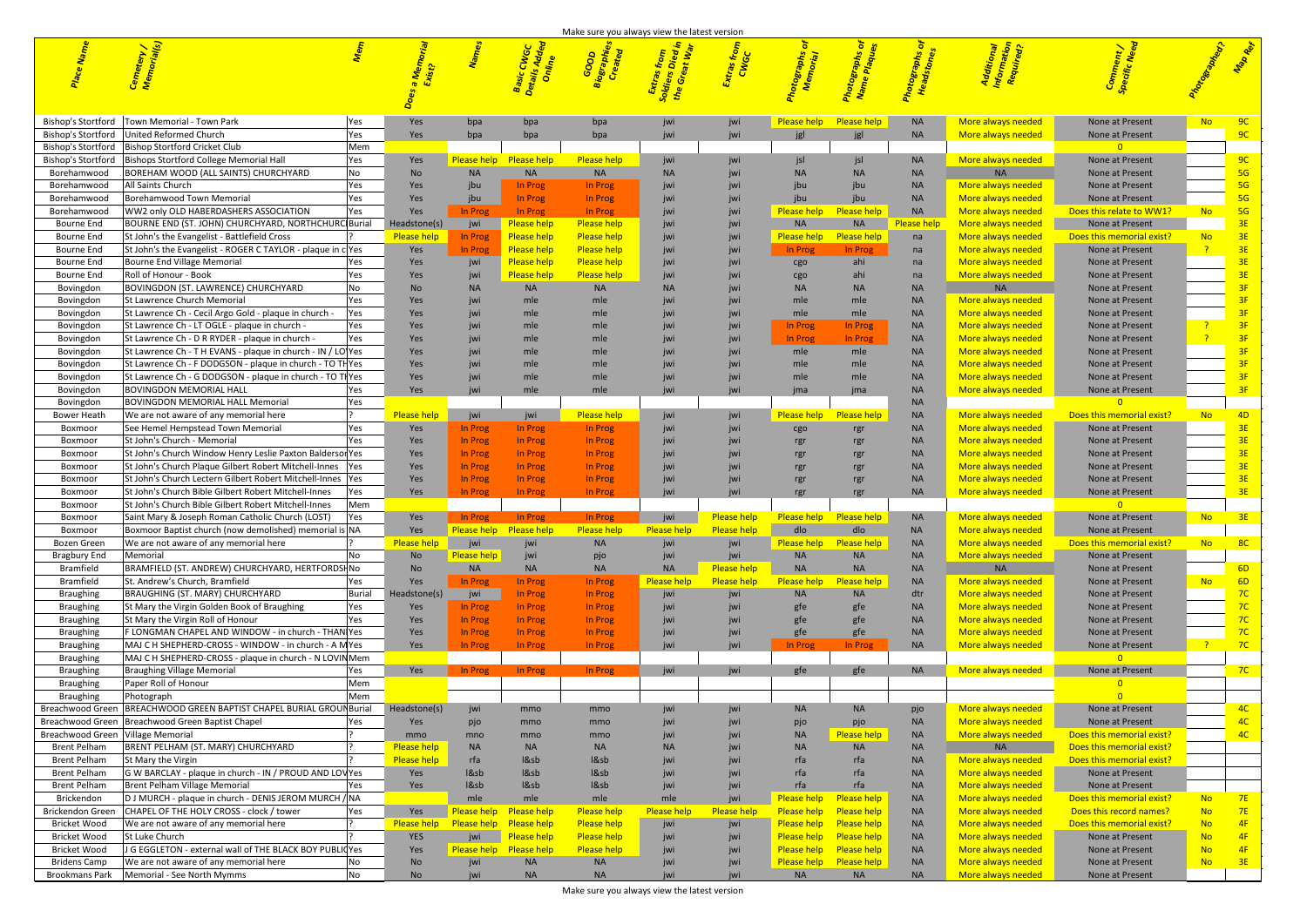Make sure you always view the latest version

| Place Name | Cemetery / Memorial(s) | Mem | Does a Memorial Exist? | Names | Basic CWGC Details Added Online | GOOD Biographies Created | Extras from Soldiers Died in the Great War | Extras from CWGC | Photographs of Memorial | Photographs of Name Plaques | Photographs of Headstones | Additional Information Required? | Comment / Specific Need | Photographed? | Map Ref |
|---|---|---|---|---|---|---|---|---|---|---|---|---|---|---|---|
| Bishop's Stortford | Town Memorial - Town Park | Yes | Yes | bpa | bpa | bpa | jwi | jwi | Please help | Please help | NA | More always needed | None at Present | No | 9C |
| Bishop's Stortford | United Reformed Church | Yes | Yes | bpa | bpa | bpa | jwi | jwi | jgl | jgl | NA | More always needed | None at Present | | 9C |
| Bishop's Stortford | Bishop Stortford Cricket Club | Mem | | | | | | | | | | | 0 | | |
| Bishop's Stortford | Bishops Stortford College Memorial Hall | Yes | Yes | Please help | Please help | Please help | jwi | jwi | jsl | jsl | NA | More always needed | None at Present | | 9C |
| Borehamwood | BOREHAM WOOD (ALL SAINTS) CHURCHYARD | No | No | NA | NA | NA | NA | jwi | NA | NA | NA | NA | None at Present | | 5G |
| Borehamwood | All Saints Church | Yes | Yes | jbu | In Prog | In Prog | jwi | jwi | jbu | jbu | NA | More always needed | None at Present | | 5G |
| Borehamwood | Borehamwood Town Memorial | Yes | Yes | jbu | In Prog | In Prog | jwi | jwi | jbu | jbu | NA | More always needed | None at Present | | 5G |
| Borehamwood | WW2 only OLD HABERDASHERS ASSOCIATION | Yes | Yes | In Prog | In Prog | In Prog | jwi | jwi | Please help | Please help | NA | More always needed | Does this relate to WW1? | No | 5G |
| Bourne End | BOURNE END (ST. JOHN) CHURCHYARD, NORTHCHURCH | Burial | Headstone(s) | jwi | Please help | Please help | jwi | jwi | NA | NA | Please help | More always needed | None at Present | | 3E |
| Bourne End | St John's the Evangelist - Battlefield Cross | ? | Please help | In Prog | Please help | Please help | jwi | jwi | Please help | Please help | na | More always needed | Does this memorial exist? | No | 3E |
| Bourne End | St John's the Evangelist - ROGER C TAYLOR - plaque in c | Yes | Yes | In Prog | Please help | Please help | jwi | jwi | In Prog | In Prog | na | More always needed | None at Present | ? | 3E |
| Bourne End | Bourne End Village Memorial | Yes | Yes | jwi | Please help | Please help | jwi | jwi | cgo | ahi | na | More always needed | None at Present | | 3E |
| Bourne End | Roll of Honour - Book | Yes | Yes | jwi | Please help | Please help | jwi | jwi | cgo | ahi | na | More always needed | None at Present | | 3E |
| Bovingdon | BOVINGDON (ST. LAWRENCE) CHURCHYARD | No | No | NA | NA | NA | NA | jwi | NA | NA | NA | NA | None at Present | | 3F |
| Bovingdon | St Lawrence Church Memorial | Yes | Yes | jwi | mle | mle | jwi | jwi | mle | mle | NA | More always needed | None at Present | | 3F |
| Bovingdon | St Lawrence Ch - Cecil Argo Gold - plaque in church - | Yes | Yes | jwi | mle | mle | jwi | jwi | mle | mle | NA | More always needed | None at Present | | 3F |
| Bovingdon | St Lawrence Ch - LT OGLE - plaque in church - | Yes | Yes | jwi | mle | mle | jwi | jwi | In Prog | In Prog | NA | More always needed | None at Present | ? | 3F |
| Bovingdon | St Lawrence Ch - D R RYDER - plaque in church - | Yes | Yes | jwi | mle | mle | jwi | jwi | In Prog | In Prog | NA | More always needed | None at Present | ? | 3F |
| Bovingdon | St Lawrence Ch - T H EVANS - plaque in church - IN / LO | Yes | Yes | jwi | mle | mle | jwi | jwi | mle | mle | NA | More always needed | None at Present | | 3F |
| Bovingdon | St Lawrence Ch - F DODGSON - plaque in church - TO TH | Yes | Yes | jwi | mle | mle | jwi | jwi | mle | mle | NA | More always needed | None at Present | | 3F |
| Bovingdon | St Lawrence Ch - G DODGSON - plaque in church - TO TH | Yes | Yes | jwi | mle | mle | jwi | jwi | mle | mle | NA | More always needed | None at Present | | 3F |
| Bovingdon | BOVINGDON MEMORIAL HALL | Yes | Yes | jwi | mle | mle | jwi | jwi | jma | jma | NA | More always needed | None at Present | | 3F |
| Bovingdon | BOVINGDON MEMORIAL HALL Memorial | Yes | | | | | | | | | NA | | 0 | | |
| Bower Heath | We are not aware of any memorial here | ? | Please help | jwi | jwi | Please help | jwi | jwi | Please help | Please help | NA | More always needed | Does this memorial exist? | No | 4D |
| Boxmoor | See Hemel Hempstead Town Memorial | Yes | Yes | In Prog | In Prog | In Prog | jwi | jwi | cgo | rgr | NA | More always needed | None at Present | | 3E |
| Boxmoor | St John's Church - Memorial | Yes | Yes | In Prog | In Prog | In Prog | jwi | jwi | rgr | rgr | NA | More always needed | None at Present | | 3E |
| Boxmoor | St John's Church Window Henry Leslie Paxton Balderson | Yes | Yes | In Prog | In Prog | In Prog | jwi | jwi | rgr | rgr | NA | More always needed | None at Present | | 3E |
| Boxmoor | St John's Church Plaque Gilbert Robert Mitchell-Innes | Yes | Yes | In Prog | In Prog | In Prog | jwi | jwi | rgr | rgr | NA | More always needed | None at Present | | 3E |
| Boxmoor | St John's Church Lectern Gilbert Robert Mitchell-Innes | Yes | Yes | In Prog | In Prog | In Prog | jwi | jwi | rgr | rgr | NA | More always needed | None at Present | | 3E |
| Boxmoor | St John's Church Bible Gilbert Robert Mitchell-Innes | Yes | Yes | In Prog | In Prog | In Prog | jwi | jwi | rgr | rgr | NA | More always needed | None at Present | | 3E |
| Boxmoor | St John's Church Bible Gilbert Robert Mitchell-Innes | Mem | | | | | | | | | | | 0 | | |
| Boxmoor | Saint Mary & Joseph Roman Catholic Church (LOST) | Yes | Yes | In Prog | In Prog | In Prog | jwi | Please help | Please help | Please help | NA | More always needed | None at Present | No | 3E |
| Boxmoor | Boxmoor Baptist church (now demolished) memorial is | NA | Yes | Please help | Please help | Please help | Please help | Please help | dlo | dlo | NA | More always needed | None at Present | | |
| Bozen Green | We are not aware of any memorial here | ? | Please help | jwi | jwi | NA | jwi | jwi | Please help | Please help | NA | More always needed | Does this memorial exist? | No | 8C |
| Bragbury End | Memorial | No | No | Please help | jwi | pjo | jwi | jwi | NA | NA | NA | More always needed | None at Present | | |
| Bramfield | BRAMFIELD (ST. ANDREW) CHURCHYARD, HERTFORDSH | No | No | NA | NA | NA | NA | Please help | NA | NA | NA | NA | None at Present | | 6D |
| Bramfield | St. Andrew's Church, Bramfield | Yes | Yes | In Prog | In Prog | In Prog | Please help | Please help | Please help | Please help | NA | More always needed | None at Present | No | 6D |
| Braughing | BRAUGHING (ST. MARY) CHURCHYARD | Burial | Headstone(s) | jwi | In Prog | In Prog | jwi | jwi | NA | NA | dtr | More always needed | None at Present | | 7C |
| Braughing | St Mary the Virgin Golden Book of Braughing | Yes | Yes | In Prog | In Prog | In Prog | jwi | jwi | gfe | gfe | NA | More always needed | None at Present | | 7C |
| Braughing | St Mary the Virgin Roll of Honour | Yes | Yes | In Prog | In Prog | In Prog | jwi | jwi | gfe | gfe | NA | More always needed | None at Present | | 7C |
| Braughing | F LONGMAN CHAPEL AND WINDOW - in church - THAN | Yes | Yes | In Prog | In Prog | In Prog | jwi | jwi | gfe | gfe | NA | More always needed | None at Present | | 7C |
| Braughing | MAJ C H SHEPHERD-CROSS - WINDOW - in church - A M | Yes | Yes | In Prog | In Prog | In Prog | jwi | jwi | In Prog | In Prog | NA | More always needed | None at Present | ? | 7C |
| Braughing | MAJ C H SHEPHERD-CROSS - plaque in church - N LOVIN | Mem | | | | | | | | | | | 0 | | |
| Braughing | Braughing Village Memorial | Yes | Yes | In Prog | In Prog | In Prog | jwi | jwi | gfe | gfe | NA | More always needed | None at Present | | 7C |
| Braughing | Paper Roll of Honour | Mem | | | | | | | | | | | 0 | | |
| Braughing | Photograph | Mem | | | | | | | | | | | 0 | | |
| Breachwood Green | BREACHWOOD GREEN BAPTIST CHAPEL BURIAL GROUN | Burial | Headstone(s) | jwi | mmo | mmo | jwi | jwi | NA | NA | pjo | More always needed | None at Present | | 4C |
| Breachwood Green | Breachwood Green Baptist Chapel | Yes | Yes | pjo | mmo | mmo | jwi | jwi | pjo | pjo | NA | More always needed | None at Present | | 4C |
| Breachwood Green | Village Memorial | ? | mmo | mno | mmo | mmo | jwi | jwi | NA | Please help | NA | More always needed | Does this memorial exist? | | 4C |
| Brent Pelham | BRENT PELHAM (ST. MARY) CHURCHYARD | ? | Please help | NA | NA | NA | NA | jwi | NA | NA | NA | NA | Does this memorial exist? | | |
| Brent Pelham | St Mary the Virgin | ? | Please help | rfa | l&sb | l&sb | jwi | jwi | rfa | rfa | NA | More always needed | Does this memorial exist? | | |
| Brent Pelham | G W BARCLAY - plaque in church - IN / PROUD AND LOV | Yes | Yes | l&sb | l&sb | l&sb | jwi | jwi | rfa | rfa | NA | More always needed | None at Present | | |
| Brent Pelham | Brent Pelham Village Memorial | Yes | Yes | l&sb | l&sb | l&sb | jwi | jwi | rfa | rfa | NA | More always needed | None at Present | | |
| Brickendon | D J MURCH - plaque in church - DENIS JEROM MURCH / | NA | | mle | mle | mle | mle | jwi | Please help | Please help | NA | More always needed | Does this memorial exist? | No | 7E |
| Brickendon Green | CHAPEL OF THE HOLY CROSS - clock / tower | Yes | Yes | Please help | Please help | Please help | Please help | Please help | Please help | Please help | NA | More always needed | Does this record names? | No | 7E |
| Bricket Wood | We are not aware of any memorial here | ? | Please help | Please help | Please help | Please help | jwi | jwi | Please help | Please help | NA | More always needed | Does this memorial exist? | No | 4F |
| Bricket Wood | St Luke Church | ? | YES | jwi | Please help | Please help | jwi | jwi | Please help | Please help | NA | More always needed | None at Present | No | 4F |
| Bricket Wood | J G EGGLETON - external wall of THE BLACK BOY PUBLIC | Yes | Yes | Please help | Please help | Please help | jwi | jwi | Please help | Please help | NA | More always needed | None at Present | No | 4F |
| Bridens Camp | We are not aware of any memorial here | No | No | jwi | NA | NA | jwi | jwi | Please help | Please help | NA | More always needed | None at Present | No | 3E |
| Brookmans Park | Memorial - See North Mymms | No | No | jwi | NA | NA | jwi | jwi | NA | NA | NA | More always needed | None at Present | | |

Make sure you always view the latest version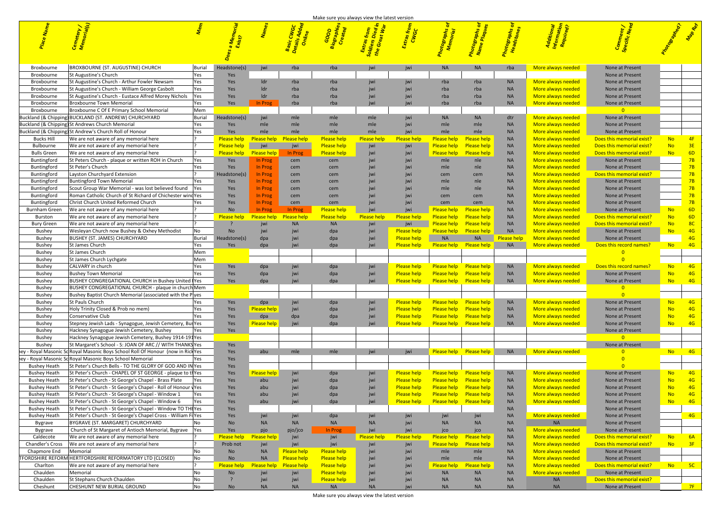| Place Name | Cemetery / Memorial(s) | Mem | Does a Memorial Exist? | Names | Basic CWGC Details Added Online | GOOD Biographies Created | Extras from Soldiers Died in the Great War | Extras from CWGC | Photographs of Memorial | Photographs of Name Plaques | Photographs of Headstones | Additional Information Required? | Comment / Specific Need | Photographed? | Map Ref |
|---|---|---|---|---|---|---|---|---|---|---|---|---|---|---|---|
| Broxbourne | BROXBOURNE (ST. AUGUSTINE) CHURCH | Burial | Headstone(s) | jwi | rba | rba | jwi | jwi | NA | NA | rba | More always needed | None at Present | | |
| Broxbourne | St Augustine's Church | Yes | Yes | | | | | | | | | | None at Present | | |
| Broxbourne | St Augustine's Church - Arthur Fowler Newsam | Yes | Yes | ldr | rba | rba | jwi | jwi | rba | rba | NA | More always needed | None at Present | | |
| Broxbourne | St Augustine's Church - William George Casbolt | Yes | Yes | ldr | rba | rba | jwi | jwi | rba | rba | NA | More always needed | None at Present | | |
| Broxbourne | St Augustine's Church - Eustace Alfred Morey Nichols | Yes | Yes | ldr | rba | rba | jwi | jwi | rba | rba | NA | More always needed | None at Present | | |
| Broxbourne | Broxbourne Town Memorial | Yes | Yes | In Prog | rba | rba | jwi | jwi | rba | rba | NA | More always needed | None at Present | | |
| Broxbourne | Broxbourne C Of E Primary School Memorial | Mem | | | | | | | | | | | 0 | | |
| Buckland (& Chipping) | BUCKLAND (ST. ANDREW) CHURCHYARD | Burial | Headstone(s) | jwi | mle | mle | mle | jwi | NA | NA | dtr | More always needed | None at Present | | |
| Buckland (& Chipping) | St Andrews Church Memorial | Yes | Yes | mle | mle | mle | mle | jwi | mle | mle | NA | More always needed | None at Present | | |
| Buckland (& Chipping) | St Andrew's Church Roll of Honour | Yes | Yes | mle | mle | mle | mle | jwi | mle | mle | NA | More always needed | None at Present | | |
| Bucks Hill | We are not aware of any memorial here | ? | Please help | Please help | Please help | Please help | Please help | Please help | Please help | Please help | NA | More always needed | Does this memorial exist? | No | 4F |
| Bulbourne | We are not aware of any memorial here | ? | Please help | jwi | jwi | Please help | jwi | jwi | Please help | Please help | NA | More always needed | Does this memorial exist? | No | 3E |
| Bulls Green | We are not aware of any memorial here | ? | Please help | Please help | In Prog | Please help | jwi | jwi | Please help | Please help | NA | More always needed | Does this memorial exist? | No | 6D |
| Buntingford | St Peters Church - plaque or written ROH in Church | Yes | Yes | In Prog | cem | cem | jwi | jwi | mle | nle | NA | More always needed | None at Present | | 7B |
| Buntingford | St Peter's Church | Yes | Yes | In Prog | cem | cem | jwi | jwi | mle | nle | NA | More always needed | None at Present | | 7B |
| Buntingford | Layston Churchyard Extension | ? | Headstone(s) | In Prog | cem | cem | jwi | jwi | cem | cem | NA | More always needed | Does this memorial exist? | | 7B |
| Buntingford | Buntingford Town Memorial | Yes | Yes | In Prog | cem | cem | jwi | jwi | mle | nle | NA | More always needed | None at Present | | 7B |
| Buntingford | Scout Group War Memorial - was lost believed found | Yes | Yes | In Prog | cem | cem | jwi | jwi | mle | nle | NA | More always needed | None at Present | | 7B |
| Buntingford | Roman Catholic Church of St Richard of Chichester wind | Yes | Yes | In Prog | cem | cem | jwi | jwi | cem | cem | NA | More always needed | None at Present | | 7B |
| Buntingford | Christ Church United Reformed Church | Yes | Yes | In Prog | cem | cem | jwi | jwi | cem | cem | NA | More always needed | None at Present | | 7B |
| Burnham Green | We are not aware of any memorial here | ? | No | In Prog | In Prog | Please help | jwi | jwi | Please help | Please help | NA | More always needed | None at Present | No | 6D |
| Burston | We are not aware of any memorial here | ? | Please help | Please help | Please help | Please help | Please help | Please help | Please help | Please help | NA | More always needed | Does this memorial exist? | No | 6D |
| Bury Green | We are not aware of any memorial here | ? | ? | jwi | NA | NA | jwi | jwi | Please help | Please help | NA | More always needed | Does this memorial exist? | No | 8C |
| Bushey | Wesleyan Church now Bushey & Oxhey Methodist | No | No | jwi | jwi | dpa | jwi | Please help | Please help | Please help | NA | More always needed | None at Present | No | 4G |
| Bushey | BUSHEY (ST. JAMES) CHURCHYARD | Burial | Headstone(s) | dpa | jwi | dpa | jwi | Please help | NA | NA | Please help | More always needed | None at Present | | 4G |
| Bushey | St James Church | Yes | Yes | dpa | jwi | dpa | jwi | Please help | Please help | Please help | NA | More always needed | Does this record names? | No | 4G |
| Bushey | St James Church | Mem | | | | | | | | | | | 0 | | |
| Bushey | St James Church Lychgate | Mem | | | | | | | | | | | 0 | | |
| Bushey | CALVARY in church | Yes | Yes | dpa | jwi | dpa | jwi | Please help | Please help | Please help | NA | More always needed | Does this record names? | No | 4G |
| Bushey | Bushey Town Memorial | Yes | Yes | dpa | jwi | dpa | jwi | Please help | Please help | Please help | NA | More always needed | None at Present | No | 4G |
| Bushey | BUSHEY CONGREGATIONAL CHURCH in Bushey United R | Yes | Yes | dpa | jwi | dpa | jwi | Please help | Please help | Please help | NA | More always needed | None at Present | No | 4G |
| Bushey | BUSHEY CONGREGATIONAL CHURCH - plaque in church | Mem | | | | | | | | | | | 0 | | |
| Bushey | Bushey Baptist Church Memorial (associated with the P | yes | | | | | | | | | | | 0 | | |
| Bushey | St Pauls Church | Yes | Yes | dpa | jwi | dpa | jwi | Please help | Please help | Please help | NA | More always needed | None at Present | No | 4G |
| Bushey | Holy Trinity Closed & Prob no mem) | Yes | Yes | Please help | jwi | dpa | jwi | Please help | Please help | Please help | NA | More always needed | None at Present | No | 4G |
| Bushey | Conservative Club | Yes | Yes | dpa | dpa | dpa | jwi | Please help | Please help | Please help | NA | More always needed | None at Present | No | 4G |
| Bushey | Stepney Jewish Lads - Synagogue, Jewish Cemetery, Bus | Yes | Yes | Please help | jwi | dpa | jwi | Please help | Please help | Please help | NA | More always needed | None at Present | No | 4G |
| Bushey | Hackney Synagogue Jewish Cemetery, Bushey | Yes | Yes | | | | | | | | | | None at Present | | |
| Bushey | Hackney Synagogue Jewish Cemetery, Bushey 1914-191 | Yes | | | | | | | | | | | 0 | | |
| Bushey | St Margaret's School - S: JOAN OF ARC // WITH THANKS | Yes | Yes | | | | | | | | | | None at Present | | |
| hey - Royal Masonic Sc | Royal Masonic Boys School Roll Of Honour (now in Rick | Yes | Yes | abu | mle | mle | jwi | jwi | Please help | Please help | NA | More always needed | 0 | No | 4G |
| hey - Royal Masonic Sc | Royal Masonic Boys School Memorial | Yes | Yes | | | | | | | | | | 0 | | |
| Bushey Heath | St Peter's Church Bells - TO THE GLORY OF GOD AND IN | Yes | Yes | | | | | | | | | | 0 | | |
| Bushey Heath | St Peter's Church - CHAPEL OF ST GEORGE - plaque to t | Yes | Yes | Please help | jwi | dpa | jwi | Please help | Please help | Please help | NA | More always needed | None at Present | No | 4G |
| Bushey Heath | St Peter's Church - St George's Chapel - Brass Plate | Yes | Yes | abu | jwi | dpa | jwi | Please help | Please help | Please help | NA | More always needed | None at Present | No | 4G |
| Bushey Heath | St Peter's Church - St George's Chapel - Roll of Honour v | Yes | Yes | abu | jwi | dpa | jwi | Please help | Please help | Please help | NA | More always needed | None at Present | No | 4G |
| Bushey Heath | St Peter's Church - St George's Chapel - Window 1 | Yes | Yes | abu | jwi | dpa | jwi | Please help | Please help | Please help | NA | More always needed | None at Present | No | 4G |
| Bushey Heath | St Peter's Church - St George's Chapel - Window 6 | Yes | Yes | abu | jwi | dpa | jwi | Please help | Please help | Please help | NA | More always needed | None at Present | No | 4G |
| Bushey Heath | St Peter's Church - St George's Chapel - Window TO THE | Yes | Yes | | | | | | | | NA | | None at Present | | |
| Bushey Heath | St Peter's Church - St George's Chapel Cross - William Fi | Yes | Yes | jwi | jwi | dpa | jwi | jwi | jwi | jwi | NA | More always needed | None at Present | | 4G |
| Bygrave | BYGRAVE (ST. MARGARET) CHURCHYARD | No | No | NA | NA | NA | NA | jwi | NA | NA | NA | NA | None at Present | | |
| Bygrave | Church of St Margaret of Antioch Memorial, Bygrave | Yes | Yes | pjo | pjo/jco | In Prog | jwi | jwi | jco | jco | NA | More always needed | None at Present | | |
| Caldecote | We are not aware of any memorial here | ? | Please help | Please help | jwi | jwi | Please help | Please help | Please help | Please help | NA | More always needed | Does this memorial exist? | No | 6A |
| Chandler's Cross | We are not aware of any memorial here | ? | Prob not | jwi | jwi | jwi | jwi | jwi | Please help | Please help | NA | More always needed | Does this memorial exist? | No | 3F |
| Chapmore End | Memorial | No | No | NA | Please help | Please help | jwi | jwi | mle | mle | NA | More always needed | None at Present | | |
| TFORDSHIRE REFORM | HERTFORDSHIRE REFORMATORY LTD (CLOSED) | No | No | NA | Please help | Please help | jwi | jwi | mle | mle | NA | More always needed | None at Present | | |
| Charlton | We are not aware of any memorial here | ? | Please help | Please help | Please help | Please help | jwi | jwi | Please help | Please help | NA | More always needed | Does this memorial exist? | No | 5C |
| Chaulden | Memorial | No | No | jwi | jwi | Please help | jwi | jwi | NA | NA | NA | More always needed | None at Present | | |
| Chaulden | St Stephans Church Chaulden | No | ? | jwi | jwi | Please help | jwi | jwi | NA | NA | NA | NA | Does this memorial exist? | | |
| Cheshunt | CHESHUNT NEW BURIAL GROUND | No | No | NA | NA | NA | NA | jwi | NA | NA | NA | NA | None at Present | | 7F |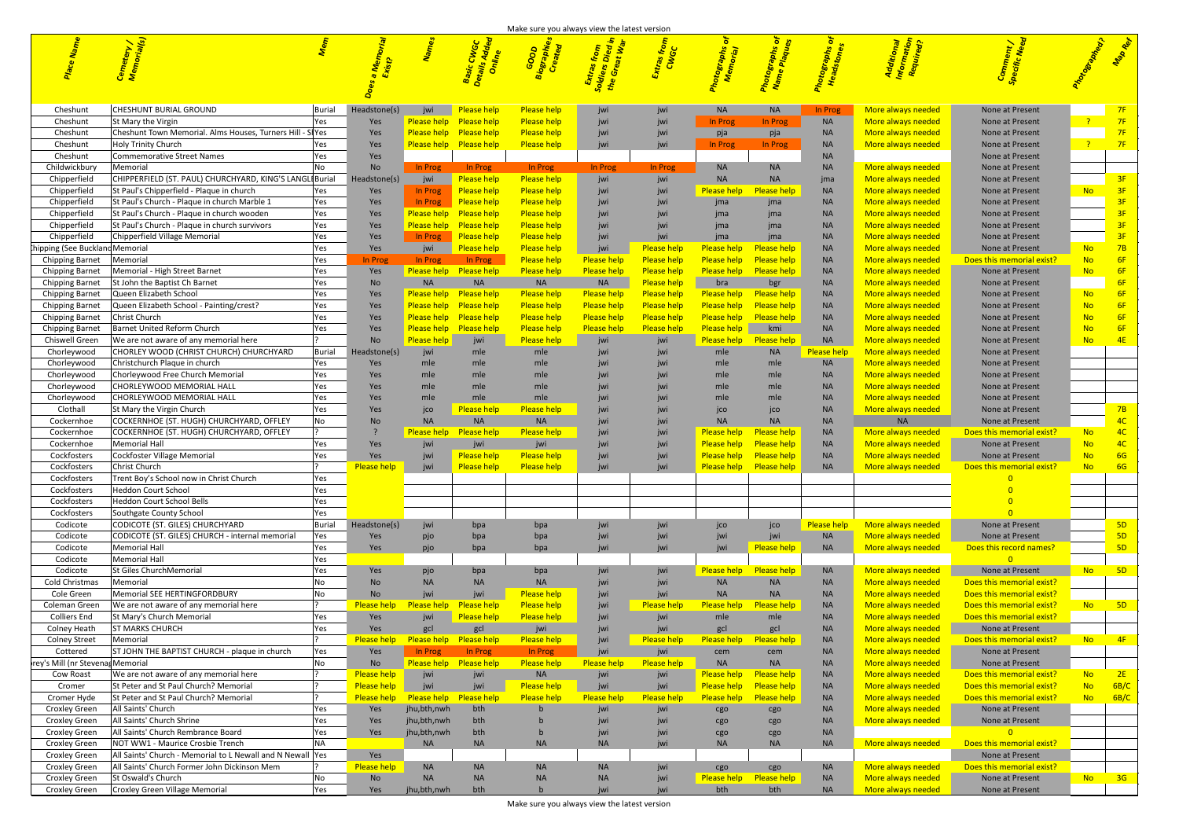| Place Name | Cemetery / Memorial(s) | Mem | Does a Memorial Exist? | Names | Basic CWGC Details Added Online | GOOD Biographies Created | Extras from Soldiers Died in the Great War | Extras from CWGC | Photographs of Memorial | Photographs of Name Plaques | Photographs of Headstones | Additional Information Required? | Comment / Specific Need | Photographed? | Map Ref |
|---|---|---|---|---|---|---|---|---|---|---|---|---|---|---|---|
| Cheshunt | CHESHUNT BURIAL GROUND | Burial | Headstone(s) | jwi | Please help | Please help | jwi | jwi | NA | NA | In Prog | More always needed | None at Present | | 7F |
| Cheshunt | St Mary the Virgin | Yes | Yes | Please help | Please help | Please help | jwi | jwi | In Prog | In Prog | NA | More always needed | None at Present | ? | 7F |
| Cheshunt | Cheshunt Town Memorial. Alms Houses, Turners Hill - St | Yes | Yes | Please help | Please help | Please help | jwi | jwi | pja | pja | NA | More always needed | None at Present | | 7F |
| Cheshunt | Holy Trinity Church | Yes | Yes | Please help | Please help | Please help | jwi | jwi | In Prog | In Prog | NA | More always needed | None at Present | ? | 7F |
| Cheshunt | Commemorative Street Names | Yes | Yes | | | | | | | | NA | | None at Present | | |
| Childwickbury | Memorial | No | No | In Prog | In Prog | In Prog | In Prog | In Prog | NA | NA | NA | More always needed | None at Present | | |
| Chipperfield | CHIPPERFIELD (ST. PAUL) CHURCHYARD, KING'S LANGLE | Burial | Headstone(s) | jwi | Please help | Please help | jwi | jwi | NA | NA | jma | More always needed | None at Present | | 3F |
| Chipperfield | St Paul's Chipperfield - Plaque in church | Yes | Yes | In Prog | Please help | Please help | jwi | jwi | Please help | Please help | NA | More always needed | None at Present | No | 3F |
| Chipperfield | St Paul's Church - Plaque in church Marble 1 | Yes | Yes | In Prog | Please help | Please help | jwi | jwi | jma | jma | NA | More always needed | None at Present | | 3F |
| Chipperfield | St Paul's Church - Plaque in church wooden | Yes | Yes | Please help | Please help | Please help | jwi | jwi | jma | jma | NA | More always needed | None at Present | | 3F |
| Chipperfield | St Paul's Church - Plaque in church survivors | Yes | Yes | Please help | Please help | Please help | jwi | jwi | jma | jma | NA | More always needed | None at Present | | 3F |
| Chipperfield | Chipperfield Village Memorial | Yes | Yes | In Prog | Please help | Please help | jwi | jwi | jma | jma | NA | More always needed | None at Present | | 3F |
| Chipping (See Buckland | Memorial | Yes | Yes | jwi | Please help | Please help | jwi | Please help | Please help | Please help | NA | More always needed | None at Present | No | 7B |
| Chipping Barnet | Memorial | Yes | In Prog | In Prog | In Prog | Please help | Please help | Please help | Please help | Please help | NA | More always needed | Does this memorial exist? | No | 6F |
| Chipping Barnet | Memorial - High Street Barnet | Yes | Yes | Please help | Please help | Please help | Please help | Please help | Please help | Please help | NA | More always needed | None at Present | No | 6F |
| Chipping Barnet | St John the Baptist Ch Barnet | Yes | No | NA | NA | NA | NA | Please help | bra | bgr | NA | More always needed | None at Present | | 6F |
| Chipping Barnet | Queen Elizabeth School | Yes | Yes | Please help | Please help | Please help | Please help | Please help | Please help | Please help | NA | More always needed | None at Present | No | 6F |
| Chipping Barnet | Queen Elizabeth School - Painting/crest? | Yes | Yes | Please help | Please help | Please help | Please help | Please help | Please help | Please help | NA | More always needed | None at Present | No | 6F |
| Chipping Barnet | Christ Church | Yes | Yes | Please help | Please help | Please help | Please help | Please help | Please help | Please help | NA | More always needed | None at Present | No | 6F |
| Chipping Barnet | Barnet United Reform Church | Yes | Yes | Please help | Please help | Please help | Please help | Please help | Please help | kmi | NA | More always needed | None at Present | No | 6F |
| Chiswell Green | We are not aware of any memorial here | ? | No | Please help | jwi | Please help | jwi | jwi | Please help | Please help | NA | More always needed | None at Present | No | 4E |
| Chorleywood | CHORLEY WOOD (CHRIST CHURCH) CHURCHYARD | Burial | Headstone(s) | jwi | mle | mle | jwi | jwi | mle | NA | Please help | More always needed | None at Present | | |
| Chorleywood | Christchurch Plaque in church | Yes | Yes | mle | mle | mle | jwi | jwi | mle | mle | NA | More always needed | None at Present | | |
| Chorleywood | Chorleywood Free Church Memorial | Yes | Yes | mle | mle | mle | jwi | jwi | mle | mle | NA | More always needed | None at Present | | |
| Chorleywood | CHORLEYWOOD MEMORIAL HALL | Yes | Yes | mle | mle | mle | jwi | jwi | mle | mle | NA | More always needed | None at Present | | |
| Chorleywood | CHORLEYWOOD MEMORIAL HALL | Yes | Yes | mle | mle | mle | jwi | jwi | mle | mle | NA | More always needed | None at Present | | |
| Clothall | St Mary the Virgin Church | Yes | Yes | jco | Please help | Please help | jwi | jwi | jco | jco | NA | More always needed | None at Present | | 7B |
| Cockernhoe | COCKERNHOE (ST. HUGH) CHURCHYARD, OFFLEY | No | No | NA | NA | NA | jwi | jwi | NA | NA | NA | NA | None at Present | | 4C |
| Cockernhoe | COCKERNHOE (ST. HUGH) CHURCHYARD, OFFLEY | ? | ? | Please help | Please help | Please help | jwi | jwi | Please help | Please help | NA | More always needed | Does this memorial exist? | No | 4C |
| Cockernhoe | Memorial Hall | Yes | Yes | jwi | jwi | jwi | jwi | jwi | Please help | Please help | NA | More always needed | None at Present | No | 4C |
| Cockfosters | Cockfoster Village Memorial | Yes | Yes | jwi | Please help | Please help | jwi | jwi | Please help | Please help | NA | More always needed | None at Present | No | 6G |
| Cockfosters | Christ Church | ? | Please help | jwi | Please help | Please help | jwi | jwi | Please help | Please help | NA | More always needed | Does this memorial exist? | No | 6G |
| Cockfosters | Trent Boy's School now in Christ Church | Yes | | | | | | | | | | | 0 | | |
| Cockfosters | Heddon Court School | Yes | | | | | | | | | | | 0 | | |
| Cockfosters | Heddon Court School Bells | Yes | | | | | | | | | | | 0 | | |
| Cockfosters | Southgate County School | Yes | | | | | | | | | | | 0 | | |
| Codicote | CODICOTE (ST. GILES) CHURCHYARD | Burial | Headstone(s) | jwi | bpa | bpa | jwi | jwi | jco | jco | Please help | More always needed | None at Present | | 5D |
| Codicote | CODICOTE (ST. GILES) CHURCH - internal memorial | Yes | Yes | pjo | bpa | bpa | jwi | jwi | jwi | jwi | NA | More always needed | None at Present | | 5D |
| Codicote | Memorial Hall | Yes | Yes | pjo | bpa | bpa | jwi | jwi | jwi | Please help | NA | More always needed | Does this record names? | | 5D |
| Codicote | Memorial Hall | Yes | | | | | | | | | | | 0 | | |
| Codicote | St Giles ChurchMemorial | Yes | Yes | pjo | bpa | bpa | jwi | jwi | Please help | Please help | NA | More always needed | None at Present | No | 5D |
| Cold Christmas | Memorial | No | No | NA | NA | NA | jwi | jwi | NA | NA | NA | More always needed | Does this memorial exist? | | |
| Cole Green | Memorial SEE HERTINGFORDBURY | No | No | jwi | jwi | Please help | jwi | jwi | NA | NA | NA | More always needed | Does this memorial exist? | | |
| Coleman Green | We are not aware of any memorial here | ? | Please help | Please help | Please help | Please help | jwi | Please help | Please help | Please help | NA | More always needed | Does this memorial exist? | No | 5D |
| Colliers End | St Mary's Church Memorial | Yes | Yes | jwi | Please help | Please help | jwi | jwi | mle | mle | NA | More always needed | Does this memorial exist? | | |
| Colney Heath | ST MARKS CHURCH | Yes | Yes | gcl | gcl | jwi | jwi | jwi | gcl | gcl | NA | More always needed | None at Present | | |
| Colney Street | Memorial | ? | Please help | Please help | Please help | Please help | jwi | Please help | Please help | Please help | NA | More always needed | Does this memorial exist? | No | 4F |
| Cottered | ST JOHN THE BAPTIST CHURCH - plaque in church | Yes | Yes | In Prog | In Prog | In Prog | jwi | jwi | cem | cem | NA | More always needed | None at Present | | |
| rey's Mill (nr Stevenag | Memorial | No | No | Please help | Please help | Please help | Please help | Please help | NA | NA | NA | More always needed | None at Present | | |
| Cow Roast | We are not aware of any memorial here | ? | Please help | jwi | jwi | NA | jwi | jwi | Please help | Please help | NA | More always needed | Does this memorial exist? | No | 2E |
| Cromer | St Peter and St Paul Church? Memorial | ? | Please help | jwi | jwi | Please help | jwi | jwi | Please help | Please help | NA | More always needed | Does this memorial exist? | No | 6B/C |
| Cromer Hyde | St Peter and St Paul Church? Memorial | ? | Please help | Please help | Please help | Please help | Please help | Please help | Please help | Please help | NA | More always needed | Does this memorial exist? | No | 6B/C |
| Croxley Green | All Saints' Church | Yes | Yes | jhu,bth,nwh | bth | b | jwi | jwi | cgo | cgo | NA | More always needed | None at Present | | |
| Croxley Green | All Saints' Church Shrine | Yes | Yes | jhu,bth,nwh | bth | b | jwi | jwi | cgo | cgo | NA | More always needed | None at Present | | |
| Croxley Green | All Saints' Church Rembrance Board | Yes | Yes | jhu,bth,nwh | bth | b | jwi | jwi | cgo | cgo | NA | | 0 | | |
| Croxley Green | NOT WW1 - Maurice Crosbie Trench | NA | | NA | NA | NA | NA | jwi | NA | NA | NA | More always needed | Does this memorial exist? | | |
| Croxley Green | All Saints' Church - Memorial to L Newall and N Newall | Yes | Yes | | | | | | | | | | None at Present | | |
| Croxley Green | All Saints' Church Former John Dickinson Mem | ? | Please help | NA | NA | NA | NA | jwi | cgo | cgo | NA | More always needed | Does this memorial exist? | | |
| Croxley Green | St Oswald's Church | No | No | NA | NA | NA | NA | jwi | Please help | Please help | NA | More always needed | None at Present | No | 3G |
| Croxley Green | Croxley Green Village Memorial | Yes | Yes | jhu,bth,nwh | bth | b | jwi | jwi | bth | bth | NA | More always needed | None at Present | | |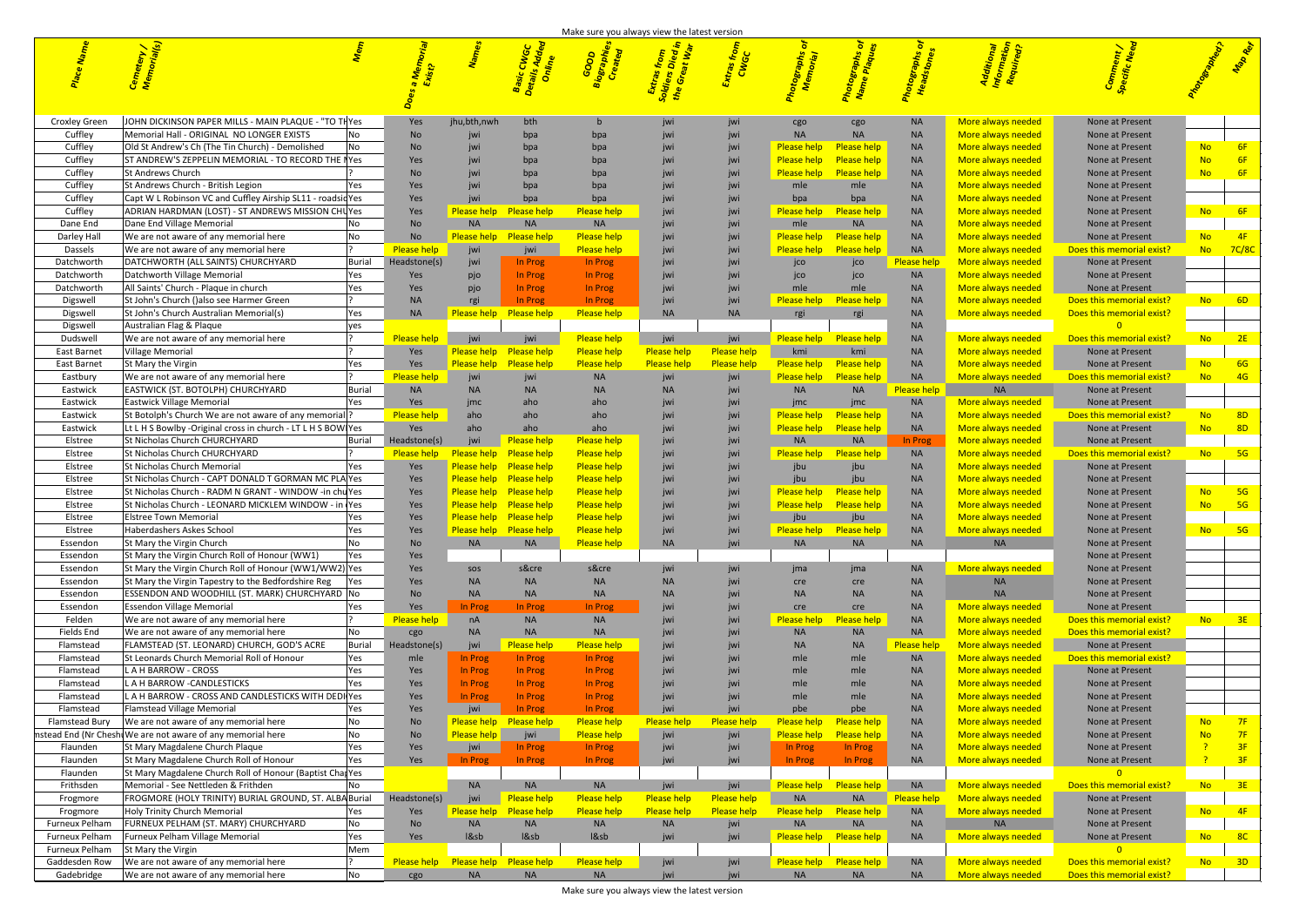| Place Name | Cemetery / Memorial(s) | Mem | Does a Memorial Exist? | Names | Basic CWGC Details Added Online | GOOD Biographies Created | Extras from Soldiers Died in the Great War | Extras from CWGC | Photographs of Memorial | Photographs of Name Plaques | Photographs of Headstones | Additional Information Required? | Comment / Specific Need | Photographed? | Map Ref |
|---|---|---|---|---|---|---|---|---|---|---|---|---|---|---|---|
| Croxley Green | JOHN DICKINSON PAPER MILLS - MAIN PLAQUE - "TO TH | Yes | Yes | jhu,bth,nwh | bth | b | jwi | jwi | cgo | cgo | NA | More always needed | None at Present | | |
| Cuffley | Memorial Hall - ORIGINAL NO LONGER EXISTS | No | No | jwi | bpa | bpa | jwi | jwi | NA | NA | NA | More always needed | None at Present | | |
| Cuffley | Old St Andrew's Ch (The Tin Church) - Demolished | No | No | jwi | bpa | bpa | jwi | jwi | Please help | Please help | NA | More always needed | None at Present | No | 6F |
| Cuffley | ST ANDREW'S ZEPPELIN MEMORIAL - TO RECORD THE N | Yes | Yes | jwi | bpa | bpa | jwi | jwi | Please help | Please help | NA | More always needed | None at Present | No | 6F |
| Cuffley | St Andrews Church | ? | No | jwi | bpa | bpa | jwi | jwi | Please help | Please help | NA | More always needed | None at Present | No | 6F |
| Cuffley | St Andrews Church - British Legion | Yes | Yes | jwi | bpa | bpa | jwi | jwi | mle | mle | NA | More always needed | None at Present | | |
| Cuffley | Capt W L Robinson VC and Cuffley Airship SL11 - roadside | Yes | Yes | jwi | bpa | bpa | jwi | jwi | bpa | bpa | NA | More always needed | None at Present | | |
| Cuffley | ADRIAN HARDMAN (LOST) - ST ANDREWS MISSION CHU | Yes | Yes | Please help | Please help | Please help | jwi | jwi | Please help | Please help | NA | More always needed | None at Present | No | 6F |
| Dane End | Dane End Village Memorial | No | No | NA | NA | NA | jwi | jwi | mle | NA | NA | More always needed | None at Present | | |
| Darley Hall | We are not aware of any memorial here | No | No | Please help | Please help | Please help | jwi | jwi | Please help | Please help | NA | More always needed | None at Present | No | 4F |
| Dassels | We are not aware of any memorial here | ? | Please help | jwi | jwi | Please help | jwi | jwi | Please help | Please help | NA | More always needed | Does this memorial exist? | No | 7C/8C |
| Datchworth | DATCHWORTH (ALL SAINTS) CHURCHYARD | Burial | Headstone(s) | jwi | In Prog | In Prog | jwi | jwi | jco | jco | Please help | More always needed | None at Present | | |
| Datchworth | Datchworth Village Memorial | Yes | Yes | pjo | In Prog | In Prog | jwi | jwi | jco | jco | NA | More always needed | None at Present | | |
| Datchworth | All Saints' Church - Plaque in church | Yes | Yes | pjo | In Prog | In Prog | jwi | jwi | mle | mle | NA | More always needed | None at Present | | |
| Digswell | St John's Church ()also see Harmer Green | ? | NA | rgi | In Prog | In Prog | jwi | jwi | Please help | Please help | NA | More always needed | Does this memorial exist? | No | 6D |
| Digswell | St John's Church Australian Memorial(s) | Yes | NA | Please help | Please help | Please help | NA | NA | rgi | rgi | NA | More always needed | Does this memorial exist? | | |
| Digswell | Australian Flag & Plaque | yes | | | | | | | | | NA | | 0 | | |
| Dudswell | We are not aware of any memorial here | ? | Please help | jwi | jwi | Please help | jwi | jwi | Please help | Please help | NA | More always needed | Does this memorial exist? | No | 2E |
| East Barnet | Village Memorial | ? | Yes | Please help | Please help | Please help | Please help | Please help | kmi | kmi | NA | More always needed | None at Present | | |
| East Barnet | St Mary the Virgin | Yes | Yes | Please help | Please help | Please help | Please help | Please help | Please help | Please help | NA | More always needed | None at Present | No | 6G |
| Eastbury | We are not aware of any memorial here | ? | Please help | jwi | jwi | NA | jwi | jwi | Please help | Please help | NA | More always needed | Does this memorial exist? | No | 4G |
| Eastwick | EASTWICK (ST. BOTOLPH) CHURCHYARD | Burial | NA | NA | NA | NA | NA | jwi | NA | NA | Please help | NA | None at Present | | |
| Eastwick | Eastwick Village Memorial | Yes | Yes | jmc | aho | aho | jwi | jwi | jmc | jmc | NA | More always needed | None at Present | | |
| Eastwick | St Botolph's Church We are not aware of any memorial | ? | Please help | aho | aho | aho | jwi | jwi | Please help | Please help | NA | More always needed | Does this memorial exist? | No | 8D |
| Eastwick | Lt L H S Bowlby -Original cross in church - LT L H S BOWL | Yes | Yes | aho | aho | aho | jwi | jwi | Please help | Please help | NA | More always needed | None at Present | No | 8D |
| Elstree | St Nicholas Church CHURCHYARD | Burial | Headstone(s) | jwi | Please help | Please help | jwi | jwi | NA | NA | In Prog | More always needed | None at Present | | |
| Elstree | St Nicholas Church CHURCHYARD | ? | Please help | Please help | Please help | Please help | jwi | jwi | Please help | Please help | NA | More always needed | Does this memorial exist? | No | 5G |
| Elstree | St Nicholas Church Memorial | Yes | Yes | Please help | Please help | Please help | jwi | jwi | jbu | jbu | NA | More always needed | None at Present | | |
| Elstree | St Nicholas Church - CAPT DONALD T GORMAN MC PLA | Yes | Yes | Please help | Please help | Please help | jwi | jwi | jbu | jbu | NA | More always needed | None at Present | | |
| Elstree | St Nicholas Church - RADM N GRANT - WINDOW -in chu | Yes | Yes | Please help | Please help | Please help | jwi | jwi | Please help | Please help | NA | More always needed | None at Present | No | 5G |
| Elstree | St Nicholas Church - LEONARD MICKLEM WINDOW - in | Yes | Yes | Please help | Please help | Please help | jwi | jwi | Please help | Please help | NA | More always needed | None at Present | No | 5G |
| Elstree | Elstree Town Memorial | Yes | Yes | Please help | Please help | Please help | jwi | jwi | jbu | jbu | NA | More always needed | None at Present | | |
| Elstree | Haberdashers Askes School | Yes | Yes | Please help | Please help | Please help | jwi | jwi | Please help | Please help | NA | More always needed | None at Present | No | 5G |
| Essendon | St Mary the Virgin Church | No | No | NA | NA | Please help | NA | jwi | NA | NA | NA | NA | None at Present | | |
| Essendon | St Mary the Virgin Church Roll of Honour (WW1) | Yes | Yes | | | | | | | | | | None at Present | | |
| Essendon | St Mary the Virgin Church Roll of Honour (WW1/WW2) | Yes | Yes | sos | s&cre | s&cre | jwi | jwi | jma | jma | NA | More always needed | None at Present | | |
| Essendon | St Mary the Virgin Tapestry to the Bedfordshire Reg | Yes | Yes | NA | NA | NA | NA | jwi | cre | cre | NA | NA | None at Present | | |
| Essendon | ESSENDON AND WOODHILL (ST. MARK) CHURCHYARD | No | No | NA | NA | NA | NA | jwi | NA | NA | NA | NA | None at Present | | |
| Essendon | Essendon Village Memorial | Yes | Yes | In Prog | In Prog | In Prog | jwi | jwi | cre | cre | NA | More always needed | None at Present | | |
| Felden | We are not aware of any memorial here | ? | Please help | nA | NA | NA | jwi | jwi | Please help | Please help | NA | More always needed | Does this memorial exist? | No | 3E |
| Fields End | We are not aware of any memorial here | No | cgo | NA | NA | NA | jwi | jwi | NA | NA | NA | More always needed | Does this memorial exist? | | |
| Flamstead | FLAMSTEAD (ST. LEONARD) CHURCH, GOD'S ACRE | Burial | Headstone(s) | jwi | Please help | Please help | jwi | jwi | NA | NA | Please help | More always needed | None at Present | | |
| Flamstead | St Leonards Church Memorial Roll of Honour | Yes | mle | In Prog | In Prog | In Prog | jwi | jwi | mle | mle | NA | More always needed | Does this memorial exist? | | |
| Flamstead | L A H BARROW - CROSS | Yes | Yes | In Prog | In Prog | In Prog | jwi | jwi | mle | mle | NA | More always needed | None at Present | | |
| Flamstead | L A H BARROW -CANDLESTICKS | Yes | Yes | In Prog | In Prog | In Prog | jwi | jwi | mle | mle | NA | More always needed | None at Present | | |
| Flamstead | L A H BARROW - CROSS AND CANDLESTICKS WITH DEDI | Yes | Yes | In Prog | In Prog | In Prog | jwi | jwi | mle | mle | NA | More always needed | None at Present | | |
| Flamstead | Flamstead Village Memorial | Yes | Yes | jwi | In Prog | In Prog | jwi | jwi | pbe | pbe | NA | More always needed | None at Present | | |
| Flamstead Bury | We are not aware of any memorial here | No | No | Please help | Please help | Please help | Please help | Please help | Please help | Please help | NA | More always needed | None at Present | No | 7F |
| nstead End (Nr Cheshu | We are not aware of any memorial here | No | No | Please help | jwi | Please help | jwi | jwi | Please help | Please help | NA | More always needed | None at Present | No | 7F |
| Flaunden | St Mary Magdalene Church Plaque | Yes | Yes | jwi | In Prog | In Prog | jwi | jwi | In Prog | In Prog | NA | More always needed | None at Present | ? | 3F |
| Flaunden | St Mary Magdalene Church Roll of Honour | Yes | Yes | In Prog | In Prog | In Prog | jwi | jwi | In Prog | In Prog | NA | More always needed | None at Present | ? | 3F |
| Flaunden | St Mary Magdalene Church Roll of Honour (Baptist Chap | Yes | | | | | | | | | | | 0 | | |
| Frithsden | Memorial - See Nettleden & Frithden | No | | NA | NA | NA | jwi | jwi | Please help | Please help | NA | More always needed | Does this memorial exist? | No | 3E |
| Frogmore | FROGMORE (HOLY TRINITY) BURIAL GROUND, ST. ALBA | Burial | Headstone(s) | jwi | Please help | Please help | Please help | Please help | NA | NA | Please help | More always needed | None at Present | | |
| Frogmore | Holy Trinity Church Memorial | Yes | Yes | Please help | Please help | Please help | Please help | Please help | Please help | Please help | NA | More always needed | None at Present | No | 4F |
| Furneux Pelham | FURNEUX PELHAM (ST. MARY) CHURCHYARD | No | No | NA | NA | NA | NA | jwi | NA | NA | NA | NA | None at Present | | |
| Furneux Pelham | Furneux Pelham Village Memorial | Yes | Yes | l&sb | l&sb | l&sb | jwi | jwi | Please help | Please help | NA | More always needed | None at Present | No | 8C |
| Furneux Pelham | St Mary the Virgin | Mem | | | | | | | | | | | 0 | | |
| Gaddesden Row | We are not aware of any memorial here | ? | Please help | Please help | Please help | Please help | jwi | jwi | Please help | Please help | NA | More always needed | Does this memorial exist? | No | 3D |
| Gadebridge | We are not aware of any memorial here | No | cgo | NA | NA | NA | jwi | jwi | NA | NA | NA | More always needed | Does this memorial exist? | | |

Make sure you always view the latest version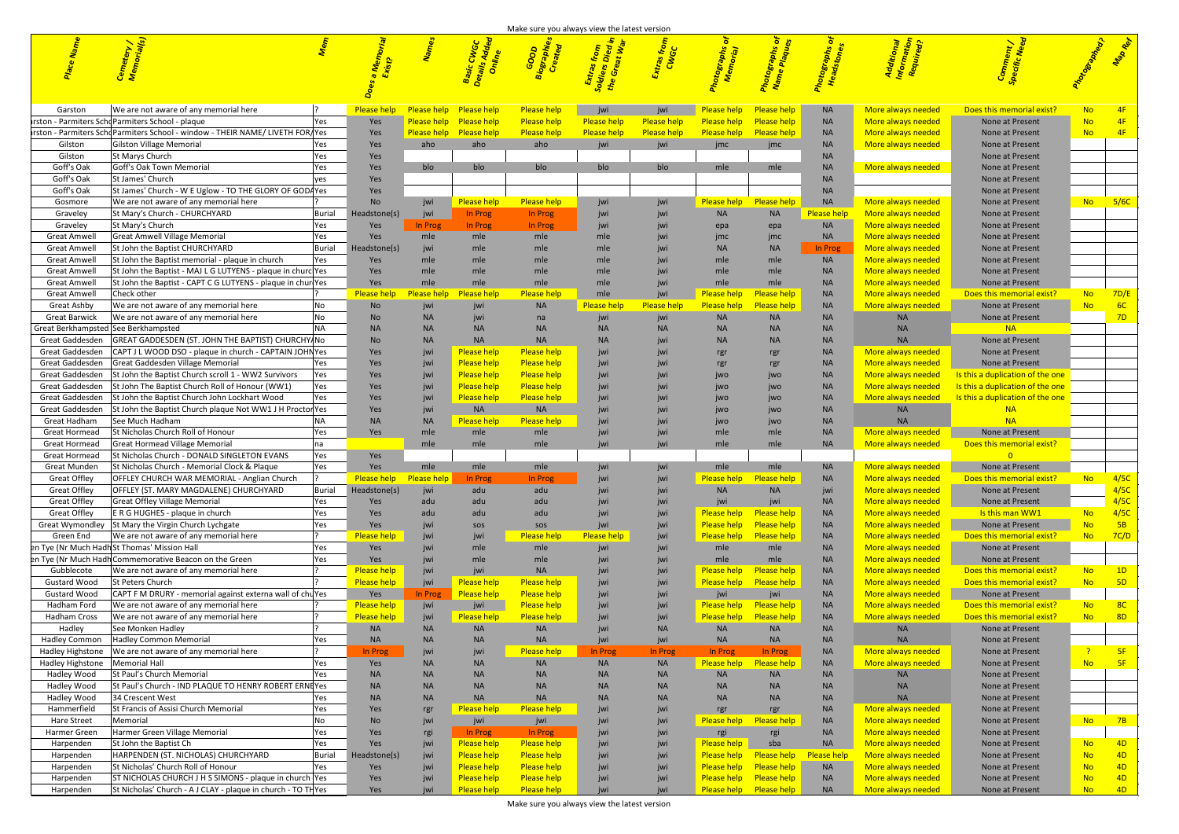| Place Name | Cemetery / Memorial(s) | Mem | Does a Memorial Exist? | Names | Basic CWGC Details Added Online | GOOD Biographies Created | Extras from Soldiers Died in the Great War | Extras from CWGC | Photographs of Memorial | Photographs of Name Plaques | Photographs of Headstones | Additional Information Required? | Comment / Specific Need | Photographed? | Map Ref |
|---|---|---|---|---|---|---|---|---|---|---|---|---|---|---|---|
| Garston | We are not aware of any memorial here | ? | Please help | Please help | Please help | Please help | jwi | jwi | Please help | Please help | NA | More always needed | Does this memorial exist? | No | 4F |
| rston - Parmiters Scho | Parmiters School - plaque | Yes | Yes | Please help | Please help | Please help | Please help | Please help | Please help | Please help | NA | More always needed | None at Present | No | 4F |
| rston - Parmiters Scho | Parmiters School - window - THEIR NAME/ LIVETH FOR | Yes | Yes | Please help | Please help | Please help | Please help | Please help | Please help | Please help | NA | More always needed | None at Present | No | 4F |
| Gilston | Gilston Village Memorial | Yes | Yes | aho | aho | aho | jwi | jwi | jmc | jmc | NA | More always needed | None at Present | | |
| Gilston | St Marys Church | Yes | Yes | | | | | | | | NA | | None at Present | | |
| Goff's Oak | Goff's Oak Town Memorial | Yes | Yes | blo | blo | blo | blo | blo | mle | mle | NA | More always needed | None at Present | | |
| Goff's Oak | St James' Church | yes | Yes | | | | | | | | NA | | None at Present | | |
| Goff's Oak | St James' Church - W E Uglow - TO THE GLORY OF GODA | Yes | Yes | | | | | | | | NA | | None at Present | | |
| Gosmore | We are not aware of any memorial here | ? | No | jwi | Please help | Please help | jwi | jwi | Please help | Please help | NA | More always needed | None at Present | No | 5/6C |
| Graveley | St Mary's Church - CHURCHYARD | Burial | Headstone(s) | jwi | In Prog | In Prog | jwi | jwi | NA | NA | Please help | More always needed | None at Present | | |
| Graveley | St Mary's Church | Yes | Yes | In Prog | In Prog | In Prog | jwi | jwi | epa | epa | NA | More always needed | None at Present | | |
| Great Amwell | Great Amwell Village Memorial | Yes | Yes | mle | mle | mle | mle | jwi | jmc | jmc | NA | More always needed | None at Present | | |
| Great Amwell | St John the Baptist CHURCHYARD | Burial | Headstone(s) | jwi | mle | mle | mle | jwi | NA | NA | In Prog | More always needed | None at Present | | |
| Great Amwell | St John the Baptist memorial - plaque in church | Yes | Yes | mle | mle | mle | mle | jwi | mle | mle | NA | More always needed | None at Present | | |
| Great Amwell | St John the Baptist - MAJ L G LUTYENS - plaque in churc | Yes | Yes | mle | mle | mle | mle | jwi | mle | mle | NA | More always needed | None at Present | | |
| Great Amwell | St John the Baptist - CAPT C G LUTYENS - plaque in chur | Yes | Yes | mle | mle | mle | mle | jwi | mle | mle | NA | More always needed | None at Present | | |
| Great Amwell | Check other | ? | Please help | Please help | Please help | Please help | mle | jwi | Please help | Please help | NA | More always needed | Does this memorial exist? | No | 7D/E |
| Great Ashby | We are not aware of any memorial here | No | No | jwi | jwi | NA | Please help | Please help | Please help | Please help | NA | More always needed | None at Present | No | 6C |
| Great Barwick | We are not aware of any memorial here | No | No | NA | jwi | na | jwi | jwi | NA | NA | NA | NA | None at Present | | 7D |
| Great Berkhampsted | See Berkhampsted | NA | NA | NA | NA | NA | NA | NA | NA | NA | NA | NA | NA | | |
| Great Gaddesden | GREAT GADDESDEN (ST. JOHN THE BAPTIST) CHURCHYA | No | No | NA | NA | NA | NA | jwi | NA | NA | NA | NA | None at Present | | |
| Great Gaddesden | CAPT J L WOOD DSO - plaque in church - CAPTAIN JOHN | Yes | Yes | jwi | Please help | Please help | jwi | jwi | rgr | rgr | NA | More always needed | None at Present | | |
| Great Gaddesden | Great Gaddesden Village Memorial | Yes | Yes | jwi | Please help | Please help | jwi | jwi | rgr | rgr | NA | More always needed | None at Present | | |
| Great Gaddesden | St John the Baptist Church scroll 1 - WW2 Survivors | Yes | Yes | jwi | Please help | Please help | jwi | jwi | jwo | jwo | NA | More always needed | Is this a duplication of the one | | |
| Great Gaddesden | St John The Baptist Church Roll of Honour (WW1) | Yes | Yes | jwi | Please help | Please help | jwi | jwi | jwo | jwo | NA | More always needed | Is this a duplication of the one | | |
| Great Gaddesden | St John The Baptist Church John Lockhart Wood | Yes | Yes | jwi | Please help | Please help | jwi | jwi | jwo | jwo | NA | More always needed | Is this a duplication of the one | | |
| Great Gaddesden | St John the Baptist Church plaque Not WW1 J H Procton | Yes | Yes | jwi | NA | NA | jwi | jwi | jwo | jwo | NA | NA | NA | | |
| Great Hadham | See Much Hadham | NA | NA | NA | Please help | Please help | jwi | jwi | jwo | jwo | NA | NA | NA | | |
| Great Hormead | St Nicholas Church Roll of Honour | Yes | Yes | mle | mle | mle | jwi | jwi | mle | mle | NA | More always needed | None at Present | | |
| Great Hormead | Great Hormead Village Memorial | na | | mle | mle | mle | jwi | jwi | mle | mle | NA | More always needed | Does this memorial exist? | | |
| Great Hormead | St Nicholas Church - DONALD SINGLETON EVANS | Yes | Yes | | | | | | | | | | 0 | | |
| Great Munden | St Nicholas Church - Memorial Clock & Plaque | Yes | Yes | mle | mle | mle | jwi | jwi | mle | mle | NA | More always needed | None at Present | | |
| Great Offley | OFFLEY CHURCH WAR MEMORIAL - Anglian Church | ? | Please help | Please help | In Prog | In Prog | jwi | jwi | Please help | Please help | NA | More always needed | Does this memorial exist? | No | 4/5C |
| Great Offley | OFFLEY (ST. MARY MAGDALENE) CHURCHYARD | Burial | Headstone(s) | jwi | adu | adu | jwi | jwi | NA | NA | jwi | More always needed | None at Present | | 4/5C |
| Great Offley | Great Offley Village Memorial | Yes | Yes | adu | adu | adu | jwi | jwi | jwi | jwi | NA | More always needed | None at Present | | 4/5C |
| Great Offley | E R G HUGHES - plaque in church | Yes | Yes | adu | adu | adu | jwi | jwi | Please help | Please help | NA | More always needed | Is this man WW1 | No | 4/5C |
| Great Wymondley | St Mary the Virgin Church Lychgate | Yes | Yes | jwi | sos | sos | jwi | jwi | Please help | Please help | NA | More always needed | None at Present | No | 5B |
| Green End | We are not aware of any memorial here | ? | Please help | jwi | jwi | Please help | Please help | jwi | Please help | Please help | NA | More always needed | Does this memorial exist? | No | 7C/D |
| en Tye (Nr Much Hadh | St Thomas' Mission Hall | Yes | Yes | jwi | mle | mle | jwi | jwi | mle | mle | NA | More always needed | None at Present | | |
| en Tye (Nr Much Hadh | Commemorative Beacon on the Green | Yes | Yes | jwi | mle | mle | jwi | jwi | mle | mle | NA | More always needed | None at Present | | |
| Gubblecote | We are not aware of any memorial here | ? | Please help | jwi | jwi | NA | jwi | jwi | Please help | Please help | NA | More always needed | Does this memorial exist? | No | 1D |
| Gustard Wood | St Peters Church | ? | Please help | jwi | Please help | Please help | jwi | jwi | Please help | Please help | NA | More always needed | Does this memorial exist? | No | 5D |
| Gustard Wood | CAPT F M DRURY - memorial against externa wall of chu | Yes | Yes | In Prog | Please help | Please help | jwi | jwi | jwi | jwi | NA | More always needed | None at Present | | |
| Hadham Ford | We are not aware of any memorial here | ? | Please help | jwi | jwi | Please help | jwi | jwi | Please help | Please help | NA | More always needed | Does this memorial exist? | No | 8C |
| Hadham Cross | We are not aware of any memorial here | ? | Please help | jwi | Please help | Please help | jwi | jwi | Please help | Please help | NA | More always needed | Does this memorial exist? | No | 8D |
| Hadley | See Monken Hadley | ? | NA | NA | NA | NA | jwi | NA | NA | NA | NA | NA | None at Present | | |
| Hadley Common | Hadley Common Memorial | Yes | NA | NA | NA | NA | jwi | jwi | NA | NA | NA | NA | None at Present | | |
| Hadley Highstone | We are not aware of any memorial here | ? | In Prog | jwi | jwi | Please help | In Prog | In Prog | In Prog | In Prog | NA | More always needed | None at Present | ? | 5F |
| Hadley Highstone | Memorial Hall | Yes | Yes | NA | NA | NA | NA | NA | Please help | Please help | NA | More always needed | None at Present | No | 5F |
| Hadley Wood | St Paul's Church Memorial | Yes | NA | NA | NA | NA | NA | NA | NA | NA | NA | NA | None at Present | | |
| Hadley Wood | St Paul's Church - IND PLAQUE TO HENRY ROBERT ERNE | Yes | NA | NA | NA | NA | NA | NA | NA | NA | NA | NA | None at Present | | |
| Hadley Wood | 34 Crescent West | Yes | NA | NA | NA | NA | NA | NA | NA | NA | NA | NA | None at Present | | |
| Hammerfield | St Francis of Assisi Church Memorial | Yes | Yes | rgr | Please help | Please help | jwi | jwi | rgr | rgr | NA | More always needed | None at Present | | |
| Hare Street | Memorial | No | No | jwi | jwi | jwi | jwi | jwi | Please help | Please help | NA | More always needed | None at Present | No | 7B |
| Harmer Green | Harmer Green Village Memorial | Yes | Yes | rgi | In Prog | In Prog | jwi | jwi | rgi | rgi | NA | More always needed | None at Present | | |
| Harpenden | St John the Baptist Ch | Yes | Yes | jwi | Please help | Please help | jwi | jwi | Please help | sba | NA | More always needed | None at Present | No | 4D |
| Harpenden | HARPENDEN (ST. NICHOLAS) CHURCHYARD | Burial | Headstone(s) | jwi | Please help | Please help | jwi | jwi | Please help | Please help | Please help | More always needed | None at Present | No | 4D |
| Harpenden | St Nicholas' Church Roll of Honour | Yes | Yes | jwi | Please help | Please help | jwi | jwi | Please help | Please help | NA | More always needed | None at Present | No | 4D |
| Harpenden | ST NICHOLAS CHURCH J H S SIMONS - plaque in church | Yes | Yes | jwi | Please help | Please help | jwi | jwi | Please help | Please help | NA | More always needed | None at Present | No | 4D |
| Harpenden | St Nicholas' Church - A J CLAY - plaque in church - TO TH | Yes | Yes | jwi | Please help | Please help | jwi | jwi | Please help | Please help | NA | More always needed | None at Present | No | 4D |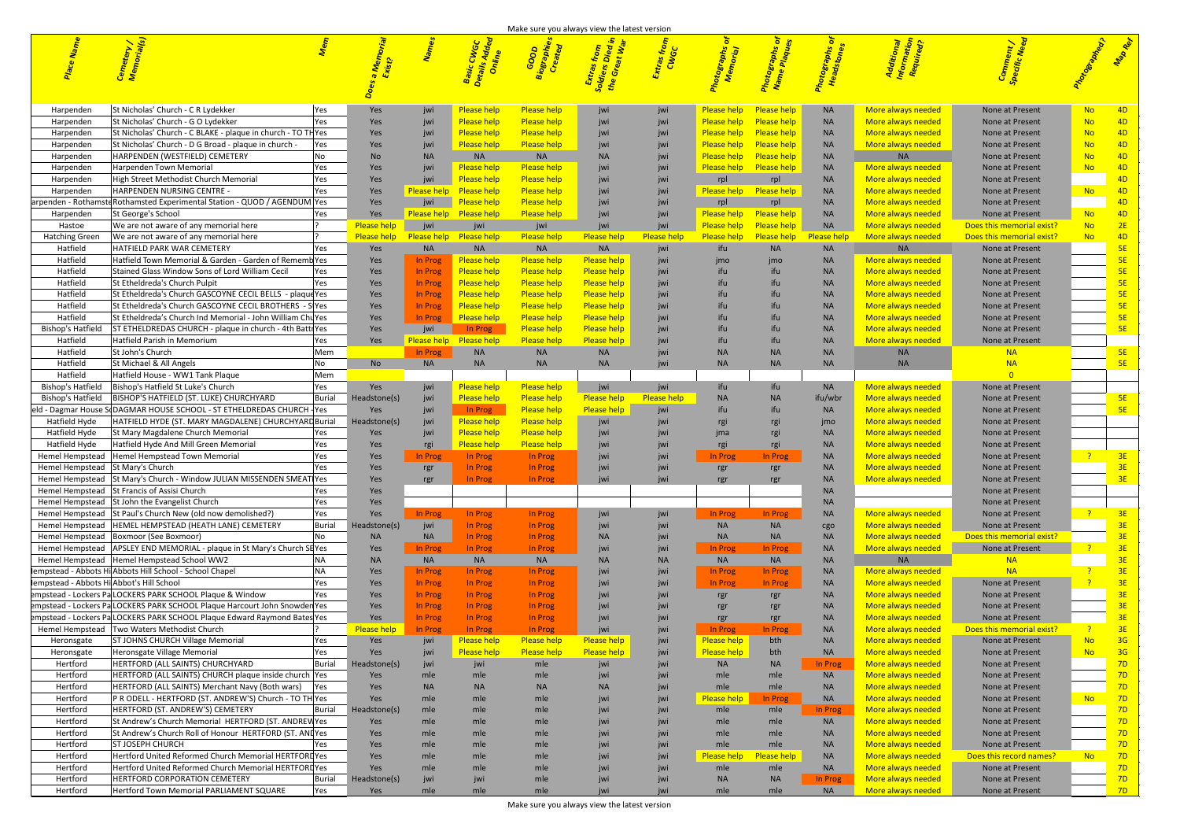Make sure you always view the latest version

| Place Name | Cemetery / Memorial(s) | Mem | Does a Memorial Exist? | Names | Basic CWGC Details Added Online | GOOD Biographies Created | Extras from Soldiers Died in the Great War | Extras from CWGC | Photographs of Memorial | Photographs of Name Plaques | Photographs of Headstones | Additional Information Required? | Comment / Specific Need | Photographed? | Map Ref |
|---|---|---|---|---|---|---|---|---|---|---|---|---|---|---|---|
| Harpenden | St Nicholas' Church - C R Lydekker | Yes | Yes | jwi | Please help | Please help | jwi | jwi | Please help | Please help | NA | More always needed | None at Present | No | 4D |
| Harpenden | St Nicholas' Church - G O Lydekker | Yes | Yes | jwi | Please help | Please help | jwi | jwi | Please help | Please help | NA | More always needed | None at Present | No | 4D |
| Harpenden | St Nicholas' Church - C BLAKE - plaque in church - TO TH | Yes | Yes | jwi | Please help | Please help | jwi | jwi | Please help | Please help | NA | More always needed | None at Present | No | 4D |
| Harpenden | St Nicholas' Church - D G Broad - plaque in church - | Yes | Yes | jwi | Please help | Please help | jwi | jwi | Please help | Please help | NA | More always needed | None at Present | No | 4D |
| Harpenden | HARPENDEN (WESTFIELD) CEMETERY | No | No | NA | NA | NA | NA | jwi | Please help | Please help | NA | NA | None at Present | No | 4D |
| Harpenden | Harpenden Town Memorial | Yes | Yes | jwi | Please help | Please help | jwi | jwi | Please help | Please help | NA | More always needed | None at Present | No | 4D |
| Harpenden | High Street Methodist Church Memorial | Yes | Yes | jwi | Please help | Please help | jwi | jwi | rpl | rpl | NA | More always needed | None at Present | | 4D |
| Harpenden | HARPENDEN NURSING CENTRE - | Yes | Yes | Please help | Please help | Please help | jwi | jwi | Please help | Please help | NA | More always needed | None at Present | No | 4D |
| arpenden - Rothamste | Rothamsted Experimental Station - QUOD / AGENDUM | Yes | Yes | jwi | Please help | Please help | jwi | jwi | rpl | rpl | NA | More always needed | None at Present | | 4D |
| Harpenden | St George's School | Yes | Yes | Please help | Please help | Please help | jwi | jwi | Please help | Please help | NA | More always needed | None at Present | No | 4D |
| Hastoe | We are not aware of any memorial here | ? | Please help | jwi | jwi | jwi | jwi | jwi | Please help | Please help | NA | More always needed | Does this memorial exist? | No | 2E |
| Hatching Green | We are not aware of any memorial here | ? | Please help | Please help | Please help | Please help | Please help | Please help | Please help | Please help | Please help | More always needed | Does this memorial exist? | No | 4D |
| Hatfield | HATFIELD PARK WAR CEMETERY | Yes | Yes | NA | NA | NA | NA | jwi | ifu | NA | NA | NA | None at Present | | 5E |
| Hatfield | Hatfield Town Memorial & Garden - Garden of Rememb | Yes | Yes | In Prog | Please help | Please help | Please help | jwi | jmo | jmo | NA | More always needed | None at Present | | 5E |
| Hatfield | Stained Glass Window Sons of Lord William Cecil | Yes | Yes | In Prog | Please help | Please help | Please help | jwi | ifu | ifu | NA | More always needed | None at Present | | 5E |
| Hatfield | St Etheldreda's Church Pulpit | Yes | Yes | In Prog | Please help | Please help | Please help | jwi | ifu | ifu | NA | More always needed | None at Present | | 5E |
| Hatfield | St Etheldreda's Church GASCOYNE CECIL BELLS - plaque | Yes | Yes | In Prog | Please help | Please help | Please help | jwi | ifu | ifu | NA | More always needed | None at Present | | 5E |
| Hatfield | St Etheldreda's Church GASCOYNE CECIL BROTHERS - S | Yes | Yes | In Prog | Please help | Please help | Please help | jwi | ifu | ifu | NA | More always needed | None at Present | | 5E |
| Hatfield | St Etheldreda's Church Ind Memorial - John William Chu | Yes | Yes | In Prog | Please help | Please help | Please help | jwi | ifu | ifu | NA | More always needed | None at Present | | 5E |
| Bishop's Hatfield | ST ETHELDREDAS CHURCH - plaque in church - 4th Batt | Yes | Yes | jwi | In Prog | Please help | Please help | jwi | ifu | ifu | NA | More always needed | None at Present | | 5E |
| Hatfield | Hatfield Parish in Memorium | Yes | Yes | Please help | Please help | Please help | Please help | jwi | ifu | ifu | NA | More always needed | None at Present | | |
| Hatfield | St John's Church | Mem | | In Prog | NA | NA | NA | jwi | NA | NA | NA | NA | NA | | 5E |
| Hatfield | St Michael & All Angels | No | No | NA | NA | NA | NA | jwi | NA | NA | NA | NA | NA | | 5E |
| Hatfield | Hatfield House - WW1 Tank Plaque | Mem | | | | | | | | | | | 0 | | |
| Bishop's Hatfield | Bishop's Hatfield St Luke's Church | Yes | Yes | jwi | Please help | Please help | jwi | jwi | ifu | ifu | NA | More always needed | None at Present | | |
| Bishop's Hatfield | BISHOP'S HATFIELD (ST. LUKE) CHURCHYARD | Burial | Headstone(s) | jwi | Please help | Please help | Please help | Please help | NA | NA | ifu/wbr | More always needed | None at Present | | 5E |
| eld - Dagmar House S | DAGMAR HOUSE SCHOOL - ST ETHELDREDAS CHURCH - | Yes | Yes | jwi | In Prog | Please help | Please help | jwi | ifu | ifu | NA | More always needed | None at Present | | 5E |
| Hatfield Hyde | HATFIELD HYDE (ST. MARY MAGDALENE) CHURCHYARD | Burial | Headstone(s) | jwi | Please help | Please help | jwi | jwi | rgi | rgi | jmo | More always needed | None at Present | | |
| Hatfield Hyde | St Mary Magdalene Church Memorial | Yes | Yes | jwi | Please help | Please help | jwi | jwi | jma | rgi | NA | More always needed | None at Present | | |
| Hatfield Hyde | Hatfield Hyde And Mill Green Memorial | Yes | Yes | rgi | Please help | Please help | jwi | jwi | rgi | rgi | NA | More always needed | None at Present | | |
| Hemel Hempstead | Hemel Hempstead Town Memorial | Yes | Yes | In Prog | In Prog | In Prog | jwi | jwi | In Prog | In Prog | NA | More always needed | None at Present | ? | 3E |
| Hemel Hempstead | St Mary's Church | Yes | Yes | rgr | In Prog | In Prog | jwi | jwi | rgr | rgr | NA | More always needed | None at Present | | 3E |
| Hemel Hempstead | St Mary's Church - Window JULIAN MISSENDEN SMEAT | Yes | Yes | rgr | In Prog | In Prog | jwi | jwi | rgr | rgr | NA | More always needed | None at Present | | 3E |
| Hemel Hempstead | St Francis of Assisi Church | Yes | Yes | | | | | | | | NA | | None at Present | | |
| Hemel Hempstead | St John the Evangelist Church | Yes | Yes | | | | | | | | NA | | None at Present | | |
| Hemel Hempstead | St Paul's Church New (old now demolished?) | Yes | Yes | In Prog | In Prog | In Prog | jwi | jwi | In Prog | In Prog | NA | More always needed | None at Present | ? | 3E |
| Hemel Hempstead | HEMEL HEMPSTEAD (HEATH LANE) CEMETERY | Burial | Headstone(s) | jwi | In Prog | In Prog | jwi | jwi | NA | NA | cgo | More always needed | None at Present | | 3E |
| Hemel Hempstead | Boxmoor (See Boxmoor) | No | NA | NA | In Prog | In Prog | NA | jwi | NA | NA | NA | More always needed | Does this memorial exist? | | 3E |
| Hemel Hempstead | APSLEY END MEMORIAL - plaque in St Mary's Church SE | Yes | Yes | In Prog | In Prog | In Prog | jwi | jwi | In Prog | In Prog | NA | More always needed | None at Present | ? | 3E |
| Hemel Hempstead | Hemel Hempstead School WW2 | NA | NA | NA | NA | NA | NA | NA | NA | NA | NA | NA | NA | | 3E |
| lempstead - Abbots Hi | Abbots Hill School - School Chapel | NA | Yes | In Prog | In Prog | In Prog | jwi | jwi | In Prog | In Prog | NA | More always needed | NA | ? | 3E |
| lempstead - Abbots Hi | Abbot's Hill School | Yes | Yes | In Prog | In Prog | In Prog | jwi | jwi | In Prog | In Prog | NA | More always needed | None at Present | ? | 3E |
| empstead - Lockers Pa | LOCKERS PARK SCHOOL Plaque & Window | Yes | Yes | In Prog | In Prog | In Prog | jwi | jwi | rgr | rgr | NA | More always needed | None at Present | | 3E |
| empstead - Lockers Pa | LOCKERS PARK SCHOOL Plaque Harcourt John Snowden | Yes | Yes | In Prog | In Prog | In Prog | jwi | jwi | rgr | rgr | NA | More always needed | None at Present | | 3E |
| empstead - Lockers Pa | LOCKERS PARK SCHOOL Plaque Edward Raymond Bates | Yes | Yes | In Prog | In Prog | In Prog | jwi | jwi | rgr | rgr | NA | More always needed | None at Present | | 3E |
| Hemel Hempstead | Two Waters Methodist Church | ? | Please help | In Prog | In Prog | In Prog | jwi | jwi | In Prog | In Prog | NA | More always needed | Does this memorial exist? | ? | 3E |
| Heronsgate | ST JOHNS CHURCH Village Memorial | Yes | Yes | jwi | Please help | Please help | Please help | jwi | Please help | bth | NA | More always needed | None at Present | No | 3G |
| Heronsgate | Heronsgate Village Memorial | Yes | Yes | jwi | Please help | Please help | Please help | jwi | Please help | bth | NA | More always needed | None at Present | No | 3G |
| Hertford | HERTFORD (ALL SAINTS) CHURCHYARD | Burial | Headstone(s) | jwi | jwi | mle | jwi | jwi | NA | NA | In Prog | More always needed | None at Present | | 7D |
| Hertford | HERTFORD (ALL SAINTS) CHURCH plaque inside church | Yes | Yes | mle | mle | mle | jwi | jwi | mle | mle | NA | More always needed | None at Present | | 7D |
| Hertford | HERTFORD (ALL SAINTS) Merchant Navy (Both wars) | Yes | Yes | NA | NA | NA | NA | jwi | mle | mle | NA | More always needed | None at Present | | 7D |
| Hertford | P R ODELL - HERTFORD (ST. ANDREW'S) Church - TO TH | Yes | Yes | mle | mle | mle | jwi | jwi | Please help | In Prog | NA | More always needed | None at Present | No | 7D |
| Hertford | HERTFORD (ST. ANDREW'S) CEMETERY | Burial | Headstone(s) | mle | mle | mle | jwi | jwi | mle | mle | In Prog | More always needed | None at Present | | 7D |
| Hertford | St Andrew's Church Memorial HERTFORD (ST. ANDREW | Yes | Yes | mle | mle | mle | jwi | jwi | mle | mle | NA | More always needed | None at Present | | 7D |
| Hertford | St Andrew's Church Roll of Honour HERTFORD (ST. AND | Yes | Yes | mle | mle | mle | jwi | jwi | mle | mle | NA | More always needed | None at Present | | 7D |
| Hertford | ST JOSEPH CHURCH | Yes | Yes | mle | mle | mle | jwi | jwi | mle | mle | NA | More always needed | None at Present | | 7D |
| Hertford | Hertford United Reformed Church Memorial HERTFORD | Yes | Yes | mle | mle | mle | jwi | jwi | Please help | Please help | NA | More always needed | Does this record names? | No | 7D |
| Hertford | Hertford United Reformed Church Memorial HERTFORD | Yes | Yes | mle | mle | mle | jwi | jwi | mle | mle | NA | More always needed | None at Present | | 7D |
| Hertford | HERTFORD CORPORATION CEMETERY | Burial | Headstone(s) | jwi | jwi | mle | jwi | jwi | NA | NA | In Prog | More always needed | None at Present | | 7D |
| Hertford | Hertford Town Memorial PARLIAMENT SQUARE | Yes | Yes | mle | mle | mle | jwi | jwi | mle | mle | NA | More always needed | None at Present | | 7D |

Make sure you always view the latest version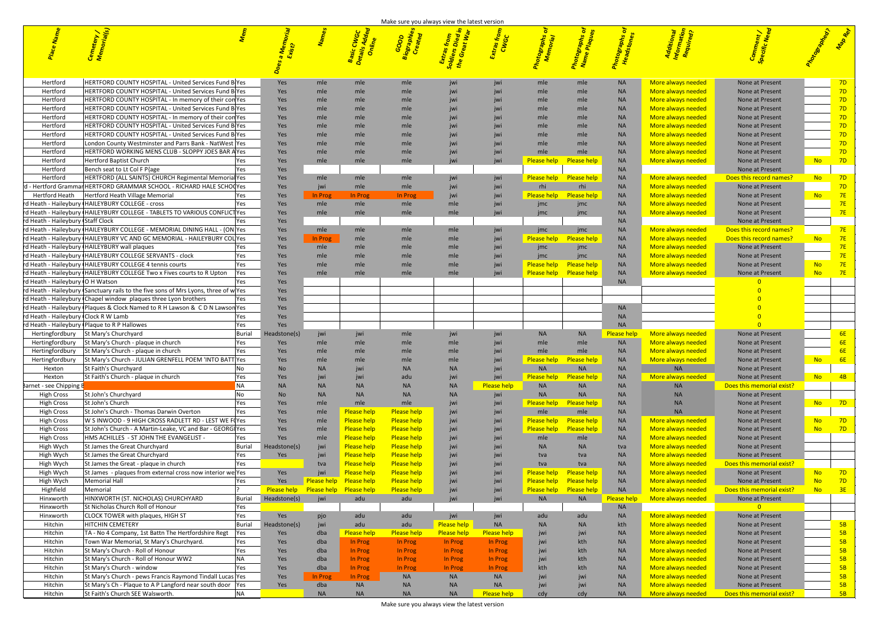| Place Name | Cemetery / Memorial(s) | Mem | Does a Memorial Exist? | Names | Basic CWGC Details Added Online | GOOD Biographies Created | Extras from Soldiers Died in the Great War | Extras from CWGC | Photographs of Memorial | Photographs of Name Plaques | Photographs of Headstones | Additional Information Required? | Comment / Specific Need | Photographed? | Map Ref |
|---|---|---|---|---|---|---|---|---|---|---|---|---|---|---|---|
| Hertford | HERTFORD COUNTY HOSPITAL - United Services Fund B | Yes | Yes | mle | mle | mle | jwi | jwi | mle | mle | NA | More always needed | None at Present | | 7D |
| Hertford | HERTFORD COUNTY HOSPITAL - United Services Fund B | Yes | Yes | mle | mle | mle | jwi | jwi | mle | mle | NA | More always needed | None at Present | | 7D |
| Hertford | HERTFORD COUNTY HOSPITAL - In memory of their con | Yes | Yes | mle | mle | mle | jwi | jwi | mle | mle | NA | More always needed | None at Present | | 7D |
| Hertford | HERTFORD COUNTY HOSPITAL - United Services Fund B | Yes | Yes | mle | mle | mle | jwi | jwi | mle | mle | NA | More always needed | None at Present | | 7D |
| Hertford | HERTFORD COUNTY HOSPITAL - In memory of their con | Yes | Yes | mle | mle | mle | jwi | jwi | mle | mle | NA | More always needed | None at Present | | 7D |
| Hertford | HERTFORD COUNTY HOSPITAL - United Services Fund B | Yes | Yes | mle | mle | mle | jwi | jwi | mle | mle | NA | More always needed | None at Present | | 7D |
| Hertford | HERTFORD COUNTY HOSPITAL - United Services Fund B | Yes | Yes | mle | mle | mle | jwi | jwi | mle | mle | NA | More always needed | None at Present | | 7D |
| Hertford | London County Westminster and Parrs Bank - NatWest | Yes | Yes | mle | mle | mle | jwi | jwi | mle | mle | NA | More always needed | None at Present | | 7D |
| Hertford | HERTFORD WORKING MENS CLUB - SLOPPY JOES BAR A | Yes | Yes | mle | mle | mle | jwi | jwi | mle | mle | NA | More always needed | None at Present | | 7D |
| Hertford | Hertford Baptist Church | Yes | Yes | mle | mle | mle | jwi | jwi | Please help | Please help | NA | More always needed | None at Present | No | 7D |
| Hertford | Bench seat to Lt Col F P(age | Yes | Yes | | | | | | | | NA | | None at Present | | |
| Hertford | HERTFORD (ALL SAINTS) CHURCH Regimental Memorial | Yes | Yes | mle | mle | mle | jwi | jwi | Please help | Please help | NA | More always needed | Does this record names? | No | 7D |
| d - Hertford Gramma | HERTFORD GRAMMAR SCHOOL - RICHARD HALE SCHO | Yes | Yes | jwi | mle | mle | jwi | jwi | rhi | rhi | NA | More always needed | None at Present | | 7D |
| Hertford Heath | Hertford Heath Village Memorial | Yes | Yes | In Prog | In Prog | In Prog | jwi | jwi | Please help | Please help | NA | More always needed | None at Present | No | 7E |
| rd Heath - Haileybury | HAILEYBURY COLLEGE - cross | Yes | Yes | mle | mle | mle | mle | jwi | jmc | jmc | NA | More always needed | None at Present | | 7E |
| rd Heath - Haileybury | HAILEYBURY COLLEGE - TABLETS TO VARIOUS CONFLICT | Yes | Yes | mle | mle | mle | mle | jwi | jmc | jmc | NA | More always needed | None at Present | | 7E |
| rd Heath - Haileybury | Staff Clock | Yes | Yes | | | | | | | | NA | | None at Present | | |
| rd Heath - Haileybury | HAILEYBURY COLLEGE - MEMORIAL DINING HALL - (ON | Yes | Yes | mle | mle | mle | mle | jwi | jmc | jmc | NA | More always needed | Does this record names? | | 7E |
| rd Heath - Haileybury | HAILEYBURY VC AND GC MEMORIAL - HAILEYBURY COL | Yes | Yes | In Prog | mle | mle | mle | jwi | Please help | Please help | NA | More always needed | Does this record names? | No | 7E |
| rd Heath - Haileybury | HAILEYBURY wall plaques | Yes | Yes | mle | mle | mle | mle | jwi | jmc | jmc | NA | More always needed | None at Present | | 7E |
| rd Heath - Haileybury | HAILEYBURY COLLEGE SERVANTS - clock | Yes | Yes | mle | mle | mle | mle | jwi | jmc | jmc | NA | More always needed | None at Present | | 7E |
| rd Heath - Haileybury | HAILEYBURY COLLEGE 4 tennis courts | Yes | Yes | mle | mle | mle | mle | jwi | Please help | Please help | NA | More always needed | None at Present | No | 7E |
| rd Heath - Haileybury | HAILEYBURY COLLEGE Two x Fives courts to R Upton | Yes | Yes | mle | mle | mle | mle | jwi | Please help | Please help | NA | More always needed | None at Present | No | 7E |
| rd Heath - Haileybury | O H Watson | Yes | Yes | | | | | | | | NA | | | | |
| rd Heath - Haileybury | Sanctuary rails to the five sons of Mrs Lyons, three of w | Yes | Yes | | | | | | | | | | 0 | | |
| rd Heath - Haileybury | Chapel window plaques three Lyon brothers | Yes | Yes | | | | | | | | | | 0 | | |
| rd Heath - Haileybury | Plaques & Clock Named to R H Lawson & C D N Lawson | Yes | Yes | | | | | | | | NA | | 0 | | |
| rd Heath - Haileybury | Clock R W Lamb | Yes | Yes | | | | | | | | NA | | 0 | | |
| rd Heath - Haileybury | Plaque to R P Hallowes | Yes | Yes | | | | | | | | NA | | 0 | | |
| Hertingfordbury | St Mary's Churchyard | Burial | Headstone(s) | jwi | jwi | mle | jwi | jwi | NA | NA | Please help | More always needed | None at Present | | 6E |
| Hertingfordbury | St Mary's Church - plaque in church | Yes | Yes | mle | mle | mle | mle | jwi | mle | mle | NA | More always needed | None at Present | | 6E |
| Hertingfordbury | St Mary's Church - plaque in church | Yes | Yes | mle | mle | mle | mle | jwi | mle | mle | NA | More always needed | None at Present | | 6E |
| Hertingfordbury | St Mary's Church - JULIAN GRENFELL POEM 'INTO BATT | Yes | Yes | mle | mle | mle | mle | jwi | Please help | Please help | NA | More always needed | None at Present | No | 6E |
| Hexton | St Faith's Churchyard | No | No | NA | jwi | NA | NA | jwi | NA | NA | NA | NA | None at Present | | |
| Hexton | St Faith's Church - plaque in church | Yes | Yes | jwi | jwi | adu | jwi | jwi | Please help | Please help | NA | More always needed | None at Present | No | 4B |
| Barnet - see Chipping B | | NA | NA | NA | NA | NA | NA | Please help | NA | NA | NA | NA | Does this memorial exist? | | |
| High Cross | St John's Churchyard | No | No | NA | NA | NA | NA | jwi | NA | NA | NA | NA | None at Present | | |
| High Cross | St John's Church | Yes | Yes | mle | mle | mle | jwi | jwi | Please help | Please help | NA | NA | None at Present | No | 7D |
| High Cross | St John's Church - Thomas Darwin Overton | Yes | Yes | mle | Please help | Please help | jwi | jwi | mle | mle | NA | NA | None at Present | | |
| High Cross | W S INWOOD - 9 HIGH CROSS RADLETT RD - LEST WE F | Yes | Yes | mle | Please help | Please help | jwi | jwi | Please help | Please help | NA | More always needed | None at Present | No | 7D |
| High Cross | St John's Church - A Martin-Leake, VC and Bar - GEORGI | Yes | Yes | mle | Please help | Please help | jwi | jwi | Please help | Please help | NA | More always needed | None at Present | No | 7D |
| High Cross | HMS ACHILLES - ST JOHN THE EVANGELIST - | Yes | Yes | mle | Please help | Please help | jwi | jwi | mle | mle | NA | More always needed | None at Present | | |
| High Wych | St James the Great Churchyard | Burial | Headstone(s) | jwi | Please help | Please help | jwi | jwi | NA | NA | tva | More always needed | None at Present | | |
| High Wych | St James the Great Churchyard | Yes | Yes | jwi | Please help | Please help | jwi | jwi | tva | tva | NA | More always needed | None at Present | | |
| High Wych | St James the Great - plaque in church | Yes | | tva | Please help | Please help | jwi | jwi | tva | tva | NA | More always needed | Does this memorial exist? | | |
| High Wych | St James - plaques from external cross now interior we | Yes | Yes | jwi | Please help | Please help | jwi | jwi | Please help | Please help | NA | More always needed | None at Present | No | 7D |
| High Wych | Memorial Hall | Yes | Yes | Please help | Please help | Please help | jwi | jwi | Please help | Please help | NA | More always needed | None at Present | No | 7D |
| Highfield | Memorial | ? | Please help | Please help | Please help | Please help | jwi | jwi | Please help | Please help | NA | More always needed | Does this memorial exist? | No | 3E |
| Hinxworth | HINXWORTH (ST. NICHOLAS) CHURCHYARD | Burial | Headstone(s) | jwi | adu | adu | jwi | jwi | NA | NA | Please help | More always needed | None at Present | | |
| Hinxworth | St Nicholas Church Roll of Honour | Yes | | | | | | | | | NA | | 0 | | |
| Hinxworth | CLOCK TOWER with plaques, HIGH ST | Yes | Yes | pjo | adu | adu | jwi | jwi | adu | adu | NA | More always needed | None at Present | | |
| Hitchin | HITCHIN CEMETERY | Burial | Headstone(s) | jwi | adu | adu | Please help | NA | NA | NA | kth | More always needed | None at Present | | 5B |
| Hitchin | TA - No 4 Company, 1st Battn The Hertfordshire Regt | Yes | Yes | dba | Please help | Please help | Please help | Please help | jwi | jwi | NA | More always needed | None at Present | | 5B |
| Hitchin | Town War Memorial, St Mary's Churchyard. | Yes | Yes | dba | In Prog | In Prog | In Prog | In Prog | jwi | kth | NA | More always needed | None at Present | | 5B |
| Hitchin | St Mary's Church - Roll of Honour | Yes | Yes | dba | In Prog | In Prog | In Prog | In Prog | jwi | kth | NA | More always needed | None at Present | | 5B |
| Hitchin | St Mary's Church - Roll of Honour WW2 | NA | Yes | dba | In Prog | In Prog | In Prog | In Prog | jwi | kth | NA | More always needed | None at Present | | 5B |
| Hitchin | St Mary's Church - window | Yes | Yes | dba | In Prog | In Prog | In Prog | In Prog | kth | kth | NA | More always needed | None at Present | | 5B |
| Hitchin | St Mary's Church - pews Francis Raymond Tindall Lucas | Yes | Yes | In Prog | In Prog | NA | NA | NA | jwi | jwi | NA | More always needed | None at Present | | 5B |
| Hitchin | St Mary's Ch - Plaque to A P Langford near south door | Yes | Yes | dba | NA | NA | NA | NA | jwi | jwi | NA | More always needed | None at Present | | 5B |
| Hitchin | St Faith's Church SEE Walsworth. | NA | | NA | NA | NA | NA | Please help | cdy | cdy | NA | More always needed | Does this memorial exist? | | 5B |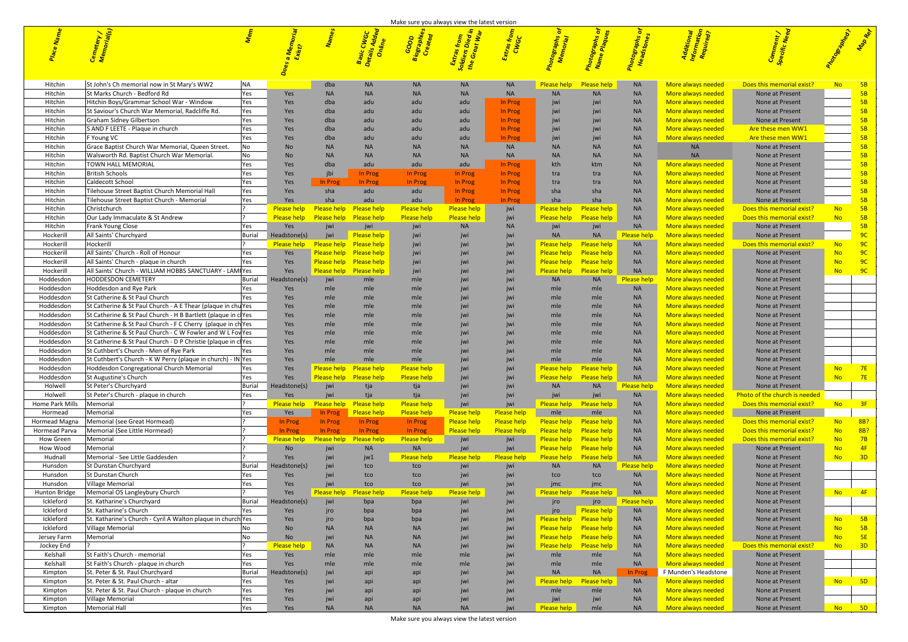| Place Name | Cemetery / Memorial(s) | Mem | Does a Memorial Exist? | Names | Basic CWGC Details Added Online | GOOD Biographies Created | Extras from Soldiers Died in the Great War | Extras from CWGC | Photographs of Memorial | Photographs of Name Plaques | Photographs of Headstones | Additional Information Required? | Comment / Specific Need | Photographed? | Map Ref |
|---|---|---|---|---|---|---|---|---|---|---|---|---|---|---|---|
| Hitchin | St John's Ch memorial now in St Mary's WW2 | NA | | dba | NA | NA | NA | NA | Please help | Please help | NA | More always needed | Does this memorial exist? | No | 5B |
| Hitchin | St Marks Church - Bedford Rd | Yes | Yes | NA | NA | NA | NA | NA | NA | NA | NA | More always needed | None at Present | | 5B |
| Hitchin | Hitchin Boys/Grammar School War - Window | Yes | Yes | dba | adu | adu | adu | In Prog | jwi | jwi | NA | More always needed | None at Present | | 5B |
| Hitchin | St Saviour's Church War Memorial, Radcliffe Rd. | Yes | Yes | dba | adu | adu | adu | In Prog | jwi | jwi | NA | More always needed | None at Present | | 5B |
| Hitchin | Graham Sidney Gilbertson | Yes | Yes | dba | adu | adu | adu | In Prog | jwi | jwi | NA | More always needed | None at Present | | 5B |
| Hitchin | S AND F LEETE - Plaque in church | Yes | Yes | dba | adu | adu | adu | In Prog | jwi | jwi | NA | More always needed | Are these men WW1 | | 5B |
| Hitchin | F Young VC | Yes | Yes | dba | adu | adu | adu | In Prog | jwi | jwi | NA | More always needed | Are these men WW1 | | 5B |
| Hitchin | Grace Baptist Church War Memorial, Queen Street. | No | No | NA | NA | NA | NA | NA | NA | NA | NA | NA | None at Present | | 5B |
| Hitchin | Walsworth Rd. Baptist Church War Memorial. | No | No | NA | NA | NA | NA | NA | NA | NA | NA | NA | None at Present | | 5B |
| Hitchin | TOWN HALL MEMORIAL | Yes | Yes | dba | adu | adu | adu | In Prog | kth | ktm | NA | More always needed | None at Present | | 5B |
| Hitchin | British Schools | Yes | Yes | jbi | In Prog | In Prog | In Prog | In Prog | tra | tra | NA | More always needed | None at Present | | 5B |
| Hitchin | Caldecott School | Yes | Yes | In Prog | In Prog | In Prog | In Prog | In Prog | tra | tra | NA | More always needed | None at Present | | 5B |
| Hitchin | Tilehouse Street Baptist Church Memorial Hall | Yes | Yes | sha | adu | adu | In Prog | In Prog | sha | sha | NA | More always needed | None at Present | | 5B |
| Hitchin | Tilehouse Street Baptist Church - Memorial | Yes | Yes | sha | adu | adu | In Prog | In Prog | sha | sha | NA | More always needed | None at Present | | 5B |
| Hitchin | Christchurch | ? | Please help | Please help | Please help | Please help | Please help | jwi | Please help | Please help | NA | More always needed | Does this memorial exist? | No | 5B |
| Hitchin | Our Lady Immaculate & St Andrew | ? | Please help | Please help | Please help | Please help | Please help | jwi | Please help | Please help | NA | More always needed | Does this memorial exist? | No | 5B |
| Hitchin | Frank Young Close | Yes | Yes | jwi | jwi | jwi | NA | NA | jwi | jwi | NA | More always needed | None at Present | | 5B |
| Hockerill | All Saints' Churchyard | Burial | Headstone(s) | jwi | Please help | jwi | jwi | jwi | NA | NA | Please help | More always needed | None at Present | | 9C |
| Hockerill | Hockerill | | Please help | Please help | Please help | jwi | jwi | jwi | Please help | Please help | NA | More always needed | Does this memorial exist? | No | 9C |
| Hockerill | All Saints' Church - Roll of Honour | Yes | Yes | Please help | Please help | jwi | jwi | jwi | Please help | Please help | NA | More always needed | None at Present | No | 9C |
| Hockerill | All Saints' Church - plaque in church | Yes | Yes | Please help | Please help | jwi | jwi | jwi | Please help | Please help | NA | More always needed | None at Present | No | 9C |
| Hockerill | All Saints' Church - WILLIAM HOBBS SANCTUARY - LAMI | Yes | Yes | Please help | Please help | jwi | jwi | jwi | Please help | Please help | NA | More always needed | None at Present | No | 9C |
| Hoddesdon | HODDESDON CEMETERY | Burial | Headstone(s) | jwi | mle | mle | jwi | jwi | NA | NA | Please help | More always needed | None at Present | | |
| Hoddesdon | Hoddesdon and Rye Park | Yes | Yes | mle | mle | mle | jwi | jwi | mle | mle | NA | More always needed | None at Present | | |
| Hoddesdon | St Catherine & St Paul Church | Yes | Yes | mle | mle | mle | jwi | jwi | mle | mle | NA | More always needed | None at Present | | |
| Hoddesdon | St Catherine & St Paul Church - A E Thear (plaque in chu | Yes | Yes | mle | mle | mle | jwi | jwi | mle | mle | NA | More always needed | None at Present | | |
| Hoddesdon | St Catherine & St Paul Church - H B Bartlett (plaque in c | Yes | Yes | mle | mle | mle | jwi | jwi | mle | mle | NA | More always needed | None at Present | | |
| Hoddesdon | St Catherine & St Paul Church - F C Cherry (plaque in ch | Yes | Yes | mle | mle | mle | jwi | jwi | mle | mle | NA | More always needed | None at Present | | |
| Hoddesdon | St Catherine & St Paul Church - C W Fowler and W L Fov | Yes | Yes | mle | mle | mle | jwi | jwi | mle | mle | NA | More always needed | None at Present | | |
| Hoddesdon | St Catherine & St Paul Church - D P Christie (plaque in c | Yes | Yes | mle | mle | mle | jwi | jwi | mle | mle | NA | More always needed | None at Present | | |
| Hoddesdon | St Cuthbert's Church - Men of Rye Park | Yes | Yes | mle | mle | mle | jwi | jwi | mle | mle | NA | More always needed | None at Present | | |
| Hoddesdon | St Cuthbert's Church - K W Perry (plaque in church) - IN | Yes | Yes | mle | mle | mle | jwi | jwi | mle | mle | NA | More always needed | None at Present | | |
| Hoddesdon | Hoddesdon Congregational Church Memorial | Yes | Yes | Please help | Please help | Please help | jwi | jwi | Please help | Please help | NA | More always needed | None at Present | No | 7E |
| Hoddesdon | St Augustine's Church | Yes | Yes | Please help | Please help | Please help | jwi | jwi | Please help | Please help | NA | More always needed | None at Present | No | 7E |
| Holwell | St Peter's Churchyard | Burial | Headstone(s) | jwi | tja | tja | jwi | jwi | NA | NA | Please help | More always needed | None at Present | | |
| Holwell | St Peter's Church - plaque in church | Yes | Yes | jwi | tja | tja | jwi | jwi | jwi | jwi | NA | More always needed | Photo of the church is needed | | |
| Home Park Mills | Memorial | ? | Please help | Please help | Please help | Please help | jwi | jwi | Please help | Please help | NA | More always needed | Does this memorial exist? | No | 3F |
| Hormead | Memorial | Yes | Yes | In Prog | Please help | Please help | Please help | Please help | mle | mle | NA | More always needed | None at Present | | |
| Hormead Magna | Memorial (see Great Hormead) | ? | In Prog | In Prog | In Prog | In Prog | Please help | Please help | Please help | Please help | NA | More always needed | Does this memorial exist? | No | 8B? |
| Hormead Parva | Memorial (See Little Hormead) | ? | In Prog | In Prog | In Prog | In Prog | Please help | Please help | Please help | Please help | NA | More always needed | Does this memorial exist? | No | 8B? |
| How Green | Memorial | ? | Please help | Please help | Please help | Please help | jwi | jwi | Please help | Please help | NA | More always needed | Does this memorial exist? | No | 7B |
| How Wood | Memorial | ? | No | jwi | NA | NA | jwi | jwi | Please help | Please help | NA | More always needed | None at Present | No | 4F |
| Hudnall | Memorial - See Little Gaddesden | ? | Yes | jwi | jw1 | Please help | Please help | Please help | Please help | Please help | NA | More always needed | None at Present | No | 3D |
| Hunsdon | St Dunstan Churchyard | Burial | Headstone(s) | jwi | tco | tco | jwi | jwi | NA | NA | Please help | More always needed | None at Present | | |
| Hunsdon | St Dunstan Church | Yes | Yes | jwi | tco | tco | jwi | jwi | tco | tco | NA | More always needed | None at Present | | |
| Hunsdon | Village Memorial | Yes | Yes | jwi | tco | tco | jwi | jwi | jmc | jmc | NA | More always needed | None at Present | | |
| Hunton Bridge | Memorial OS Langleybury Church | ? | Yes | Please help | Please help | Please help | Please help | jwi | Please help | Please help | NA | More always needed | None at Present | No | 4F |
| Ickleford | St. Katharine's Churchyard | Burial | Headstone(s) | jwi | bpa | bpa | jwi | jwi | jro | jro | Please help | More always needed | None at Present | | |
| Ickleford | St. Katharine's Church | Yes | Yes | jro | bpa | bpa | jwi | jwi | jro | Please help | NA | More always needed | None at Present | | |
| Ickleford | St. Katharine's Church - Cyril A Walton plaque in church | Yes | Yes | jro | bpa | bpa | jwi | jwi | Please help | Please help | NA | More always needed | None at Present | No | 5B |
| Ickleford | Village Memorial | No | No | NA | NA | NA | jwi | jwi | Please help | Please help | NA | More always needed | None at Present | No | 5B |
| Jersey Farm | Memorial | No | No | jwi | NA | NA | jwi | jwi | Please help | Please help | NA | More always needed | None at Present | No | 5E |
| Jockey End | ? | | Please help | NA | NA | NA | jwi | jwi | Please help | Please help | NA | More always needed | Does this memorial exist? | No | 3D |
| Kelshall | St Faith's Church - memorial | Yes | Yes | mle | mle | mle | mle | jwi | mle | mle | NA | More always needed | None at Present | | |
| Kelshall | St Faith's Church - plaque in church | Yes | Yes | mle | mle | mle | mle | jwi | mle | mle | NA | More always needed | None at Present | | |
| Kimpton | St. Peter & St. Paul Churchyard | Burial | Headstone(s) | jwi | api | api | jwi | jwi | NA | NA | In Prog | F Munden's Headstone | None at Present | | |
| Kimpton | St. Peter & St. Paul Church - altar | Yes | Yes | jwi | api | api | jwi | jwi | Please help | Please help | NA | More always needed | None at Present | No | 5D |
| Kimpton | St. Peter & St. Paul Church - plaque in church | Yes | Yes | jwi | api | api | jwi | jwi | mle | mle | NA | More always needed | None at Present | | |
| Kimpton | Village Memorial | Yes | Yes | jwi | api | api | jwi | jwi | jwi | jwi | NA | More always needed | None at Present | | |
| Kimpton | Memorial Hall | Yes | Yes | NA | NA | NA | NA | jwi | Please help | mle | NA | More always needed | None at Present | No | 5D |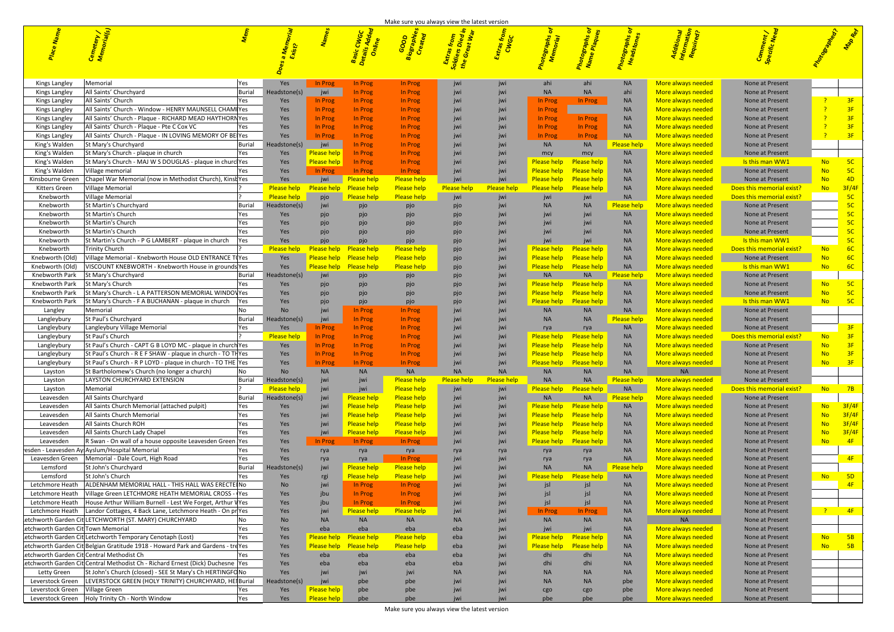Make sure you always view the latest version

| Place Name | Cemetery / Memorial(s) | Mem | Does a Memorial Exist? | Names | Basic CWGC Details Added Online | GOOD Biographies Created | Extras from Soldiers Died in the Great War | Extras from CWGC | Photographs of Memorial | Photographs of Name Plaques | Photographs of Headstones | Additional Information Required? | Comment / Specific Need | Photographed? | Map Ref |
|---|---|---|---|---|---|---|---|---|---|---|---|---|---|---|---|
| Kings Langley | Memorial | Yes | Yes | In Prog | In Prog | In Prog | jwi | jwi | ahi | ahi | NA | More always needed | None at Present | | |
| Kings Langley | All Saints' Churchyard | Burial | Headstone(s) | jwi | In Prog | In Prog | jwi | jwi | NA | NA | ahi | More always needed | None at Present | | |
| Kings Langley | All Saints' Church | Yes | Yes | In Prog | In Prog | In Prog | jwi | jwi | In Prog | In Prog | NA | More always needed | None at Present | ? | 3F |
| Kings Langley | All Saints' Church - Window - HENRY MAUNSELL CHAMI | Yes | Yes | In Prog | In Prog | In Prog | jwi | jwi | In Prog | | NA | More always needed | None at Present | ? | 3F |
| Kings Langley | All Saints' Church - Plaque - RICHARD MEAD HAYTHORN | Yes | Yes | In Prog | In Prog | In Prog | jwi | jwi | In Prog | In Prog | NA | More always needed | None at Present | ? | 3F |
| Kings Langley | All Saints' Church - Plaque - Pte C Cox VC | Yes | Yes | In Prog | In Prog | In Prog | jwi | jwi | In Prog | In Prog | NA | More always needed | None at Present | ? | 3F |
| Kings Langley | All Saints' Church - Plaque - IN LOVING MEMORY OF BE | Yes | Yes | In Prog | In Prog | In Prog | jwi | jwi | In Prog | In Prog | NA | More always needed | None at Present | ? | 3F |
| King's Walden | St Mary's Churchyard | Burial | Headstone(s) | jwi | In Prog | In Prog | jwi | jwi | NA | NA | Please help | More always needed | None at Present | | |
| King's Walden | St Mary's Church - plaque in church | Yes | Yes | Please help | In Prog | In Prog | jwi | jwi | mcy | mcy | NA | More always needed | None at Present | | |
| King's Walden | St Mary's Church - MAJ W S DOUGLAS - plaque in churc | Yes | Yes | Please help | In Prog | In Prog | jwi | jwi | Please help | Please help | NA | More always needed | Is this man WW1 | No | 5C |
| King's Walden | Village memorial | Yes | Yes | In Prog | In Prog | In Prog | jwi | jwi | Please help | Please help | NA | More always needed | None at Present | No | 5C |
| Kinsbourne Green | Chapel War Memorial (now in Methodist Church), Kinst | Yes | Yes | jwi | Please help | Please help | jwi | jwi | Please help | Please help | NA | More always needed | None at Present | No | 4D |
| Kitters Green | Village Memorial | ? | Please help | Please help | Please help | Please help | Please help | Please help | Please help | Please help | NA | More always needed | Does this memorial exist? | No | 3F/4F |
| Knebworth | Village Memorial | ? | Please help | pjo | Please help | Please help | jwi | jwi | jwi | jwi | NA | More always needed | Does this memorial exist? | | 5C |
| Knebworth | St Martin's Churchyard | Burial | Headstone(s) | jwi | pjo | pjo | pjo | jwi | NA | NA | Please help | More always needed | None at Present | | 5C |
| Knebworth | St Martin's Church | Yes | Yes | pjo | pjo | pjo | pjo | jwi | jwi | jwi | NA | More always needed | None at Present | | 5C |
| Knebworth | St Martin's Church | Yes | Yes | pjo | pjo | pjo | pjo | jwi | jwi | jwi | NA | More always needed | None at Present | | 5C |
| Knebworth | St Martin's Church | Yes | Yes | pjo | pjo | pjo | pjo | jwi | jwi | jwi | NA | More always needed | None at Present | | 5C |
| Knebworth | St Martin's Church - P G LAMBERT - plaque in church | Yes | Yes | pjo | pjo | pjo | pjo | jwi | jwi | jwi | NA | More always needed | Is this man WW1 | | 5C |
| Knebworth | Trinity Church | ? | Please help | Please help | Please help | Please help | pjo | jwi | Please help | Please help | NA | More always needed | Does this memorial exist? | No | 6C |
| Knebworth (Old) | Village Memorial - Knebworth House OLD ENTRANCE T | Yes | Yes | Please help | Please help | Please help | pjo | jwi | Please help | Please help | NA | More always needed | None at Present | No | 6C |
| Knebworth (Old) | VISCOUNT KNEBWORTH - Knebworth House in grounds | Yes | Yes | Please help | Please help | Please help | pjo | jwi | Please help | Please help | NA | More always needed | Is this man WW1 | No | 6C |
| Knebworth Park | St Mary's Churchyard | Burial | Headstone(s) | jwi | pjo | pjo | pjo | jwi | NA | NA | Please help | More always needed | None at Present | | |
| Knebworth Park | St Mary's Church | Yes | Yes | pjo | pjo | pjo | pjo | jwi | Please help | Please help | NA | More always needed | None at Present | No | 5C |
| Knebworth Park | St Mary's Church - L A PATTERSON MEMORIAL WINDOV | Yes | Yes | pjo | pjo | pjo | pjo | jwi | Please help | Please help | NA | More always needed | None at Present | No | 5C |
| Knebworth Park | St Mary's Church - F A BUCHANAN - plaque in church | Yes | Yes | pjo | pjo | pjo | pjo | jwi | Please help | Please help | NA | More always needed | Is this man WW1 | No | 5C |
| Langley | Memorial | No | No | jwi | In Prog | In Prog | jwi | jwi | NA | NA | NA | More always needed | None at Present | | |
| Langleybury | St Paul's Churchyard | Burial | Headstone(s) | jwi | In Prog | In Prog | jwi | jwi | NA | NA | Please help | More always needed | None at Present | | |
| Langleybury | Langleybury Village Memorial | Yes | Yes | In Prog | In Prog | In Prog | jwi | jwi | rya | rya | NA | More always needed | None at Present | | 3F |
| Langleybury | St Paul's Church | ? | Please help | In Prog | In Prog | In Prog | jwi | jwi | Please help | Please help | NA | More always needed | Does this memorial exist? | No | 3F |
| Langleybury | St Paul's Church - CAPT G B LOYD MC - plaque in church | Yes | Yes | In Prog | In Prog | In Prog | jwi | jwi | Please help | Please help | NA | More always needed | None at Present | No | 3F |
| Langleybury | St Paul's Church - R E F SHAW - plaque in church - TO TH | Yes | Yes | In Prog | In Prog | In Prog | jwi | jwi | Please help | Please help | NA | More always needed | None at Present | No | 3F |
| Langleybury | St Paul's Church - R P LOYD - plaque in church - TO THE | Yes | Yes | In Prog | In Prog | In Prog | jwi | jwi | Please help | Please help | NA | More always needed | None at Present | No | 3F |
| Layston | St Bartholomew's Church (no longer a church) | No | No | NA | NA | NA | NA | NA | NA | NA | NA | NA | None at Present | | |
| Layston | LAYSTON CHURCHYARD EXTENSION | Burial | Headstone(s) | jwi | jwi | Please help | Please help | Please help | NA | NA | Please help | More always needed | None at Present | | |
| Layston | Memorial | ? | Please help | jwi | jwi | Please help | jwi | jwi | Please help | Please help | NA | More always needed | Does this memorial exist? | No | 7B |
| Leavesden | All Saints Churchyard | Burial | Headstone(s) | jwi | Please help | Please help | jwi | jwi | NA | NA | Please help | More always needed | None at Present | | |
| Leavesden | All Saints Church Memorial (attached pulpit) | Yes | Yes | jwi | Please help | Please help | jwi | jwi | Please help | Please help | NA | More always needed | None at Present | No | 3F/4F |
| Leavesden | All Saints Church Memorial | Yes | Yes | jwi | Please help | Please help | jwi | jwi | Please help | Please help | NA | More always needed | None at Present | No | 3F/4F |
| Leavesden | All Saints Church ROH | Yes | Yes | jwi | Please help | Please help | jwi | jwi | Please help | Please help | NA | More always needed | None at Present | No | 3F/4F |
| Leavesden | All Saints Church Lady Chapel | Yes | Yes | jwi | Please help | Please help | jwi | jwi | Please help | Please help | NA | More always needed | None at Present | No | 3F/4F |
| Leavesden | R Swan - On wall of a house opposite Leavesden Green | Yes | Yes | In Prog | In Prog | In Prog | jwi | jwi | Please help | Please help | NA | More always needed | None at Present | No | 4F |
| esden - Leavesden Ay | Ayslum/Hospital Memorial | Yes | Yes | rya | rya | rya | rya | rya | rya | rya | NA | More always needed | None at Present | | |
| Leavesden Green | Memorial - Dale Court, High Road | Yes | Yes | rya | rya | In Prog | jwi | jwi | rya | rya | NA | More always needed | None at Present | | 4F |
| Lemsford | St John's Churchyard | Burial | Headstone(s) | jwi | Please help | Please help | jwi | jwi | NA | NA | Please help | More always needed | None at Present | | |
| Lemsford | St John's Church | Yes | Yes | rgi | Please help | Please help | jwi | jwi | Please help | Please help | NA | More always needed | None at Present | No | 5D |
| Letchmore Heath | ALDENHAM MEMORIAL HALL - THIS HALL WAS ERECTE | No | No | jwi | In Prog | In Prog | jwi | jwi | jsl | jsl | NA | More always needed | None at Present | | 4F |
| Letchmore Heath | Village Green LETCHMORE HEATH MEMORIAL CROSS - | Yes | Yes | jbu | In Prog | In Prog | jwi | jwi | jsl | jsl | NA | More always needed | None at Present | | |
| Letchmore Heath | House Arthur William Burnell - Lest We Forget, Arthur W | Yes | Yes | jbu | In Prog | In Prog | jwi | jwi | jsl | jsl | NA | More always needed | None at Present | | |
| Letchmore Heath | Landor Cottages, 4 Back Lane, Letchmore Heath - On pr | Yes | Yes | jwi | Please help | Please help | jwi | jwi | In Prog | In Prog | NA | More always needed | None at Present | ? | 4F |
| etchworth Garden Cit | LETCHWORTH (ST. MARY) CHURCHYARD | No | No | NA | NA | NA | NA | jwi | NA | NA | NA | NA | None at Present | | |
| etchworth Garden Cit | Town Memorial | Yes | Yes | eba | eba | eba | eba | jwi | jwi | jwi | NA | More always needed | None at Present | | |
| etchworth Garden Cit | Letchworth Temporary Cenotaph (Lost) | Yes | Yes | Please help | Please help | Please help | eba | jwi | Please help | Please help | NA | More always needed | None at Present | No | 5B |
| etchworth Garden Cit | Belgian Gratitude 1918 - Howard Park and Gardens - tre | Yes | Yes | Please help | Please help | Please help | eba | jwi | Please help | Please help | NA | More always needed | None at Present | No | 5B |
| etchworth Garden Cit | Central Methodist Ch | Yes | Yes | eba | eba | eba | eba | jwi | dhi | dhi | NA | More always needed | None at Present | | |
| etchworth Garden Cit | Central Methodist Ch - Richard Ernest (Dick) Duchesne | Yes | Yes | eba | eba | eba | eba | jwi | dhi | dhi | NA | More always needed | None at Present | | |
| Letty Green | St John's Church (closed) - SEE St Mary's Ch HERTINGFO | No | Yes | jwi | jwi | jwi | NA | jwi | NA | NA | NA | More always needed | None at Present | | |
| Leverstock Green | LEVERSTOCK GREEN (HOLY TRINITY) CHURCHYARD, HE | Burial | Headstone(s) | jwi | pbe | pbe | jwi | jwi | NA | NA | pbe | More always needed | None at Present | | |
| Leverstock Green | Village Green | Yes | Yes | Please help | pbe | pbe | jwi | jwi | cgo | cgo | pbe | More always needed | None at Present | | |
| Leverstock Green | Holy Trinity Ch - North Window | Yes | Yes | Please help | pbe | pbe | jwi | jwi | pbe | pbe | pbe | More always needed | None at Present | | |

Make sure you always view the latest version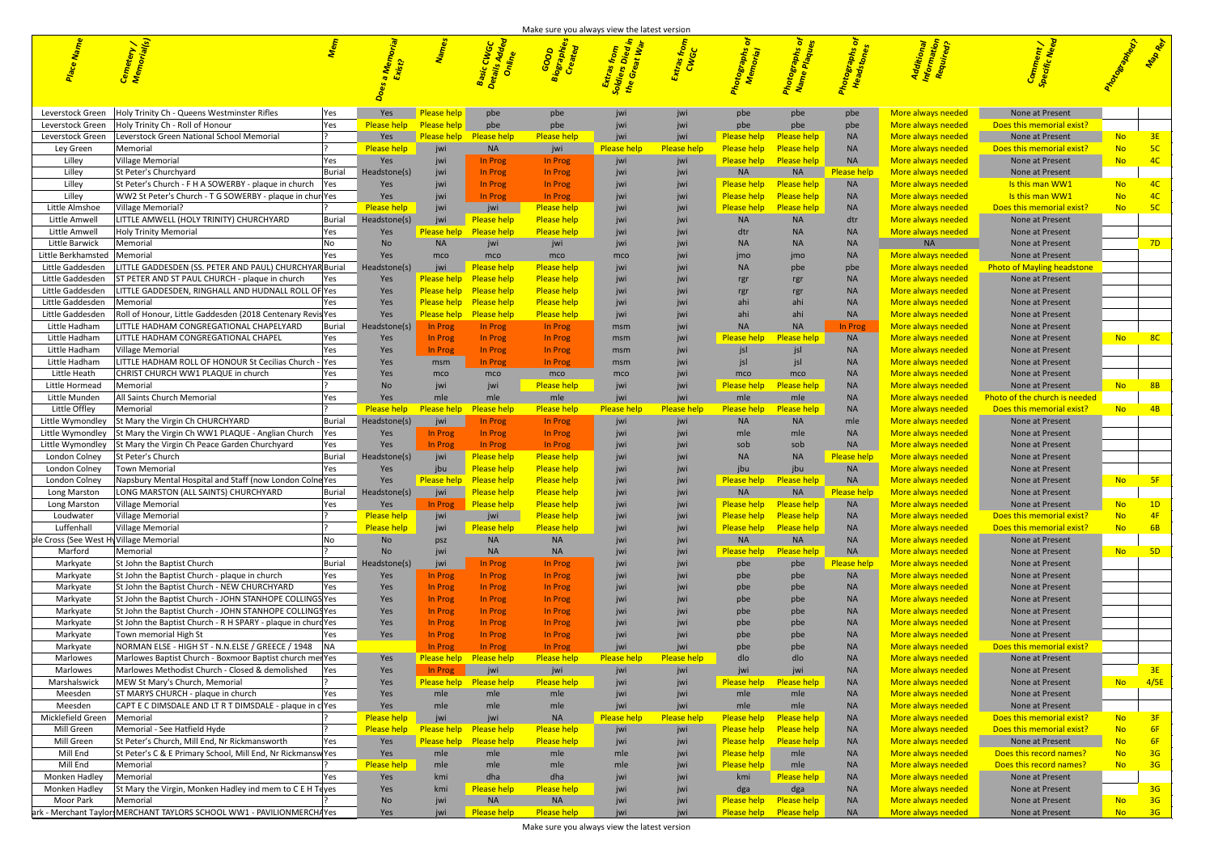Make sure you always view the latest version

| Place Name | Cemetery / Memorial(s) | Mem | Does a Memorial Exist? | Names | Basic CWGC Details Added Online | GOOD Biographies Created | Extras from Soldiers Died in the Great War | Extras from CWGC | Photographs of Memorial | Photographs of Name Plaques | Photographs of Headstones | Additional Information Required? | Comment / Specific Need | Photographed? | Map Ref |
|---|---|---|---|---|---|---|---|---|---|---|---|---|---|---|---|
| Leverstock Green | Holy Trinity Ch - Queens Westminster Rifles | Yes | Yes | Please help | pbe | pbe | jwi | jwi | pbe | pbe | pbe | More always needed | None at Present | | |
| Leverstock Green | Holy Trinity Ch - Roll of Honour | Yes | Please help | Please help | pbe | pbe | jwi | jwi | pbe | pbe | pbe | More always needed | Does this memorial exist? | | |
| Leverstock Green | Leverstock Green National School Memorial | ? | Yes | Please help | Please help | Please help | jwi | jwi | Please help | Please help | NA | More always needed | None at Present | No | 3E |
| Ley Green | Memorial | ? | Please help | jwi | NA | jwi | Please help | Please help | Please help | Please help | NA | More always needed | Does this memorial exist? | No | 5C |
| Lilley | Village Memorial | Yes | Yes | jwi | In Prog | In Prog | jwi | jwi | Please help | Please help | NA | More always needed | None at Present | No | 4C |
| Lilley | St Peter's Churchyard | Burial | Headstone(s) | jwi | In Prog | In Prog | jwi | jwi | NA | NA | Please help | More always needed | None at Present | | |
| Lilley | St Peter's Church - F H A SOWERBY - plaque in church | Yes | Yes | jwi | In Prog | In Prog | jwi | jwi | Please help | Please help | NA | More always needed | Is this man WW1 | No | 4C |
| Lilley | WW2 St Peter's Church - T G SOWERBY - plaque in chur | Yes | Yes | jwi | In Prog | In Prog | jwi | jwi | Please help | Please help | NA | More always needed | Is this man WW1 | No | 4C |
| Little Almshoe | Village Memorial? | ? | Please help | jwi | jwi | Please help | jwi | jwi | Please help | Please help | NA | More always needed | Does this memorial exist? | No | 5C |
| Little Amwell | LITTLE AMWELL (HOLY TRINITY) CHURCHYARD | Burial | Headstone(s) | jwi | Please help | Please help | jwi | jwi | NA | NA | dtr | More always needed | None at Present | | |
| Little Amwell | Holy Trinity Memorial | Yes | Yes | Please help | Please help | Please help | jwi | jwi | dtr | NA | NA | More always needed | None at Present | | |
| Little Barwick | Memorial | No | No | NA | jwi | jwi | jwi | jwi | NA | NA | NA | NA | None at Present | | 7D |
| Little Berkhamsted | Memorial | Yes | Yes | mco | mco | mco | mco | jwi | jmo | jmo | NA | More always needed | None at Present | | |
| Little Gaddesden | LITTLE GADDESDEN (SS. PETER AND PAUL) CHURCHYAR | Burial | Headstone(s) | jwi | Please help | Please help | jwi | jwi | NA | pbe | pbe | More always needed | Photo of Mayling headstone | | |
| Little Gaddesden | ST PETER AND ST PAUL CHURCH - plaque in church | Yes | Yes | Please help | Please help | Please help | jwi | jwi | rgr | rgr | NA | More always needed | None at Present | | |
| Little Gaddesden | LITTLE GADDESDEN, RINGHALL AND HUDNALL ROLL OF | Yes | Yes | Please help | Please help | Please help | jwi | jwi | rgr | rgr | NA | More always needed | None at Present | | |
| Little Gaddesden | Memorial | Yes | Yes | Please help | Please help | Please help | jwi | jwi | ahi | ahi | NA | More always needed | None at Present | | |
| Little Gaddesden | Roll of Honour, Little Gaddesden (2018 Centenary Revis | Yes | Yes | Please help | Please help | Please help | jwi | jwi | ahi | ahi | NA | More always needed | None at Present | | |
| Little Hadham | LITTLE HADHAM CONGREGATIONAL CHAPELYARD | Burial | Headstone(s) | In Prog | In Prog | In Prog | msm | jwi | NA | NA | In Prog | More always needed | None at Present | | |
| Little Hadham | LITTLE HADHAM CONGREGATIONAL CHAPEL | Yes | Yes | In Prog | In Prog | In Prog | msm | jwi | Please help | Please help | NA | More always needed | None at Present | No | 8C |
| Little Hadham | Village Memorial | Yes | Yes | In Prog | In Prog | In Prog | msm | jwi | jsl | jsl | NA | More always needed | None at Present | | |
| Little Hadham | LITTLE HADHAM ROLL OF HONOUR St Cecilias Church - | Yes | Yes | msm | In Prog | In Prog | msm | jwi | jsl | jsl | NA | More always needed | None at Present | | |
| Little Heath | CHRIST CHURCH WW1 PLAQUE in church | Yes | Yes | mco | mco | mco | mco | jwi | mco | mco | NA | More always needed | None at Present | | |
| Little Hormead | Memorial | ? | No | jwi | jwi | Please help | jwi | jwi | Please help | Please help | NA | More always needed | None at Present | No | 8B |
| Little Munden | All Saints Church Memorial | Yes | Yes | mle | mle | mle | jwi | jwi | mle | mle | NA | More always needed | Photo of the church is needed | | |
| Little Offley | Memorial | ? | Please help | Please help | Please help | Please help | Please help | Please help | Please help | Please help | NA | More always needed | Does this memorial exist? | No | 4B |
| Little Wymondley | St Mary the Virgin Ch CHURCHYARD | Burial | Headstone(s) | jwi | In Prog | In Prog | jwi | jwi | NA | NA | mle | More always needed | None at Present | | |
| Little Wymondley | St Mary the Virgin Ch WW1 PLAQUE - Anglian Church | Yes | Yes | In Prog | In Prog | In Prog | jwi | jwi | mle | mle | NA | More always needed | None at Present | | |
| Little Wymondley | St Mary the Virgin Ch Peace Garden Churchyard | Yes | Yes | In Prog | In Prog | In Prog | jwi | jwi | sob | sob | NA | More always needed | None at Present | | |
| London Colney | St Peter's Church | Burial | Headstone(s) | jwi | Please help | Please help | jwi | jwi | NA | NA | Please help | More always needed | None at Present | | |
| London Colney | Town Memorial | Yes | Yes | jbu | Please help | Please help | jwi | jwi | jbu | jbu | NA | More always needed | None at Present | | |
| London Colney | Napsbury Mental Hospital and Staff (now London Colne | Yes | Yes | Please help | Please help | Please help | jwi | jwi | Please help | Please help | NA | More always needed | None at Present | No | 5F |
| Long Marston | LONG MARSTON (ALL SAINTS) CHURCHYARD | Burial | Headstone(s) | jwi | Please help | Please help | jwi | jwi | NA | NA | Please help | More always needed | None at Present | | |
| Long Marston | Village Memorial | Yes | Yes | In Prog | Please help | Please help | jwi | jwi | Please help | Please help | NA | More always needed | None at Present | No | 1D |
| Loudwater | Village Memorial | ? | Please help | jwi | jwi | Please help | jwi | jwi | Please help | Please help | NA | More always needed | Does this memorial exist? | No | 4F |
| Luffenhall | Village Memorial | ? | Please help | jwi | Please help | Please help | jwi | jwi | Please help | Please help | NA | More always needed | Does this memorial exist? | No | 6B |
| ole Cross (See West H | Village Memorial | No | No | psz | NA | NA | jwi | jwi | NA | NA | NA | More always needed | None at Present | | |
| Marford | Memorial | ? | No | jwi | NA | NA | jwi | jwi | Please help | Please help | NA | More always needed | None at Present | No | 5D |
| Markyate | St John the Baptist Church | Burial | Headstone(s) | jwi | In Prog | In Prog | jwi | jwi | pbe | pbe | Please help | More always needed | None at Present | | |
| Markyate | St John the Baptist Church - plaque in church | Yes | Yes | In Prog | In Prog | In Prog | jwi | jwi | pbe | pbe | NA | More always needed | None at Present | | |
| Markyate | St John the Baptist Church - NEW CHURCHYARD | Yes | Yes | In Prog | In Prog | In Prog | jwi | jwi | pbe | pbe | NA | More always needed | None at Present | | |
| Markyate | St John the Baptist Church - JOHN STANHOPE COLLINGS | Yes | Yes | In Prog | In Prog | In Prog | jwi | jwi | pbe | pbe | NA | More always needed | None at Present | | |
| Markyate | St John the Baptist Church - JOHN STANHOPE COLLINGS | Yes | Yes | In Prog | In Prog | In Prog | jwi | jwi | pbe | pbe | NA | More always needed | None at Present | | |
| Markyate | St John the Baptist Church - R H SPARY - plaque in churc | Yes | Yes | In Prog | In Prog | In Prog | jwi | jwi | pbe | pbe | NA | More always needed | None at Present | | |
| Markyate | Town memorial High St | Yes | Yes | In Prog | In Prog | In Prog | jwi | jwi | pbe | pbe | NA | More always needed | None at Present | | |
| Markyate | NORMAN ELSE - HIGH ST - N.N.ELSE / GREECE / 1948 | NA | | In Prog | In Prog | In Prog | jwi | jwi | pbe | pbe | NA | More always needed | Does this memorial exist? | | |
| Marlowes | Marlowes Baptist Church - Boxmoor Baptist church mer | Yes | Yes | Please help | Please help | Please help | Please help | Please help | dlo | dlo | NA | More always needed | None at Present | | |
| Marlowes | Marlowes Methodist Church - Closed & demolished | Yes | Yes | In Prog | jwi | jwi | jwi | jwi | jwi | jwi | NA | More always needed | None at Present | | 3E |
| Marshalswick | MEW St Mary's Church, Memorial | ? | Yes | Please help | Please help | Please help | jwi | jwi | Please help | Please help | NA | More always needed | None at Present | No | 4/5E |
| Meesden | ST MARYS CHURCH - plaque in church | Yes | Yes | mle | mle | mle | jwi | jwi | mle | mle | NA | More always needed | None at Present | | |
| Meesden | CAPT E C DIMSDALE AND LT R T DIMSDALE - plaque in c | Yes | Yes | mle | mle | mle | jwi | jwi | mle | mle | NA | More always needed | None at Present | | |
| Micklefield Green | Memorial | ? | Please help | jwi | jwi | NA | Please help | Please help | Please help | Please help | NA | More always needed | Does this memorial exist? | No | 3F |
| Mill Green | Memorial - See Hatfield Hyde | ? | Please help | Please help | Please help | Please help | jwi | jwi | Please help | Please help | NA | More always needed | Does this memorial exist? | No | 6F |
| Mill Green | St Peter's Church, Mill End, Nr Rickmansworth | Yes | Yes | Please help | Please help | Please help | jwi | jwi | Please help | Please help | NA | More always needed | None at Present | No | 6F |
| Mill End | St Peter's C & E Primary School, Mill End, Nr Rickmansw | Yes | Yes | mle | mle | mle | mle | jwi | Please help | mle | NA | More always needed | Does this record names? | No | 3G |
| Mill End | Memorial | ? | Please help | mle | mle | mle | mle | jwi | Please help | mle | NA | More always needed | Does this record names? | No | 3G |
| Monken Hadley | Memorial | Yes | Yes | kmi | dha | dha | jwi | jwi | kmi | Please help | NA | More always needed | None at Present | | |
| Monken Hadley | St Mary the Virgin, Monken Hadley ind mem to C E H Te | yes | Yes | kmi | Please help | Please help | jwi | jwi | dga | dga | NA | More always needed | None at Present | | 3G |
| Moor Park | Memorial | ? | No | jwi | NA | NA | jwi | jwi | Please help | Please help | NA | More always needed | None at Present | No | 3G |
| ark - Merchant Taylor | MERCHANT TAYLORS SCHOOL WW1 - PAVILIONMERCHA | Yes | Yes | jwi | Please help | Please help | jwi | jwi | Please help | Please help | NA | More always needed | None at Present | No | 3G |

Make sure you always view the latest version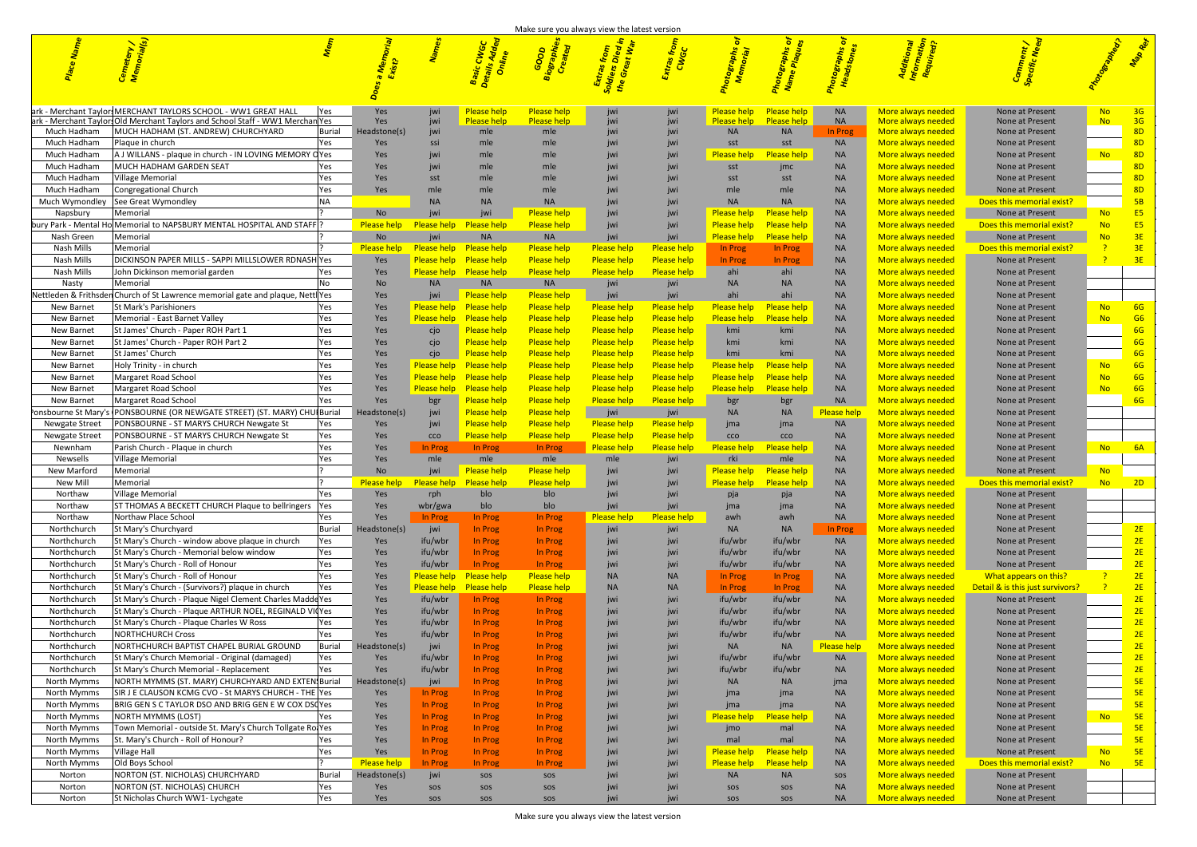Make sure you always view the latest version

| Place Name | Cemetery / Memorial(s) | Mem | Does a Memorial Exist? | Names | Basic CWGC Details Added Online | GOOD Biographies Created | Extras from Soldiers Died in the Great War | Extras from CWGC | Photographs of Memorial | Photographs of Name Plaques | Photographs of Headstones | Additional Information Required? | Comment / Specific Need | Photographed? | Map Ref |
|---|---|---|---|---|---|---|---|---|---|---|---|---|---|---|---|
| ark - Merchant Taylors | MERCHANT TAYLORS SCHOOL - WW1 GREAT HALL | Yes | Yes | jwi | Please help | Please help | jwi | jwi | Please help | Please help | NA | More always needed | None at Present | No | 3G |
| ark - Merchant Taylors | Old Merchant Taylors and School Staff - WW1 Merchan | Yes | Yes | jwi | Please help | Please help | jwi | jwi | Please help | Please help | NA | More always needed | None at Present | No | 3G |
| Much Hadham | MUCH HADHAM (ST. ANDREW) CHURCHYARD | Burial | Headstone(s) | jwi | mle | mle | jwi | jwi | NA | NA | In Prog | More always needed | None at Present | | 8D |
| Much Hadham | Plaque in church | Yes | Yes | ssi | mle | mle | jwi | jwi | sst | sst | NA | More always needed | None at Present | | 8D |
| Much Hadham | A J WILLANS - plaque in church - IN LOVING MEMORY O | Yes | Yes | jwi | mle | mle | jwi | jwi | Please help | Please help | NA | More always needed | None at Present | No | 8D |
| Much Hadham | MUCH HADHAM GARDEN SEAT | Yes | Yes | jwi | mle | mle | jwi | jwi | sst | jmc | NA | More always needed | None at Present | | 8D |
| Much Hadham | Village Memorial | Yes | Yes | sst | mle | mle | jwi | jwi | sst | sst | NA | More always needed | None at Present | | 8D |
| Much Hadham | Congregational Church | Yes | Yes | mle | mle | mle | jwi | jwi | mle | mle | NA | More always needed | None at Present | | 8D |
| Much Wymondley | See Great Wymondley | NA | | NA | NA | NA | jwi | jwi | NA | NA | NA | More always needed | Does this memorial exist? | | 5B |
| Napsbury | Memorial | ? | No | jwi | jwi | Please help | jwi | jwi | Please help | Please help | NA | More always needed | None at Present | No | E5 |
| bury Park - Mental Ho | Memorial to NAPSBURY MENTAL HOSPITAL AND STAFF | ? | Please help | Please help | Please help | Please help | jwi | jwi | Please help | Please help | NA | More always needed | Does this memorial exist? | No | E5 |
| Nash Green | Memorial | ? | No | jwi | NA | NA | jwi | jwi | Please help | Please help | NA | More always needed | None at Present | No | 3E |
| Nash Mills | Memorial | ? | Please help | Please help | Please help | Please help | Please help | Please help | In Prog | In Prog | NA | More always needed | Does this memorial exist? | ? | 3E |
| Nash Mills | DICKINSON PAPER MILLS - SAPPI MILLSLOWER RDNASH | Yes | Yes | Please help | Please help | Please help | Please help | Please help | In Prog | In Prog | NA | More always needed | None at Present | ? | 3E |
| Nash Mills | John Dickinson memorial garden | Yes | Yes | Please help | Please help | Please help | Please help | Please help | ahi | ahi | NA | More always needed | None at Present | | |
| Nasty | Memorial | No | No | NA | NA | NA | jwi | jwi | NA | NA | NA | More always needed | None at Present | | |
| Nettleden & Frithsden | Church of St Lawrence memorial gate and plaque, Nettl | Yes | Yes | jwi | Please help | Please help | jwi | jwi | ahi | ahi | NA | More always needed | None at Present | | |
| New Barnet | St Mark's Parishioners | Yes | Yes | Please help | Please help | Please help | Please help | Please help | Please help | Please help | NA | More always needed | None at Present | No | 6G |
| New Barnet | Memorial - East Barnet Valley | Yes | Yes | Please help | Please help | Please help | Please help | Please help | Please help | Please help | NA | More always needed | None at Present | No | G6 |
| New Barnet | St James' Church - Paper ROH Part 1 | Yes | Yes | cjo | Please help | Please help | Please help | Please help | kmi | kmi | NA | More always needed | None at Present | | 6G |
| New Barnet | St James' Church - Paper ROH Part 2 | Yes | Yes | cjo | Please help | Please help | Please help | Please help | kmi | kmi | NA | More always needed | None at Present | | 6G |
| New Barnet | St James' Church | Yes | Yes | cjo | Please help | Please help | Please help | Please help | kmi | kmi | NA | More always needed | None at Present | | 6G |
| New Barnet | Holy Trinity - in church | Yes | Yes | Please help | Please help | Please help | Please help | Please help | Please help | Please help | NA | More always needed | None at Present | No | 6G |
| New Barnet | Margaret Road School | Yes | Yes | Please help | Please help | Please help | Please help | Please help | Please help | Please help | NA | More always needed | None at Present | No | 6G |
| New Barnet | Margaret Road School | Yes | Yes | Please help | Please help | Please help | Please help | Please help | Please help | Please help | NA | More always needed | None at Present | No | 6G |
| New Barnet | Margaret Road School | Yes | Yes | bgr | Please help | Please help | Please help | Please help | bgr | bgr | NA | More always needed | None at Present | | 6G |
| Ponsbourne St Mary's | PONSBOURNE (OR NEWGATE STREET) (ST. MARY) CHU | Burial | Headstone(s) | jwi | Please help | Please help | jwi | jwi | NA | NA | Please help | More always needed | None at Present | | |
| Newgate Street | PONSBOURNE - ST MARYS CHURCH Newgate St | Yes | Yes | jwi | Please help | Please help | Please help | Please help | jma | jma | NA | More always needed | None at Present | | |
| Newgate Street | PONSBOURNE - ST MARYS CHURCH Newgate St | Yes | Yes | cco | Please help | Please help | Please help | Please help | cco | cco | NA | More always needed | None at Present | | |
| Newnham | Parish Church - Plaque in church | Yes | Yes | In Prog | In Prog | In Prog | Please help | Please help | Please help | Please help | NA | More always needed | None at Present | No | 6A |
| Newsells | Village Memorial | Yes | Yes | mle | mle | mle | mle | jwi | rki | mle | NA | More always needed | None at Present | | |
| New Marford | Memorial | ? | No | jwi | Please help | Please help | jwi | jwi | Please help | Please help | NA | More always needed | None at Present | No | |
| New Mill | Memorial | ? | Please help | Please help | Please help | Please help | jwi | jwi | Please help | Please help | NA | More always needed | Does this memorial exist? | No | 2D |
| Northaw | Village Memorial | Yes | Yes | rph | blo | blo | jwi | jwi | pja | pja | NA | More always needed | None at Present | | |
| Northaw | ST THOMAS A BECKETT CHURCH Plaque to bellringers | Yes | Yes | wbr/gwa | blo | blo | jwi | jwi | jma | jma | NA | More always needed | None at Present | | |
| Northaw | Northaw Place School | Yes | Yes | In Prog | In Prog | In Prog | Please help | Please help | awh | awh | NA | More always needed | None at Present | | |
| Northchurch | St Mary's Churchyard | Burial | Headstone(s) | jwi | In Prog | In Prog | jwi | jwi | NA | NA | In Prog | More always needed | None at Present | | 2E |
| Northchurch | St Mary's Church - window above plaque in church | Yes | Yes | ifu/wbr | In Prog | In Prog | jwi | jwi | ifu/wbr | ifu/wbr | NA | More always needed | None at Present | | 2E |
| Northchurch | St Mary's Church - Memorial below window | Yes | Yes | ifu/wbr | In Prog | In Prog | jwi | jwi | ifu/wbr | ifu/wbr | NA | More always needed | None at Present | | 2E |
| Northchurch | St Mary's Church - Roll of Honour | Yes | Yes | ifu/wbr | In Prog | In Prog | jwi | jwi | ifu/wbr | ifu/wbr | NA | More always needed | None at Present | | 2E |
| Northchurch | St Mary's Church - Roll of Honour | Yes | Yes | Please help | Please help | Please help | NA | NA | In Prog | In Prog | NA | More always needed | What appears on this? | ? | 2E |
| Northchurch | St Mary's Church - (Survivors?) plaque in church | Yes | Yes | Please help | Please help | Please help | NA | NA | In Prog | In Prog | NA | More always needed | Detail & is this just survivors? | ? | 2E |
| Northchurch | St Mary's Church - Plaque Nigel Clement Charles Madde | Yes | Yes | ifu/wbr | In Prog | In Prog | jwi | jwi | ifu/wbr | ifu/wbr | NA | More always needed | None at Present | | 2E |
| Northchurch | St Mary's Church - Plaque ARTHUR NOEL, REGINALD VI | Yes | Yes | ifu/wbr | In Prog | In Prog | jwi | jwi | ifu/wbr | ifu/wbr | NA | More always needed | None at Present | | 2E |
| Northchurch | St Mary's Church - Plaque Charles W Ross | Yes | Yes | ifu/wbr | In Prog | In Prog | jwi | jwi | ifu/wbr | ifu/wbr | NA | More always needed | None at Present | | 2E |
| Northchurch | NORTHCHURCH Cross | Yes | Yes | ifu/wbr | In Prog | In Prog | jwi | jwi | ifu/wbr | ifu/wbr | NA | More always needed | None at Present | | 2E |
| Northchurch | NORTHCHURCH BAPTIST CHAPEL BURIAL GROUND | Burial | Headstone(s) | jwi | In Prog | In Prog | jwi | jwi | NA | NA | Please help | More always needed | None at Present | | 2E |
| Northchurch | St Mary's Church Memorial - Original (damaged) | Yes | Yes | ifu/wbr | In Prog | In Prog | jwi | jwi | ifu/wbr | ifu/wbr | NA | More always needed | None at Present | | 2E |
| Northchurch | St Mary's Church Memorial - Replacement | Yes | Yes | ifu/wbr | In Prog | In Prog | jwi | jwi | ifu/wbr | ifu/wbr | NA | More always needed | None at Present | | 2E |
| North Mymms | NORTH MYMMS (ST. MARY) CHURCHYARD AND EXTEN | Burial | Headstone(s) | jwi | In Prog | In Prog | jwi | jwi | NA | NA | jma | More always needed | None at Present | | 5E |
| North Mymms | SIR J E CLAUSON KCMG CVO - St MARYS CHURCH - THE | Yes | Yes | In Prog | In Prog | In Prog | jwi | jwi | jma | jma | NA | More always needed | None at Present | | 5E |
| North Mymms | BRIG GEN S C TAYLOR DSO AND BRIG GEN E W COX DSO | Yes | Yes | In Prog | In Prog | In Prog | jwi | jwi | jma | jma | NA | More always needed | None at Present | | 5E |
| North Mymms | NORTH MYMMS (LOST) | Yes | Yes | In Prog | In Prog | In Prog | jwi | jwi | Please help | Please help | NA | More always needed | None at Present | No | 5E |
| North Mymms | Town Memorial - outside St. Mary's Church Tollgate Ro | Yes | Yes | In Prog | In Prog | In Prog | jwi | jwi | jmo | mal | NA | More always needed | None at Present | | 5E |
| North Mymms | St. Mary's Church - Roll of Honour? | Yes | Yes | In Prog | In Prog | In Prog | jwi | jwi | mal | mal | NA | More always needed | None at Present | | 5E |
| North Mymms | Village Hall | Yes | Yes | In Prog | In Prog | In Prog | jwi | jwi | Please help | Please help | NA | More always needed | None at Present | No | 5E |
| North Mymms | Old Boys School | ? | Please help | In Prog | In Prog | In Prog | jwi | jwi | Please help | Please help | NA | More always needed | Does this memorial exist? | No | 5E |
| Norton | NORTON (ST. NICHOLAS) CHURCHYARD | Burial | Headstone(s) | jwi | sos | sos | jwi | jwi | NA | NA | sos | More always needed | None at Present | | |
| Norton | NORTON (ST. NICHOLAS) CHURCH | Yes | Yes | sos | sos | sos | jwi | jwi | sos | sos | NA | More always needed | None at Present | | |
| Norton | St Nicholas Church WW1- Lychgate | Yes | Yes | sos | sos | sos | jwi | jwi | sos | sos | NA | More always needed | None at Present | | |

Make sure you always view the latest version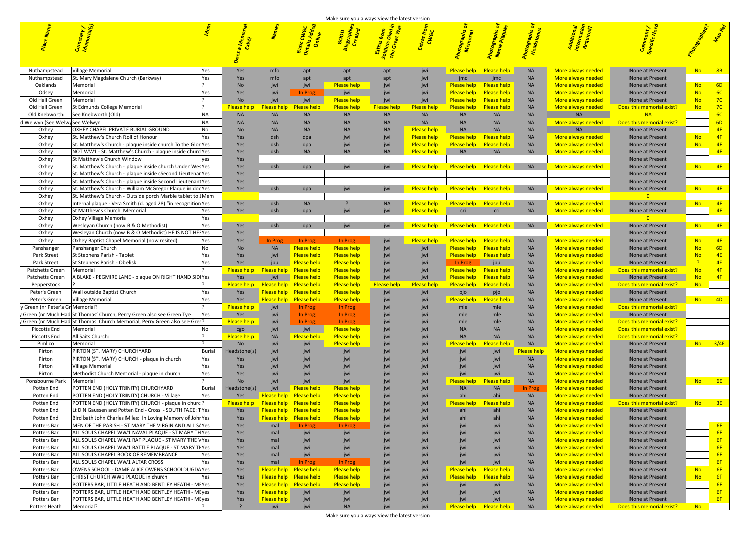Make sure you always view the latest version

| Place Name | Cemetery / Memorial(s) | Mem | Does a Memorial Exist? | Names | Basic CWGC Details Added Online | GOOD Biographies Created | Extras from Soldiers Died in the Great War | Extras from CWGC | Photographs of Memorial | Photographs of Name Plaques | Photographs of Headstones | Additional Information Required? | Comment / Specific Need | Photographed? | Map Ref |
|---|---|---|---|---|---|---|---|---|---|---|---|---|---|---|---|
| Nuthampstead | Village Memorial | Yes | Yes | mfo | apt | apt | apt | jwi | Please help | Please help | NA | More always needed | None at Present | No | 8B |
| Nuthampstead | St. Mary Magdalene Church (Barkway) | Yes | Yes | mfo | apt | apt | apt | jwi | jmc | jmc | NA | More always needed | None at Present | | |
| Oaklands | Memorial | ? | No | jwi | jwi | Please help | jwi | jwi | Please help | Please help | NA | More always needed | None at Present | No | 6D |
| Odsey | Memorial | Yes | Yes | jwi | In Prog | jwi | jwi | jwi | Please help | Please help | NA | More always needed | None at Present | No | 6C |
| Old Hall Green | Memorial | ? | No | jwi | jwi | Please help | jwi | jwi | Please help | Please help | NA | More always needed | None at Present | No | 7C |
| Old Hall Green | St Edmunds College Memorial | ? | Please help | Please help | Please help | Please help | Please help | Please help | Please help | Please help | NA | More always needed | Does this memorial exist? | No | 7C |
| Old Knebworth | See Knebworth (Old) | NA | NA | NA | NA | NA | NA | NA | NA | NA | NA | NA | NA | | 6C |
| d Welwyn (See Welwy | See Welwyn | NA | NA | NA | NA | NA | NA | NA | NA | NA | NA | More always needed | Does this memorial exist? | | 6D |
| Oxhey | OXHEY CHAPEL PRIVATE BURIAL GROUND | No | No | NA | NA | NA | NA | Please help | NA | NA | NA | NA | None at Present | | 4F |
| Oxhey | St. Matthew's Church Roll of Honour | Yes | Yes | dsh | dpa | jwi | jwi | Please help | Please help | Please help | NA | More always needed | None at Present | No | 4F |
| Oxhey | St. Matthew's Church - plaque inside church To the Glor | Yes | Yes | dsh | dpa | jwi | jwi | Please help | Please help | Please help | NA | More always needed | None at Present | No | 4F |
| Oxhey | NOT WW1 - St. Matthew's Church - plaque inside churc | Yes | Yes | dsh | NA | NA | NA | Please help | NA | NA | NA | More always needed | None at Present | | 4F |
| Oxhey | St Matthew's Church Window | yes | Yes | | | | | | | | | | None at Present | | |
| Oxhey | St. Matthew's Church - plaque inside church Under Wes | Yes | Yes | dsh | dpa | jwi | jwi | Please help | Please help | Please help | NA | More always needed | None at Present | No | 4F |
| Oxhey | St. Matthew's Church - plaque inside cSecond Lieutenan | Yes | Yes | | | | | | | | | | None at Present | | |
| Oxhey | St. Matthew's Church - plaque inside Second Lieutenant | Yes | Yes | | | | | | | | | | None at Present | | |
| Oxhey | St. Matthew's Church - William McGregor Plaque in doo | Yes | Yes | dsh | dpa | jwi | jwi | Please help | Please help | Please help | NA | More always needed | None at Present | No | 4F |
| Oxhey | St. Matthew's Church - Outside porch Marble tablet to . | Mem | | | | | | | | | | | 0 | | |
| Oxhey | Internal plaque - Vera Smith (d. aged 28) "in recognition | Yes | Yes | dsh | NA | ? | NA | Please help | Please help | Please help | NA | More always needed | None at Present | No | 4F |
| Oxhey | St Matthew's Church Memorial | Yes | Yes | dsh | dpa | jwi | jwi | Please help | cri | cri | NA | More always needed | None at Present | | 4F |
| Oxhey | Oxhey Village Memorial | Yes | | | | | | | | | | | 0 | | |
| Oxhey | Wesleyan Church (now B & O Methodist) | Yes | Yes | dsh | dpa | jwi | jwi | Please help | Please help | Please help | NA | More always needed | None at Present | No | 4F |
| Oxhey | Wesleyan Church (now B & O Methodist) HE IS NOT HER | Yes | Yes | | | | | | | | | | None at Present | | |
| Oxhey | Oxhey Baptist Chapel Memorial (now resited) | Yes | Yes | In Prog | In Prog | In Prog | jwi | Please help | Please help | Please help | NA | More always needed | None at Present | No | 4F |
| Panshanger | Panshanger Church | No | No | NA | Please help | Please help | jwi | jwi | Please help | Please help | NA | More always needed | None at Present | No | 6D |
| Park Street | St Stephens Parish - Tablet | Yes | Yes | jwi | Please help | Please help | jwi | jwi | Please help | Please help | NA | More always needed | None at Present | No | 4E |
| Park Street | St Stephens Parish - Obelisk | Yes | Yes | jbu | Please help | Please help | jwi | jwi | In Prog | jbu | NA | More always needed | None at Present | ? | 4E |
| Patchetts Green | Memorial | ? | Please help | Please help | Please help | Please help | jwi | jwi | Please help | Please help | NA | More always needed | Does this memorial exist? | No | 4F |
| Patchetts Green | A BLAKE - PEGMIRE LANE - plaque ON RIGHT HAND SID | Yes | Yes | jwi | Please help | Please help | jwi | jwi | Please help | Please help | NA | More always needed | None at Present | No | 4F |
| Pepperstock | ? | ? | Please help | Please help | Please help | Please help | Please help | Please help | Please help | Please help | NA | More always needed | Does this memorial exist? | No | |
| Peter's Green | Wall outside Baptist Church | Yes | Yes | Please help | Please help | Please help | jwi | jwi | pjo | pjo | NA | More always needed | None at Present | | |
| Peter's Green | Village Memorial | Yes | Yes | Please help | Please help | Please help | jwi | jwi | Please help | Please help | NA | More always needed | None at Present | No | 4D |
| y Green (nr Peter's Gr | Memorial? | ? | Please help | jwi | In Prog | In Prog | jwi | jwi | mle | mle | NA | More always needed | Does this memorial exist? | | |
| Green (nr Much Had | St Thomas' Church, Perry Green also see Green Tye | Yes | Yes | jwi | In Prog | In Prog | jwi | jwi | mle | mle | NA | More always needed | None at Present | | |
| Green (nr Much Had | St Thomas' Church Memorial, Perry Green also see Gre | ? | Please help | jwi | In Prog | In Prog | jwi | jwi | mle | mle | NA | More always needed | Does this memorial exist? | | |
| Piccotts End | Memorial | No | cgo | jwi | jwi | Please help | jwi | jwi | NA | NA | NA | More always needed | Does this memorial exist? | | |
| Piccotts End | All Saits Church: | ? | Please help | NA | Please help | Please help | jwi | jwi | NA | NA | NA | More always needed | Does this memorial exist? | | |
| Pimlico | Memorial | ? | No | jwi | jwi | Please help | jwi | jwi | Please help | Please help | NA | More always needed | None at Present | No | 3/4E |
| Pirton | PIRTON (ST. MARY) CHURCHYARD | Burial | Headstone(s) | jwi | jwi | jwi | jwi | jwi | jwi | jwi | Please help | More always needed | None at Present | | |
| Pirton | PIRTON (ST. MARY) CHURCH - plaque in church | Yes | Yes | jwi | jwi | jwi | jwi | jwi | jwi | jwi | NA | More always needed | None at Present | | |
| Pirton | Village Memorial | Yes | Yes | jwi | jwi | jwi | jwi | jwi | jwi | jwi | NA | More always needed | None at Present | | |
| Pirton | Methodist Church Memorial - plaque in church | Yes | Yes | jwi | jwi | jwi | jwi | jwi | jwi | jwi | NA | More always needed | None at Present | | |
| Ponsbourne Park | Memorial | ? | No | jwi | jwi | jwi | jwi | jwi | Please help | Please help | NA | More always needed | None at Present | No | 6E |
| Potten End | POTTEN END (HOLY TRINITY) CHURCHYARD | Burial | Headstone(s) | jwi | Please help | Please help | jwi | jwi | NA | NA | In Prog | More always needed | None at Present | | |
| Potten End | POTTEN END (HOLY TRINITY) CHURCH - Village | Yes | Yes | Please help | Please help | Please help | jwi | jwi | ahi | ahi | NA | More always needed | None at Present | | |
| Potten End | POTTEN END (HOLY TRINITY) CHURCH - plaque in churc | ? | Please help | Please help | Please help | Please help | jwi | jwi | Please help | Please help | NA | More always needed | Does this memorial exist? | No | 3E |
| Potten End | Lt D N Gaussen and Potten End Cross - SOUTH FACE: T | Yes | Yes | Please help | Please help | Please help | jwi | jwi | ahi | ahi | NA | More always needed | None at Present | | |
| Potten End | Bird bath John Charles Miles: In Loving Memory of John | Yes | Yes | Please help | Please help | Please help | jwi | jwi | ahi | ahi | NA | More always needed | None at Present | | |
| Potters Bar | MEN OF THE PARISH - ST MARY THE VIRGIN AND ALL SA | Yes | Yes | mal | In Prog | In Prog | jwi | jwi | jwi | jwi | NA | More always needed | None at Present | | 6F |
| Potters Bar | ALL SOULS CHAPEL WW1 NAVAL PLAQUE - ST MARY TH | Yes | Yes | mal | jwi | jwi | jwi | jwi | jwi | jwi | NA | More always needed | None at Present | | 6F |
| Potters Bar | ALL SOULS CHAPEL WW1 RAF PLAQUE - ST MARY THE V | Yes | Yes | mal | jwi | jwi | jwi | jwi | jwi | jwi | NA | More always needed | None at Present | | 6F |
| Potters Bar | ALL SOULS CHAPEL WW1 BATTLE PLAQUE - ST MARY TH | Yes | Yes | mal | jwi | jwi | jwi | jwi | jwi | jwi | NA | More always needed | None at Present | | 6F |
| Potters Bar | ALL SOULS CHAPEL BOOK OF REMEMBRANCE | Yes | Yes | mal | jwi | jwi | jwi | jwi | jwi | jwi | NA | More always needed | None at Present | | 6F |
| Potters Bar | ALL SOULS CHAPEL WW1 ALTAR CROSS | Yes | Yes | mal | In Prog | In Prog | jwi | jwi | jwi | jwi | NA | More always needed | None at Present | | 6F |
| Potters Bar | OWENS SCHOOL - DAME ALICE OWENS SCHOOLDUGDA | Yes | Yes | Please help | Please help | Please help | jwi | jwi | Please help | Please help | NA | More always needed | None at Present | No | 6F |
| Potters Bar | CHRIST CHURCH WW1 PLAQUE in church | Yes | Yes | Please help | Please help | Please help | jwi | jwi | Please help | Please help | NA | More always needed | None at Present | No | 6F |
| Potters Bar | POTTERS BAR, LITTLE HEATH AND BENTLEY HEATH - M | Yes | Yes | Please help | Please help | Please help | jwi | jwi | jwi | jwi | NA | More always needed | None at Present | | 6F |
| Potters Bar | POTTERS BAR, LITTLE HEATH AND BENTLEY HEATH - M | yes | Yes | Please help | jwi | jwi | jwi | jwi | jwi | jwi | NA | More always needed | None at Present | | 6F |
| Potters Bar | POTTERS BAR, LITTLE HEATH AND BENTLEY HEATH - M | yes | Yes | Please help | jwi | jwi | jwi | jwi | jwi | jwi | NA | More always needed | None at Present | | 6F |
| Potters Heath | Memorial? | ? | ? | jwi | jwi | NA | jwi | jwi | Please help | Please help | NA | More always needed | Does this memorial exist? | No | |

Make sure you always view the latest version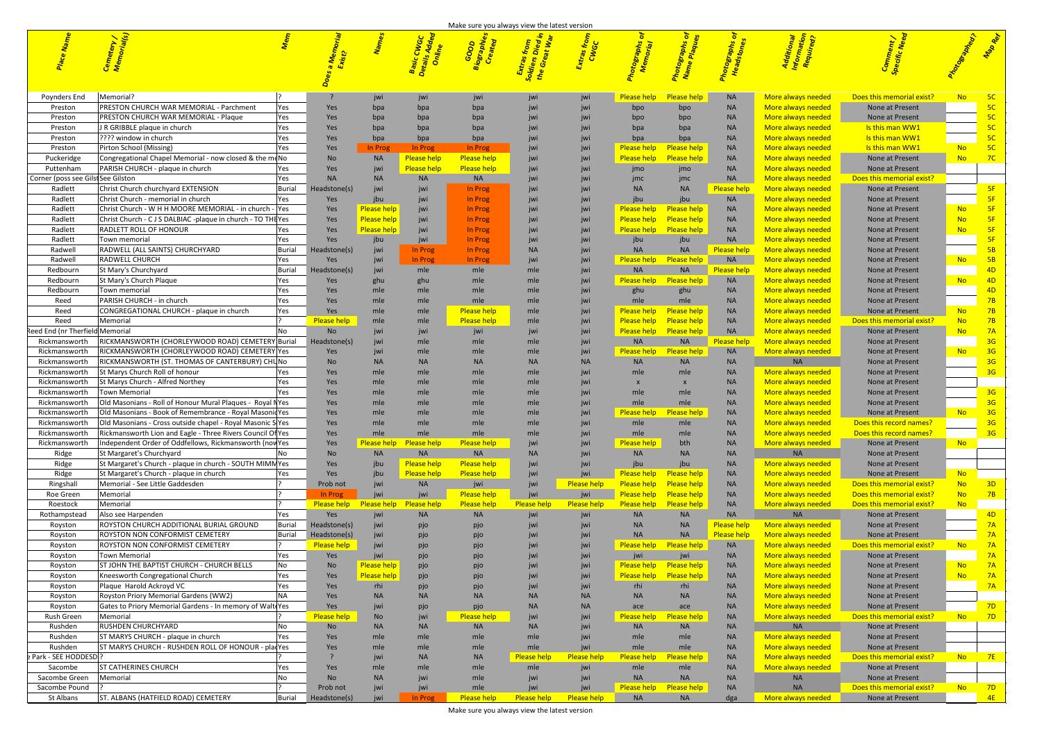Make sure you always view the latest version

| Place Name | Cemetery / Memorial(s) | Mem | Does a Memorial Exist? | Names | Basic CWGC Details Added Online | GOOD Biographies Created | Extras from Soldiers Died in the Great War | Extras from CWGC | Photographs of Memorial | Photographs of Name Plaques | Photographs of Headstones | Additional Information Required? | Comment / Specific Need | Photographed? | Map Ref |
|---|---|---|---|---|---|---|---|---|---|---|---|---|---|---|---|
| Poynders End | Memorial? | ? | ? | jwi | jwi | jwi | jwi | jwi | Please help | Please help | NA | More always needed | Does this memorial exist? | No | 5C |
| Preston | PRESTON CHURCH WAR MEMORIAL - Parchment | Yes | Yes | bpa | bpa | bpa | jwi | jwi | bpo | bpo | NA | More always needed | None at Present | | 5C |
| Preston | PRESTON CHURCH WAR MEMORIAL - Plaque | Yes | Yes | bpa | bpa | bpa | jwi | jwi | bpo | bpo | NA | More always needed | None at Present | | 5C |
| Preston | J R GRIBBLE plaque in church | Yes | Yes | bpa | bpa | bpa | jwi | jwi | bpa | bpa | NA | More always needed | Is this man WW1 | | 5C |
| Preston | ???? window in church | Yes | Yes | bpa | bpa | bpa | jwi | jwi | bpa | bpa | NA | More always needed | Is this man WW1 | | 5C |
| Preston | Pirton School (Missing) | Yes | Yes | In Prog | In Prog | In Prog | jwi | jwi | Please help | Please help | NA | More always needed | Is this man WW1 | No | 5C |
| Puckeridge | Congregational Chapel Memorial - now closed & the me | No | No | NA | Please help | Please help | jwi | jwi | Please help | Please help | NA | More always needed | None at Present | No | 7C |
| Puttenham | PARISH CHURCH - plaque in church | Yes | Yes | jwi | Please help | Please help | jwi | jwi | jmo | jmo | NA | More always needed | None at Present | | |
| Corner (poss see Gilst | See Gilston | Yes | NA | NA | NA | NA | jwi | jwi | jmc | jmc | NA | More always needed | Does this memorial exist? | | |
| Radlett | Christ Church churchyard EXTENSION | Burial | Headstone(s) | jwi | jwi | In Prog | jwi | jwi | NA | NA | Please help | More always needed | None at Present | | 5F |
| Radlett | Christ Church - memorial in church | Yes | Yes | jbu | jwi | In Prog | jwi | jwi | jbu | jbu | NA | More always needed | None at Present | | 5F |
| Radlett | Christ Church - W H H MOORE MEMORIAL - in church - | Yes | Yes | Please help | jwi | In Prog | jwi | jwi | Please help | Please help | NA | More always needed | None at Present | No | 5F |
| Radlett | Christ Church - C J S DALBIAC -plaque in church - TO THE | Yes | Yes | Please help | jwi | In Prog | jwi | jwi | Please help | Please help | NA | More always needed | None at Present | No | 5F |
| Radlett | RADLETT ROLL OF HONOUR | Yes | Yes | Please help | jwi | In Prog | jwi | jwi | Please help | Please help | NA | More always needed | None at Present | No | 5F |
| Radlett | Town memorial | Yes | Yes | jbu | jwi | In Prog | jwi | jwi | jbu | jbu | NA | More always needed | None at Present | | 5F |
| Radwell | RADWELL (ALL SAINTS) CHURCHYARD | Burial | Headstone(s) | jwi | In Prog | In Prog | NA | jwi | NA | NA | Please help | More always needed | None at Present | | 5B |
| Radwell | RADWELL CHURCH | Yes | Yes | jwi | In Prog | In Prog | jwi | jwi | Please help | Please help | NA | More always needed | None at Present | No | 5B |
| Redbourn | St Mary's Churchyard | Burial | Headstone(s) | jwi | mle | mle | mle | jwi | NA | NA | Please help | More always needed | None at Present | | 4D |
| Redbourn | St Mary's Church Plaque | Yes | Yes | ghu | ghu | mle | mle | jwi | Please help | Please help | NA | More always needed | None at Present | No | 4D |
| Redbourn | Town memorial | Yes | Yes | mle | mle | mle | mle | jwi | ghu | ghu | NA | More always needed | None at Present | | 4D |
| Reed | PARISH CHURCH - in church | Yes | Yes | mle | mle | mle | mle | jwi | mle | mle | NA | More always needed | None at Present | | 7B |
| Reed | CONGREGATIONAL CHURCH - plaque in church | Yes | Yes | mle | mle | Please help | mle | jwi | Please help | Please help | NA | More always needed | None at Present | No | 7B |
| Reed | Memorial | ? | Please help | mle | mle | Please help | mle | jwi | Please help | Please help | NA | More always needed | Does this memorial exist? | No | 7B |
| Reed End (nr Therfield | Memorial | No | No | jwi | jwi | jwi | jwi | jwi | Please help | Please help | NA | More always needed | None at Present | No | 7A |
| Rickmansworth | RICKMANSWORTH (CHORLEYWOOD ROAD) CEMETERY | Burial | Headstone(s) | jwi | mle | mle | mle | jwi | NA | NA | Please help | More always needed | None at Present | | 3G |
| Rickmansworth | RICKMANSWORTH (CHORLEYWOOD ROAD) CEMETERY | Yes | Yes | jwi | mle | mle | mle | jwi | Please help | Please help | NA | More always needed | None at Present | No | 3G |
| Rickmansworth | RICKMANSWORTH (ST. THOMAS OF CANTERBURY) CHU | No | No | NA | NA | NA | NA | NA | NA | NA | NA | NA | None at Present | | 3G |
| Rickmansworth | St Marys Church Roll of honour | Yes | Yes | mle | mle | mle | mle | jwi | mle | mle | NA | More always needed | None at Present | | 3G |
| Rickmansworth | St Marys Church - Alfred Northey | Yes | Yes | mle | mle | mle | mle | jwi | x | x | NA | More always needed | None at Present | | |
| Rickmansworth | Town Memorial | Yes | Yes | mle | mle | mle | mle | jwi | mle | mle | NA | More always needed | None at Present | | 3G |
| Rickmansworth | Old Masonians - Roll of Honour Mural Plaques - Royal M | Yes | Yes | mle | mle | mle | mle | jwi | mle | mle | NA | More always needed | None at Present | | 3G |
| Rickmansworth | Old Masonians - Book of Remembrance - Royal Masonic | Yes | Yes | mle | mle | mle | mle | jwi | Please help | Please help | NA | More always needed | None at Present | No | 3G |
| Rickmansworth | Old Masonians - Cross outside chapel - Royal Masonic S | Yes | Yes | mle | mle | mle | mle | jwi | mle | mle | NA | More always needed | Does this record names? | | 3G |
| Rickmansworth | Rickmansworth Lion and Eagle - Three Rivers Council Of | Yes | Yes | mle | mle | mle | mle | jwi | mle | mle | NA | More always needed | Does this record names? | | 3G |
| Rickmansworth | Independent Order of Oddfellows, Rickmansworth (now | Yes | Yes | Please help | Please help | Please help | jwi | jwi | Please help | bth | NA | More always needed | None at Present | No | |
| Ridge | St Margaret's Churchyard | No | No | NA | NA | NA | NA | jwi | NA | NA | NA | NA | None at Present | | |
| Ridge | St Margaret's Church - plaque in church - SOUTH MIMM | Yes | Yes | jbu | Please help | Please help | jwi | jwi | jbu | jbu | NA | More always needed | None at Present | | |
| Ridge | St Margaret's Church - plaque in church | Yes | Yes | jbu | Please help | Please help | jwi | jwi | Please help | Please help | NA | More always needed | None at Present | No | |
| Ringshall | Memorial - See Little Gaddesden | ? | Prob not | jwi | NA | jwi | jwi | Please help | Please help | Please help | NA | More always needed | Does this memorial exist? | No | 3D |
| Roe Green | Memorial | ? | In Prog | jwi | jwi | Please help | jwi | jwi | Please help | Please help | NA | More always needed | Does this memorial exist? | No | 7B |
| Roestock | Memorial | ? | Please help | Please help | Please help | Please help | Please help | Please help | Please help | Please help | NA | More always needed | Does this memorial exist? | No | |
| Rothampstead | Also see Harpenden | Yes | Yes | jwi | NA | NA | jwi | jwi | NA | NA | NA | NA | None at Present | | 4D |
| Royston | ROYSTON CHURCH ADDITIONAL BURIAL GROUND | Burial | Headstone(s) | jwi | pjo | pjo | jwi | jwi | NA | NA | Please help | More always needed | None at Present | | 7A |
| Royston | ROYSTON NON CONFORMIST CEMETERY | Burial | Headstone(s) | jwi | pjo | pjo | jwi | jwi | NA | NA | Please help | More always needed | None at Present | | 7A |
| Royston | ROYSTON NON CONFORMIST CEMETERY | | Please help | jwi | pjo | pjo | jwi | jwi | Please help | Please help | NA | More always needed | Does this memorial exist? | No | 7A |
| Royston | Town Memorial | Yes | Yes | jwi | pjo | pjo | jwi | jwi | jwi | jwi | NA | More always needed | None at Present | | 7A |
| Royston | ST JOHN THE BAPTIST CHURCH - CHURCH BELLS | No | No | Please help | pjo | pjo | jwi | jwi | Please help | Please help | NA | More always needed | None at Present | No | 7A |
| Royston | Kneesworth Congregational Church | Yes | Yes | Please help | pjo | pjo | jwi | jwi | Please help | Please help | NA | More always needed | None at Present | No | 7A |
| Royston | Plaque Harold Ackroyd VC | Yes | Yes | rhi | pjo | pjo | jwi | jwi | rhi | rhi | NA | More always needed | None at Present | | 7A |
| Royston | Royston Priory Memorial Gardens (WW2) | NA | Yes | NA | NA | NA | NA | NA | NA | NA | NA | More always needed | None at Present | | |
| Royston | Gates to Priory Memorial Gardens - In memory of Walte | Yes | Yes | jwi | pjo | pjo | NA | NA | ace | ace | NA | More always needed | None at Present | | 7D |
| Rush Green | Memorial | ? | Please help | No | jwi | Please help | jwi | jwi | Please help | Please help | NA | More always needed | Does this memorial exist? | No | 7D |
| Rushden | RUSHDEN CHURCHYARD | No | No | NA | NA | NA | NA | jwi | NA | NA | NA | NA | None at Present | | |
| Rushden | ST MARYS CHURCH - plaque in church | Yes | Yes | mle | mle | mle | mle | jwi | mle | mle | NA | More always needed | None at Present | | |
| Rushden | ST MARYS CHURCH - RUSHDEN ROLL OF HONOUR - plac | Yes | Yes | mle | mle | mle | mle | jwi | mle | mle | NA | More always needed | None at Present | | |
| e Park - SEE HODDESD | ? | ? | ? | jwi | NA | NA | Please help | Please help | Please help | Please help | NA | More always needed | Does this memorial exist? | No | 7E |
| Sacombe | ST CATHERINES CHURCH | Yes | Yes | mle | mle | mle | mle | jwi | mle | mle | NA | More always needed | None at Present | | |
| Sacombe Green | Memorial | No | No | NA | jwi | mle | jwi | jwi | NA | NA | NA | NA | None at Present | | |
| Sacombe Pound | ? | ? | Prob not | jwi | jwi | mle | jwi | jwi | Please help | Please help | NA | NA | Does this memorial exist? | No | 7D |
| St Albans | ST. ALBANS (HATFIELD ROAD) CEMETERY | Burial | Headstone(s) | jwi | In Prog | Please help | Please help | Please help | NA | NA | dga | More always needed | None at Present | | 4E |

Make sure you always view the latest version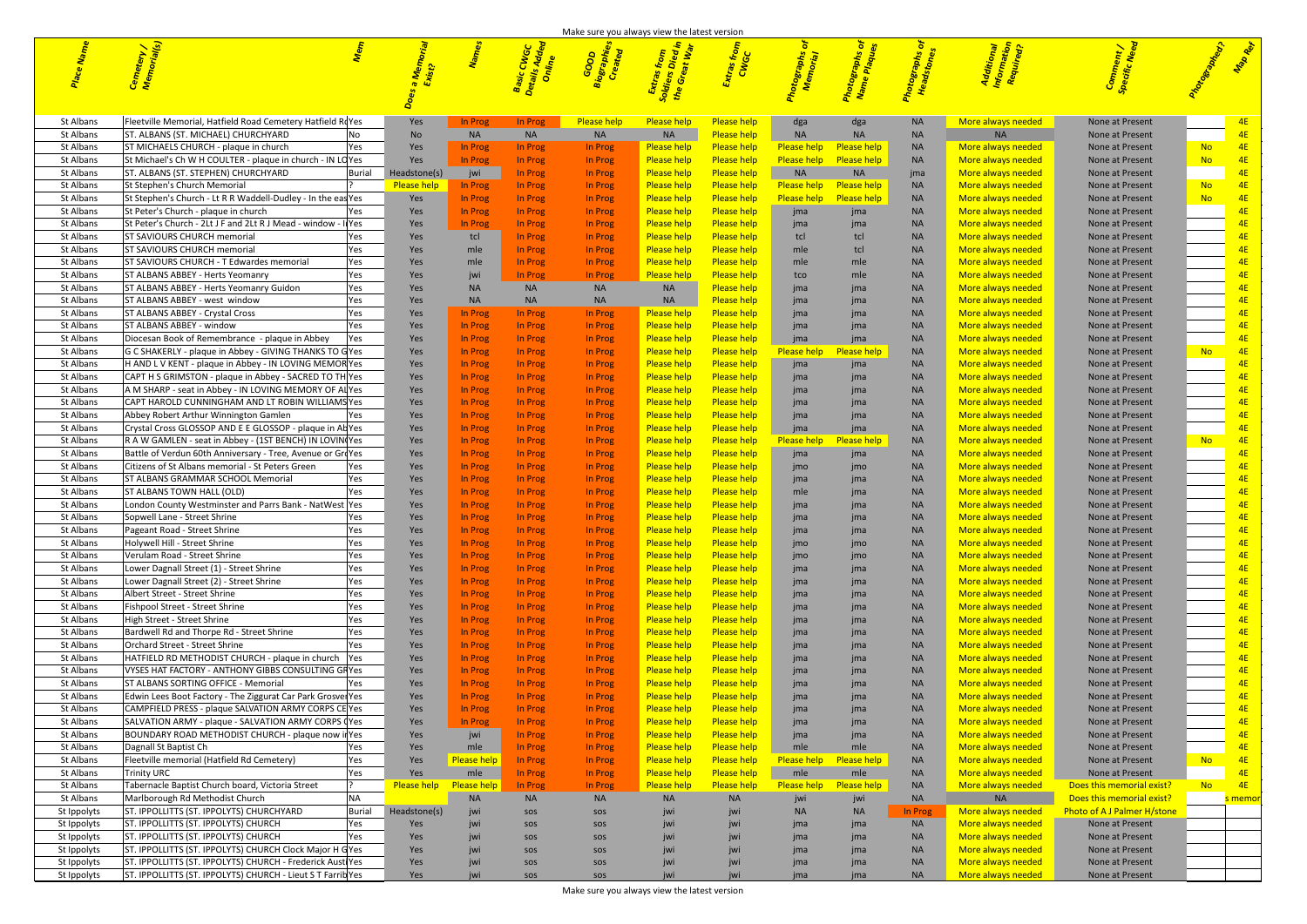Make sure you always view the latest version

| Place Name | Cemetery / Memorial(s) | Mem | Does a Memorial Exist? | Names | Basic CWGC Details Added Online | GOOD Biographies Created | Extras from Soldiers Died in the Great War | Extras from CWGC | Photographs of Memorial | Photographs of Name Plaques | Photographs of Headstones | Additional Information Required? | Comment / Specific Need | Photographed? | Map Ref |
|---|---|---|---|---|---|---|---|---|---|---|---|---|---|---|---|
| St Albans | Fleetville Memorial, Hatfield Road Cemetery Hatfield Rd | Yes | Yes | In Prog | In Prog | Please help | Please help | Please help | dga | dga | NA | More always needed | None at Present | | 4E |
| St Albans | ST. ALBANS (ST. MICHAEL) CHURCHYARD | No | No | NA | NA | NA | NA | Please help | NA | NA | NA | NA | None at Present | | 4E |
| St Albans | ST MICHAELS CHURCH - plaque in church | Yes | Yes | In Prog | In Prog | In Prog | Please help | Please help | Please help | Please help | NA | More always needed | None at Present | No | 4E |
| St Albans | St Michael's Ch W H COULTER - plaque in church - IN LO | Yes | Yes | In Prog | In Prog | In Prog | Please help | Please help | Please help | Please help | NA | More always needed | None at Present | No | 4E |
| St Albans | ST. ALBANS (ST. STEPHEN) CHURCHYARD | Burial | Headstone(s) | jwi | In Prog | In Prog | Please help | Please help | NA | NA | jma | More always needed | None at Present | | 4E |
| St Albans | St Stephen's Church Memorial | ? | Please help | In Prog | In Prog | In Prog | Please help | Please help | Please help | Please help | NA | More always needed | None at Present | No | 4E |
| St Albans | St Stephen's Church - Lt R R Waddell-Dudley - In the eas | Yes | Yes | In Prog | In Prog | In Prog | Please help | Please help | Please help | Please help | NA | More always needed | None at Present | No | 4E |
| St Albans | St Peter's Church - plaque in church | Yes | Yes | In Prog | In Prog | In Prog | Please help | Please help | jma | jma | NA | More always needed | None at Present | | 4E |
| St Albans | St Peter's Church - 2Lt J F and 2Lt R J Mead - window - I | Yes | Yes | In Prog | In Prog | In Prog | Please help | Please help | jma | jma | NA | More always needed | None at Present | | 4E |
| St Albans | ST SAVIOURS CHURCH memorial | Yes | Yes | tcl | In Prog | In Prog | Please help | Please help | tcl | tcl | NA | More always needed | None at Present | | 4E |
| St Albans | ST SAVIOURS CHURCH memorial | Yes | Yes | mle | In Prog | In Prog | Please help | Please help | mle | tcl | NA | More always needed | None at Present | | 4E |
| St Albans | ST SAVIOURS CHURCH - T Edwardes memorial | Yes | Yes | mle | In Prog | In Prog | Please help | Please help | mle | mle | NA | More always needed | None at Present | | 4E |
| St Albans | ST ALBANS ABBEY - Herts Yeomanry | Yes | Yes | jwi | In Prog | In Prog | Please help | Please help | tco | mle | NA | More always needed | None at Present | | 4E |
| St Albans | ST ALBANS ABBEY - Herts Yeomanry Guidon | Yes | Yes | NA | NA | NA | NA | Please help | jma | jma | NA | More always needed | None at Present | | 4E |
| St Albans | ST ALBANS ABBEY - west window | Yes | Yes | NA | NA | NA | NA | Please help | jma | jma | NA | More always needed | None at Present | | 4E |
| St Albans | ST ALBANS ABBEY - Crystal Cross | Yes | Yes | In Prog | In Prog | In Prog | Please help | Please help | jma | jma | NA | More always needed | None at Present | | 4E |
| St Albans | ST ALBANS ABBEY - window | Yes | Yes | In Prog | In Prog | In Prog | Please help | Please help | jma | jma | NA | More always needed | None at Present | | 4E |
| St Albans | Diocesan Book of Remembrance - plaque in Abbey | Yes | Yes | In Prog | In Prog | In Prog | Please help | Please help | jma | jma | NA | More always needed | None at Present | | 4E |
| St Albans | G C SHAKERLY - plaque in Abbey - GIVING THANKS TO G | Yes | Yes | In Prog | In Prog | In Prog | Please help | Please help | Please help | Please help | NA | More always needed | None at Present | No | 4E |
| St Albans | H AND L V KENT - plaque in Abbey - IN LOVING MEMOR | Yes | Yes | In Prog | In Prog | In Prog | Please help | Please help | jma | jma | NA | More always needed | None at Present | | 4E |
| St Albans | CAPT H S GRIMSTON - plaque in Abbey - SACRED TO TH | Yes | Yes | In Prog | In Prog | In Prog | Please help | Please help | jma | jma | NA | More always needed | None at Present | | 4E |
| St Albans | A M SHARP - seat in Abbey - IN LOVING MEMORY OF AL | Yes | Yes | In Prog | In Prog | In Prog | Please help | Please help | jma | jma | NA | More always needed | None at Present | | 4E |
| St Albans | CAPT HAROLD CUNNINGHAM AND LT ROBIN WILLIAMS | Yes | Yes | In Prog | In Prog | In Prog | Please help | Please help | jma | jma | NA | More always needed | None at Present | | 4E |
| St Albans | Abbey Robert Arthur Winnington Gamlen | Yes | Yes | In Prog | In Prog | In Prog | Please help | Please help | jma | jma | NA | More always needed | None at Present | | 4E |
| St Albans | Crystal Cross GLOSSOP AND E E GLOSSOP - plaque in Ab | Yes | Yes | In Prog | In Prog | In Prog | Please help | Please help | jma | jma | NA | More always needed | None at Present | | 4E |
| St Albans | R A W GAMLEN - seat in Abbey - (1ST BENCH) IN LOVIN | Yes | Yes | In Prog | In Prog | In Prog | Please help | Please help | Please help | Please help | NA | More always needed | None at Present | No | 4E |
| St Albans | Battle of Verdun 60th Anniversary - Tree, Avenue or Gro | Yes | Yes | In Prog | In Prog | In Prog | Please help | Please help | jma | jma | NA | More always needed | None at Present | | 4E |
| St Albans | Citizens of St Albans memorial - St Peters Green | Yes | Yes | In Prog | In Prog | In Prog | Please help | Please help | jmo | jmo | NA | More always needed | None at Present | | 4E |
| St Albans | ST ALBANS GRAMMAR SCHOOL Memorial | Yes | Yes | In Prog | In Prog | In Prog | Please help | Please help | jma | jma | NA | More always needed | None at Present | | 4E |
| St Albans | ST ALBANS TOWN HALL (OLD) | Yes | Yes | In Prog | In Prog | In Prog | Please help | Please help | mle | jma | NA | More always needed | None at Present | | 4E |
| St Albans | London County Westminster and Parrs Bank - NatWest | Yes | Yes | In Prog | In Prog | In Prog | Please help | Please help | jma | jma | NA | More always needed | None at Present | | 4E |
| St Albans | Sopwell Lane - Street Shrine | Yes | Yes | In Prog | In Prog | In Prog | Please help | Please help | jma | jma | NA | More always needed | None at Present | | 4E |
| St Albans | Pageant Road - Street Shrine | Yes | Yes | In Prog | In Prog | In Prog | Please help | Please help | jma | jma | NA | More always needed | None at Present | | 4E |
| St Albans | Holywell Hill - Street Shrine | Yes | Yes | In Prog | In Prog | In Prog | Please help | Please help | jmo | jmo | NA | More always needed | None at Present | | 4E |
| St Albans | Verulam Road - Street Shrine | Yes | Yes | In Prog | In Prog | In Prog | Please help | Please help | jmo | jmo | NA | More always needed | None at Present | | 4E |
| St Albans | Lower Dagnall Street (1) - Street Shrine | Yes | Yes | In Prog | In Prog | In Prog | Please help | Please help | jma | jma | NA | More always needed | None at Present | | 4E |
| St Albans | Lower Dagnall Street (2) - Street Shrine | Yes | Yes | In Prog | In Prog | In Prog | Please help | Please help | jma | jma | NA | More always needed | None at Present | | 4E |
| St Albans | Albert Street - Street Shrine | Yes | Yes | In Prog | In Prog | In Prog | Please help | Please help | jma | jma | NA | More always needed | None at Present | | 4E |
| St Albans | Fishpool Street - Street Shrine | Yes | Yes | In Prog | In Prog | In Prog | Please help | Please help | jma | jma | NA | More always needed | None at Present | | 4E |
| St Albans | High Street - Street Shrine | Yes | Yes | In Prog | In Prog | In Prog | Please help | Please help | jma | jma | NA | More always needed | None at Present | | 4E |
| St Albans | Bardwell Rd and Thorpe Rd - Street Shrine | Yes | Yes | In Prog | In Prog | In Prog | Please help | Please help | jma | jma | NA | More always needed | None at Present | | 4E |
| St Albans | Orchard Street - Street Shrine | Yes | Yes | In Prog | In Prog | In Prog | Please help | Please help | jma | jma | NA | More always needed | None at Present | | 4E |
| St Albans | HATFIELD RD METHODIST CHURCH - plaque in church | Yes | Yes | In Prog | In Prog | In Prog | Please help | Please help | jma | jma | NA | More always needed | None at Present | | 4E |
| St Albans | VYSES HAT FACTORY - ANTHONY GIBBS CONSULTING GR | Yes | Yes | In Prog | In Prog | In Prog | Please help | Please help | jma | jma | NA | More always needed | None at Present | | 4E |
| St Albans | ST ALBANS SORTING OFFICE - Memorial | Yes | Yes | In Prog | In Prog | In Prog | Please help | Please help | jma | jma | NA | More always needed | None at Present | | 4E |
| St Albans | Edwin Lees Boot Factory - The Ziggurat Car Park Grosven | Yes | Yes | In Prog | In Prog | In Prog | Please help | Please help | jma | jma | NA | More always needed | None at Present | | 4E |
| St Albans | CAMPFIELD PRESS - plaque SALVATION ARMY CORPS CE | Yes | Yes | In Prog | In Prog | In Prog | Please help | Please help | jma | jma | NA | More always needed | None at Present | | 4E |
| St Albans | SALVATION ARMY - plaque - SALVATION ARMY CORPS C | Yes | Yes | In Prog | In Prog | In Prog | Please help | Please help | jma | jma | NA | More always needed | None at Present | | 4E |
| St Albans | BOUNDARY ROAD METHODIST CHURCH - plaque now i | Yes | Yes | jwi | In Prog | In Prog | Please help | Please help | jma | jma | NA | More always needed | None at Present | | 4E |
| St Albans | Dagnall St Baptist Ch | Yes | Yes | mle | In Prog | In Prog | Please help | Please help | mle | mle | NA | More always needed | None at Present | | 4E |
| St Albans | Fleetville memorial (Hatfield Rd Cemetery) | Yes | Yes | Please help | In Prog | In Prog | Please help | Please help | Please help | Please help | NA | More always needed | None at Present | No | 4E |
| St Albans | Trinity URC | Yes | Yes | mle | In Prog | In Prog | Please help | Please help | mle | mle | NA | More always needed | None at Present | | 4E |
| St Albans | Tabernacle Baptist Church board, Victoria Street | ? | Please help | Please help | In Prog | In Prog | Please help | Please help | Please help | Please help | NA | More always needed | Does this memorial exist? | No | 4E |
| St Albans | Marlborough Rd Methodist Church | NA | | NA | NA | NA | NA | NA | jwi | jwi | NA | NA | Does this memorial exist? | | s memor |
| St Ippolyts | ST. IPPOLLITTS (ST. IPPOLYTS) CHURCHYARD | Burial | Headstone(s) | jwi | SOS | SOS | jwi | jwi | NA | NA | In Prog | More always needed | Photo of A J Palmer H/stone | | |
| St Ippolyts | ST. IPPOLLITTS (ST. IPPOLYTS) CHURCH | Yes | Yes | jwi | SOS | SOS | jwi | jwi | jma | jma | NA | More always needed | None at Present | | |
| St Ippolyts | ST. IPPOLLITTS (ST. IPPOLYTS) CHURCH | Yes | Yes | jwi | SOS | SOS | jwi | jwi | jma | jma | NA | More always needed | None at Present | | |
| St Ippolyts | ST. IPPOLLITTS (ST. IPPOLYTS) CHURCH Clock Major H G | Yes | Yes | jwi | SOS | SOS | jwi | jwi | jma | jma | NA | More always needed | None at Present | | |
| St Ippolyts | ST. IPPOLLITTS (ST. IPPOLYTS) CHURCH - Frederick Aust | Yes | Yes | jwi | SOS | SOS | jwi | jwi | jma | jma | NA | More always needed | None at Present | | |
| St Ippolyts | ST. IPPOLLITTS (ST. IPPOLYTS) CHURCH - Lieut S T Farrib | Yes | Yes | jwi | SOS | SOS | jwi | jwi | jma | jma | NA | More always needed | None at Present | | |

Make sure you always view the latest version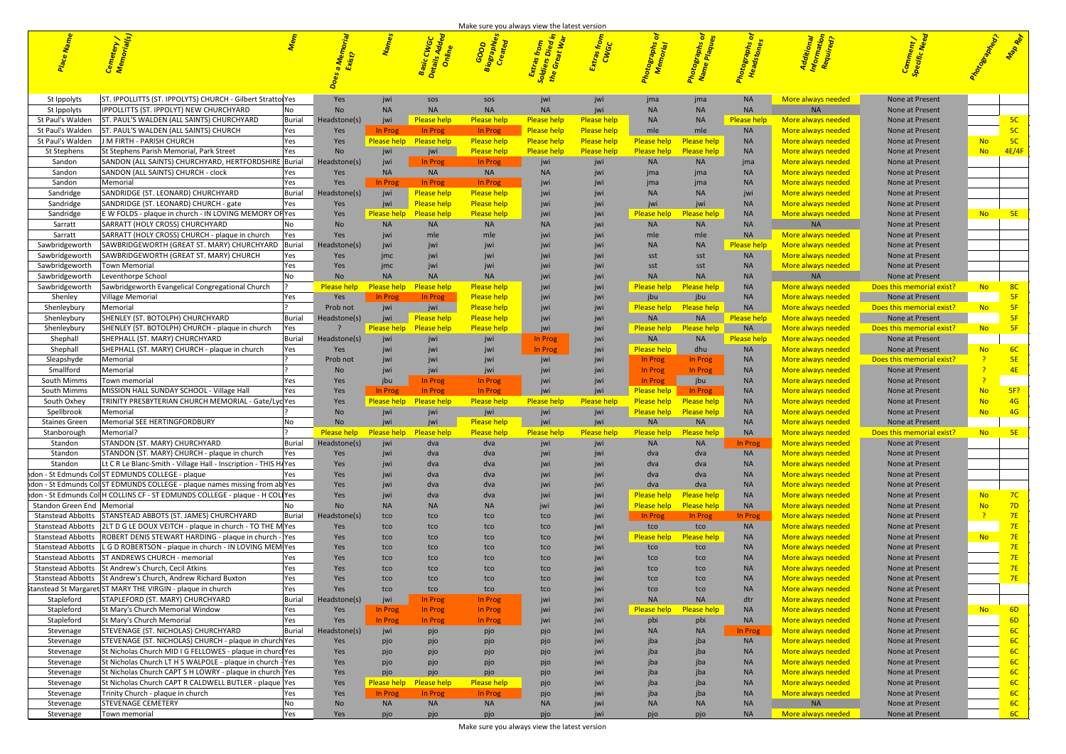Make sure you always view the latest version

| Place Name | Cemetery / Memorial(s) | Mem | Does a Memorial Exist? | Names | Basic CWGC Details Added Online | GOOD Biographies Created | Extras from Soldiers Died in the Great War | Extras from CWGC | Photographs of Memorial | Photographs of Name Plaques | Photographs of Headstones | Additional Information Required? | Comment / Specific Need | Photographed? | Map Ref |
|---|---|---|---|---|---|---|---|---|---|---|---|---|---|---|---|
| St Ippolyts | ST. IPPOLLITTS (ST. IPPOLYTS) CHURCH - Gilbert Stratto | Yes | Yes | jwi | sos | sos | jwi | jwi | jma | jma | NA | More always needed | None at Present | | |
| St Ippolyts | IPPOLLITTS (ST. IPPOLYT) NEW CHURCHYARD | No | No | NA | NA | NA | NA | jwi | NA | NA | NA | NA | None at Present | | |
| St Paul's Walden | ST. PAUL'S WALDEN (ALL SAINTS) CHURCHYARD | Burial | Headstone(s) | jwi | Please help | Please help | Please help | Please help | NA | NA | Please help | More always needed | None at Present | | 5C |
| St Paul's Walden | ST. PAUL'S WALDEN (ALL SAINTS) CHURCH | Yes | Yes | In Prog | In Prog | In Prog | Please help | Please help | mle | mle | NA | More always needed | None at Present | | 5C |
| St Paul's Walden | J M FIRTH - PARISH CHURCH | Yes | Yes | Please help | Please help | Please help | Please help | Please help | Please help | Please help | NA | More always needed | None at Present | No | 5C |
| St Stephens | St Stephens Parish Memorial, Park Street | Yes | No | jwi | jwi | Please help | Please help | Please help | Please help | Please help | NA | More always needed | None at Present | No | 4E/4F |
| Sandon | SANDON (ALL SAINTS) CHURCHYARD, HERTFORDSHIRE | Burial | Headstone(s) | jwi | In Prog | In Prog | jwi | jwi | NA | NA | jma | More always needed | None at Present | | |
| Sandon | SANDON (ALL SAINTS) CHURCH - clock | Yes | Yes | NA | NA | NA | NA | jwi | jma | jma | NA | More always needed | None at Present | | |
| Sandon | Memorial | Yes | Yes | In Prog | In Prog | In Prog | jwi | jwi | jma | jma | NA | More always needed | None at Present | | |
| Sandridge | SANDRIDGE (ST. LEONARD) CHURCHYARD | Burial | Headstone(s) | jwi | Please help | Please help | jwi | jwi | NA | NA | jwi | More always needed | None at Present | | |
| Sandridge | SANDRIDGE (ST. LEONARD) CHURCH - gate | Yes | Yes | jwi | Please help | Please help | jwi | jwi | jwi | jwi | NA | More always needed | None at Present | | |
| Sandridge | E W FOLDS - plaque in church - IN LOVING MEMORY OF | Yes | Yes | Please help | Please help | Please help | jwi | jwi | Please help | Please help | NA | More always needed | None at Present | No | 5E |
| Sarratt | SARRATT (HOLY CROSS) CHURCHYARD | No | No | NA | NA | NA | NA | jwi | NA | NA | NA | NA | None at Present | | |
| Sarratt | SARRATT (HOLY CROSS) CHURCH - plaque in church | Yes | Yes | jwi | mle | mle | jwi | jwi | mle | mle | NA | More always needed | None at Present | | |
| Sawbridgeworth | SAWBRIDGEWORTH (GREAT ST. MARY) CHURCHYARD | Burial | Headstone(s) | jwi | jwi | jwi | jwi | jwi | NA | NA | Please help | More always needed | None at Present | | |
| Sawbridgeworth | SAWBRIDGEWORTH (GREAT ST. MARY) CHURCH | Yes | Yes | jmc | jwi | jwi | jwi | jwi | sst | sst | NA | More always needed | None at Present | | |
| Sawbridgeworth | Town Memorial | Yes | Yes | jmc | jwi | jwi | jwi | jwi | sst | sst | NA | More always needed | None at Present | | |
| Sawbridgeworth | Leventhorpe School | No | No | NA | NA | NA | jwi | jwi | NA | NA | NA | NA | None at Present | | |
| Sawbridgeworth | Sawbridgeworth Evangelical Congregational Church | ? | Please help | Please help | Please help | Please help | jwi | jwi | Please help | Please help | NA | More always needed | Does this memorial exist? | No | 8C |
| Shenley | Village Memorial | Yes | Yes | In Prog | In Prog | Please help | jwi | jwi | jbu | jbu | NA | More always needed | None at Present | | 5F |
| Shenleybury | Memorial | ? | Prob not | jwi | jwi | Please help | jwi | jwi | Please help | Please help | NA | More always needed | Does this memorial exist? | No | 5F |
| Shenleybury | SHENLEY (ST. BOTOLPH) CHURCHYARD | Burial | Headstone(s) | jwi | Please help | Please help | jwi | jwi | NA | NA | Please help | More always needed | None at Present | | 5F |
| Shenleybury | SHENLEY (ST. BOTOLPH) CHURCH - plaque in church | Yes | ? | Please help | Please help | Please help | jwi | jwi | Please help | Please help | NA | More always needed | Does this memorial exist? | No | 5F |
| Shephall | SHEPHALL (ST. MARY) CHURCHYARD | Burial | Headstone(s) | jwi | jwi | jwi | In Prog | jwi | NA | NA | Please help | More always needed | None at Present | | |
| Shephall | SHEPHALL (ST. MARY) CHURCH - plaque in church | Yes | Yes | jwi | jwi | jwi | In Prog | jwi | Please help | dhu | NA | More always needed | None at Present | No | 6C |
| Sleapshyde | Memorial | ? | Prob not | jwi | jwi | jwi | jwi | jwi | In Prog | In Prog | NA | More always needed | Does this memorial exist? | ? | 5E |
| Smallford | Memorial | ? | No | jwi | jwi | jwi | jwi | jwi | In Prog | In Prog | NA | More always needed | None at Present | ? | 4E |
| South Mimms | Town memorial | Yes | Yes | jbu | In Prog | In Prog | jwi | jwi | In Prog | jbu | NA | More always needed | None at Present | ? | |
| South Mimms | MISSION HALL SUNDAY SCHOOL - Village Hall | Yes | Yes | In Prog | In Prog | In Prog | jwi | jwi | Please help | In Prog | NA | More always needed | None at Present | No | 5F? |
| South Oxhey | TRINITY PRESBYTERIAN CHURCH MEMORIAL - Gate/Lyc | Yes | Yes | Please help | Please help | Please help | Please help | Please help | Please help | Please help | NA | More always needed | None at Present | No | 4G |
| Spellbrook | Memorial | ? | No | jwi | jwi | jwi | jwi | jwi | Please help | Please help | NA | More always needed | None at Present | No | 4G |
| Staines Green | Memorial SEE HERTINGFORDBURY | No | No | jwi | jwi | Please help | jwi | jwi | NA | NA | NA | More always needed | None at Present | | |
| Stanborough | Memorial? | ? | Please help | Please help | Please help | Please help | Please help | Please help | Please help | Please help | NA | More always needed | Does this memorial exist? | No | 5E |
| Standon | STANDON (ST. MARY) CHURCHYARD | Burial | Headstone(s) | jwi | dva | dva | jwi | jwi | NA | NA | In Prog | More always needed | None at Present | | |
| Standon | STANDON (ST. MARY) CHURCH - plaque in church | Yes | Yes | jwi | dva | dva | jwi | jwi | dva | dva | NA | More always needed | None at Present | | |
| Standon | Lt C R Le Blanc-Smith - Village Hall - Inscription - THIS H | Yes | Yes | jwi | dva | dva | jwi | jwi | dva | dva | NA | More always needed | None at Present | | |
| ndon - St Edmunds Col | ST EDMUNDS COLLEGE - plaque | Yes | Yes | jwi | dva | dva | jwi | jwi | dva | dva | NA | More always needed | None at Present | | |
| ndon - St Edmunds Col | ST EDMUNDS COLLEGE - plaque names missing from ab | Yes | Yes | jwi | dva | dva | jwi | jwi | dva | dva | NA | More always needed | None at Present | | |
| ndon - St Edmunds Col | H COLLINS CF - ST EDMUNDS COLLEGE - plaque - H COLL | Yes | Yes | jwi | dva | dva | jwi | jwi | Please help | Please help | NA | More always needed | None at Present | No | 7C |
| Standon Green End | Memorial | No | No | NA | NA | NA | jwi | jwi | Please help | Please help | NA | More always needed | None at Present | No | 7D |
| Stanstead Abbotts | STANSTEAD ABBOTS (ST. JAMES) CHURCHYARD | Burial | Headstone(s) | tco | tco | tco | tco | jwi | In Prog | In Prog | In Prog | More always needed | None at Present | ? | 7E |
| Stanstead Abbotts | 2LT D G LE DOUX VEITCH - plaque in church - TO THE M | Yes | Yes | tco | tco | tco | tco | jwi | tco | tco | NA | More always needed | None at Present | | 7E |
| Stanstead Abbotts | ROBERT DENIS STEWART HARDING - plaque in church - | Yes | Yes | tco | tco | tco | tco | jwi | Please help | Please help | NA | More always needed | None at Present | No | 7E |
| Stanstead Abbotts | L G D ROBERTSON - plaque in church - IN LOVING MEM | Yes | Yes | tco | tco | tco | tco | jwi | tco | tco | NA | More always needed | None at Present | | 7E |
| Stanstead Abbotts | ST ANDREWS CHURCH - memorial | Yes | Yes | tco | tco | tco | tco | jwi | tco | tco | NA | More always needed | None at Present | | 7E |
| Stanstead Abbotts | St Andrew's Church, Cecil Atkins | Yes | Yes | tco | tco | tco | tco | jwi | tco | tco | NA | More always needed | None at Present | | 7E |
| Stanstead Abbotts | St Andrew's Church, Andrew Richard Buxton | Yes | Yes | tco | tco | tco | tco | jwi | tco | tco | NA | More always needed | None at Present | | 7E |
| tanstead St Margaret | ST MARY THE VIRGIN - plaque in church | Yes | Yes | tco | tco | tco | tco | jwi | tco | tco | NA | More always needed | None at Present | | |
| Stapleford | STAPLEFORD (ST. MARY) CHURCHYARD | Burial | Headstone(s) | jwi | In Prog | In Prog | jwi | jwi | NA | NA | dtr | More always needed | None at Present | | |
| Stapleford | St Mary's Church Memorial Window | Yes | Yes | In Prog | In Prog | In Prog | jwi | jwi | Please help | Please help | NA | More always needed | None at Present | No | 6D |
| Stapleford | St Mary's Church Memorial | Yes | Yes | In Prog | In Prog | In Prog | jwi | jwi | pbi | pbi | NA | More always needed | None at Present | | 6D |
| Stevenage | STEVENAGE (ST. NICHOLAS) CHURCHYARD | Burial | Headstone(s) | jwi | pjo | pjo | pjo | jwi | NA | NA | In Prog | More always needed | None at Present | | 6C |
| Stevenage | STEVENAGE (ST. NICHOLAS) CHURCH - plaque in church | Yes | Yes | pjo | pjo | pjo | pjo | jwi | jba | jba | NA | More always needed | None at Present | | 6C |
| Stevenage | St Nicholas Church MID I G FELLOWES - plaque in churc | Yes | Yes | pjo | pjo | pjo | pjo | jwi | jba | jba | NA | More always needed | None at Present | | 6C |
| Stevenage | St Nicholas Church LT H S WALPOLE - plaque in church - | Yes | Yes | pjo | pjo | pjo | pjo | jwi | jba | jba | NA | More always needed | None at Present | | 6C |
| Stevenage | St Nicholas Church CAPT S H LOWRY - plaque in church | Yes | Yes | pjo | pjo | pjo | pjo | jwi | jba | jba | NA | More always needed | None at Present | | 6C |
| Stevenage | St Nicholas Church CAPT R CALDWELL BUTLER - plaque | Yes | Yes | Please help | Please help | Please help | pjo | jwi | jba | jba | NA | More always needed | None at Present | | 6C |
| Stevenage | Trinity Church - plaque in church | Yes | Yes | In Prog | In Prog | In Prog | pjo | jwi | jba | jba | NA | More always needed | None at Present | | 6C |
| Stevenage | STEVENAGE CEMETERY | No | No | NA | NA | NA | NA | jwi | NA | NA | NA | NA | None at Present | | 6C |
| Stevenage | Town memorial | Yes | Yes | pjo | pjo | pjo | pjo | jwi | pjo | pjo | NA | More always needed | None at Present | | 6C |

Make sure you always view the latest version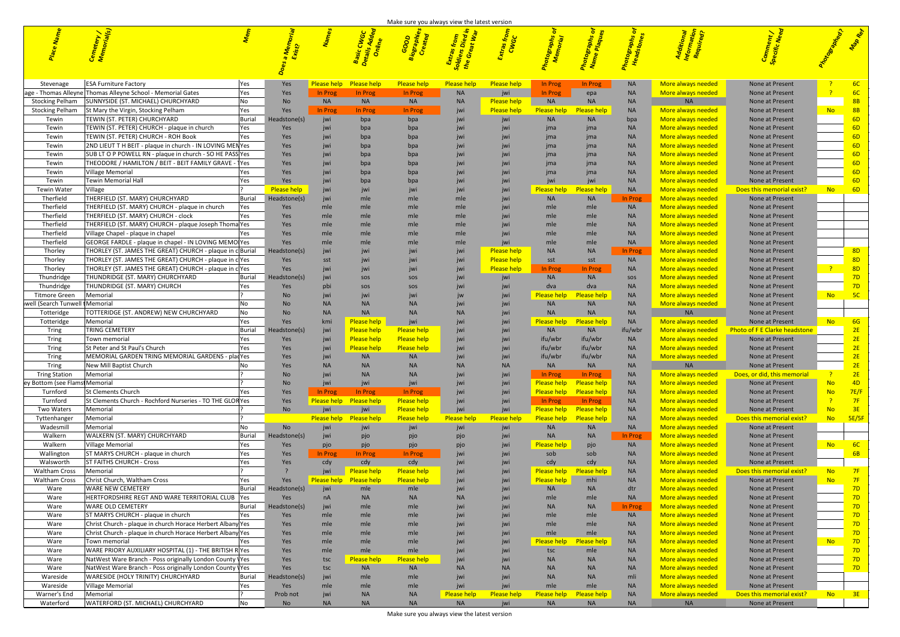Make sure you always view the latest version

| Place Name | Cemetery / Memorial(s) | Mem | Does a Memorial Exist? | Names | Basic CWGC Details Added Online | GOOD Biographies Created | Extras from Soldiers Died in the Great War | Extras from CWGC | Photographs of Memorial | Photographs of Name Plaques | Photographs of Headstones | Additional Information Required? | Comment / Specific Need | Photographed? | Map Ref |
|---|---|---|---|---|---|---|---|---|---|---|---|---|---|---|---|
| Stevenage | ESA Furniture Factory | Yes | Yes | Please help | Please help | Please help | Please help | Please help | In Prog | In Prog | NA | More always needed | None at Present | ? | 6C |
| age - Thomas Alleyne | Thomas Alleyne School - Memorial Gates | Yes | Yes | In Prog | In Prog | In Prog | NA | jwi | In Prog | epa | NA | More always needed | None at Present | ? | 6C |
| Stocking Pelham | SUNNYSIDE (ST. MICHAEL) CHURCHYARD | No | No | NA | NA | NA | NA | Please help | NA | NA | NA | NA | None at Present | | 8B |
| Stocking Pelham | St Mary the Virgin, Stocking Pelham | Yes | Yes | In Prog | In Prog | In Prog | jwi | Please help | Please help | Please help | NA | More always needed | None at Present | No | 8B |
| Tewin | TEWIN (ST. PETER) CHURCHYARD | Burial | Headstone(s) | jwi | bpa | bpa | jwi | jwi | NA | NA | bpa | More always needed | None at Present | | 6D |
| Tewin | TEWIN (ST. PETER) CHURCH - plaque in church | Yes | Yes | jwi | bpa | bpa | jwi | jwi | jma | jma | NA | More always needed | None at Present | | 6D |
| Tewin | TEWIN (ST. PETER) CHURCH - ROH Book | Yes | Yes | jwi | bpa | bpa | jwi | jwi | jma | jma | NA | More always needed | None at Present | | 6D |
| Tewin | 2ND LIEUT T H BEIT - plaque in church - IN LOVING MEN | Yes | Yes | jwi | bpa | bpa | jwi | jwi | jma | jma | NA | More always needed | None at Present | | 6D |
| Tewin | SUB LT O P POWELL RN - plaque in church - SO HE PASS | Yes | Yes | jwi | bpa | bpa | jwi | jwi | jma | jma | NA | More always needed | None at Present | | 6D |
| Tewin | THEODORE / HAMILTON / BEIT - BEIT FAMILY GRAVE - T | Yes | Yes | jwi | bpa | bpa | jwi | jwi | jma | jma | NA | More always needed | None at Present | | 6D |
| Tewin | Village Memorial | Yes | Yes | jwi | bpa | bpa | jwi | jwi | jma | jma | NA | More always needed | None at Present | | 6D |
| Tewin | Tewin Memorial Hall | Yes | Yes | jwi | bpa | bpa | jwi | jwi | jwi | jwi | NA | More always needed | None at Present | | 6D |
| Tewin Water | Village | ? | Please help | jwi | jwi | jwi | jwi | jwi | Please help | Please help | NA | More always needed | Does this memorial exist? | No | 6D |
| Therfield | THERFIELD (ST. MARY) CHURCHYARD | Burial | Headstone(s) | jwi | mle | mle | mle | jwi | NA | NA | In Prog | More always needed | None at Present | | |
| Therfield | THERFIELD (ST. MARY) CHURCH - plaque in church | Yes | Yes | mle | mle | mle | mle | jwi | mle | mle | NA | More always needed | None at Present | | |
| Therfield | THERFIELD (ST. MARY) CHURCH - clock | Yes | Yes | mle | mle | mle | mle | jwi | mle | mle | NA | More always needed | None at Present | | |
| Therfield | THERFIELD (ST. MARY) CHURCH - plaque Joseph Thoma | Yes | Yes | mle | mle | mle | mle | jwi | mle | mle | NA | More always needed | None at Present | | |
| Therfield | Village Chapel - plaque in chapel | Yes | Yes | mle | mle | mle | mle | jwi | mle | mle | NA | More always needed | None at Present | | |
| Therfield | GEORGE FARDLE - plaque in chapel - IN LOVING MEMO | Yes | Yes | mle | mle | mle | mle | jwi | mle | mle | NA | More always needed | None at Present | | |
| Thorley | THORLEY (ST. JAMES THE GREAT) CHURCH - plaque in c | Burial | Headstone(s) | jwi | jwi | jwi | jwi | Please help | NA | NA | In Prog | More always needed | None at Present | | 8D |
| Thorley | THORLEY (ST. JAMES THE GREAT) CHURCH - plaque in c | Yes | Yes | sst | jwi | jwi | jwi | Please help | sst | sst | NA | More always needed | None at Present | | 8D |
| Thorley | THORLEY (ST. JAMES THE GREAT) CHURCH - plaque in c | Yes | Yes | jwi | jwi | jwi | jwi | Please help | In Prog | In Prog | NA | More always needed | None at Present | ? | 8D |
| Thundridge | THUNDRIDGE (ST. MARY) CHURCHYARD | Burial | Headstone(s) | jwi | sos | sos | jwi | jwi | NA | NA | sos | More always needed | None at Present | | 7D |
| Thundridge | THUNDRIDGE (ST. MARY) CHURCH | Yes | Yes | pbi | sos | sos | jwi | jwi | dva | dva | NA | More always needed | None at Present | | 7D |
| Titmore Green | Memorial | ? | No | jwi | jwi | jwi | jw | jwi | Please help | Please help | NA | More always needed | None at Present | No | 5C |
| well (Search Tunwell t | Memorial | No | No | NA | NA | NA | jwi | jwi | NA | NA | NA | More always needed | None at Present | | |
| Totteridge | TOTTERIDGE (ST. ANDREW) NEW CHURCHYARD | No | No | NA | NA | NA | NA | jwi | NA | NA | NA | NA | None at Present | | |
| Totteridge | Memorial | Yes | Yes | kmi | Please help | jwi | jwi | jwi | Please help | Please help | NA | More always needed | None at Present | No | 6G |
| Tring | TRING CEMETERY | Burial | Headstone(s) | jwi | Please help | Please help | jwi | jwi | NA | NA | ifu/wbr | More always needed | Photo of F E Clarke headstone | | 2E |
| Tring | Town memorial | Yes | Yes | jwi | Please help | Please help | jwi | jwi | ifu/wbr | ifu/wbr | NA | More always needed | None at Present | | 2E |
| Tring | St Peter and St Paul's Church | Yes | Yes | jwi | Please help | Please help | jwi | jwi | ifu/wbr | ifu/wbr | NA | More always needed | None at Present | | 2E |
| Tring | MEMORIAL GARDEN TRING MEMORIAL GARDENS - plac | Yes | Yes | jwi | NA | NA | jwi | jwi | ifu/wbr | ifu/wbr | NA | More always needed | None at Present | | 2E |
| Tring | New Mill Baptist Church | No | Yes | NA | NA | NA | NA | NA | NA | NA | NA | NA | None at Present | | 2E |
| Tring Station | Memorial | ? | No | jwi | NA | NA | jwi | jwi | In Prog | In Prog | NA | More always needed | Does, or did, this memorial | ? | 2E |
| ey Bottom (see Flams | Memorial | ? | No | jwi | jwi | jwi | jwi | jwi | Please help | Please help | NA | More always needed | None at Present | No | 4D |
| Turnford | St Clements Church | Yes | Yes | In Prog | In Prog | In Prog | jwi | jwi | Please help | Please help | NA | More always needed | None at Present | No | 7E/F |
| Turnford | St Clements Church - Rochford Nurseries - TO THE GLOR | Yes | Yes | Please help | Please help | Please help | jwi | jwi | In Prog | In Prog | NA | More always needed | None at Present | ? | 7F |
| Two Waters | Memorial | ? | No | jwi | jwi | Please help | jwi | jwi | Please help | Please help | NA | More always needed | None at Present | No | 3E |
| Tyttenhanger | Memorial | ? | | Please help | Please help | Please help | Please help | Please help | Please help | Please help | NA | More always needed | Does this memorial exist? | No | 5E/5F |
| Wadesmill | Memorial | No | No | jwi | jwi | jwi | jwi | jwi | NA | NA | NA | More always needed | None at Present | | |
| Walkern | WALKERN (ST. MARY) CHURCHYARD | Burial | Headstone(s) | jwi | pjo | pjo | pjo | jwi | NA | NA | In Prog | More always needed | None at Present | | |
| Walkern | Village Memorial | Yes | Yes | pjo | pjo | pjo | pjo | jwi | Please help | pjo | NA | More always needed | None at Present | No | 6C |
| Wallington | ST MARYS CHURCH - plaque in church | Yes | Yes | In Prog | In Prog | In Prog | jwi | jwi | sob | sob | NA | More always needed | None at Present | | 6B |
| Walsworth | ST FAITHS CHURCH - Cross | Yes | Yes | cdy | cdy | cdy | jwi | jwi | cdy | cdy | NA | More always needed | None at Present | | |
| Waltham Cross | Memorial | | ? | jwi | Please help | Please help | jwi | jwi | Please help | Please help | NA | More always needed | Does this memorial exist? | No | 7F |
| Waltham Cross | Christ Church, Waltham Cross | Yes | Yes | Please help | Please help | Please help | jwi | jwi | Please help | mhi | NA | More always needed | None at Present | No | 7F |
| Ware | WARE NEW CEMETERY | Burial | Headstone(s) | jwi | mle | mle | jwi | jwi | NA | NA | dtr | More always needed | None at Present | | 7D |
| Ware | HERTFORDSHIRE REGT AND WARE TERRITORIAL CLUB | Yes | Yes | nA | NA | NA | NA | jwi | mle | mle | NA | More always needed | None at Present | | 7D |
| Ware | WARE OLD CEMETERY | Burial | Headstone(s) | jwi | mle | mle | jwi | jwi | NA | NA | In Prog | More always needed | None at Present | | 7D |
| Ware | ST MARYS CHURCH - plaque in church | Yes | Yes | mle | mle | mle | jwi | jwi | mle | mle | NA | More always needed | None at Present | | 7D |
| Ware | Christ Church - plaque in church Horace Herbert Albany | Yes | Yes | mle | mle | mle | jwi | jwi | mle | mle | NA | More always needed | None at Present | | 7D |
| Ware | Christ Church - plaque in church Horace Herbert Albany | Yes | Yes | mle | mle | mle | jwi | jwi | mle | mle | NA | More always needed | None at Present | | 7D |
| Ware | Town memorial | Yes | Yes | mle | mle | mle | jwi | jwi | Please help | Please help | NA | More always needed | None at Present | No | 7D |
| Ware | WARE PRIORY AUXILIARY HOSPITAL (1) - THE BRITISH R | Yes | Yes | mle | mle | mle | jwi | jwi | tsc | mle | NA | More always needed | None at Present | | 7D |
| Ware | NatWest Ware Branch - Poss originally London County V | Yes | Yes | tsc | Please help | Please help | jwi | jwi | NA | NA | NA | More always needed | None at Present | | 7D |
| Ware | NatWest Ware Branch - Poss originally London County V | Yes | Yes | tsc | NA | NA | NA | NA | NA | NA | NA | More always needed | None at Present | | 7D |
| Wareside | WARESIDE (HOLY TRINITY) CHURCHYARD | Burial | Headstone(s) | jwi | mle | mle | jwi | jwi | NA | NA | mli | More always needed | None at Present | | |
| Wareside | Village Memorial | Yes | Yes | mle | mle | mle | jwi | jwi | mle | mle | NA | More always needed | None at Present | | |
| Warner's End | Memorial | ? | Prob not | jwi | NA | NA | Please help | Please help | Please help | Please help | NA | More always needed | Does this memorial exist? | No | 3E |
| Waterford | WATERFORD (ST. MICHAEL) CHURCHYARD | No | No | NA | NA | NA | NA | jwi | NA | NA | NA | NA | None at Present | | |

Make sure you always view the latest version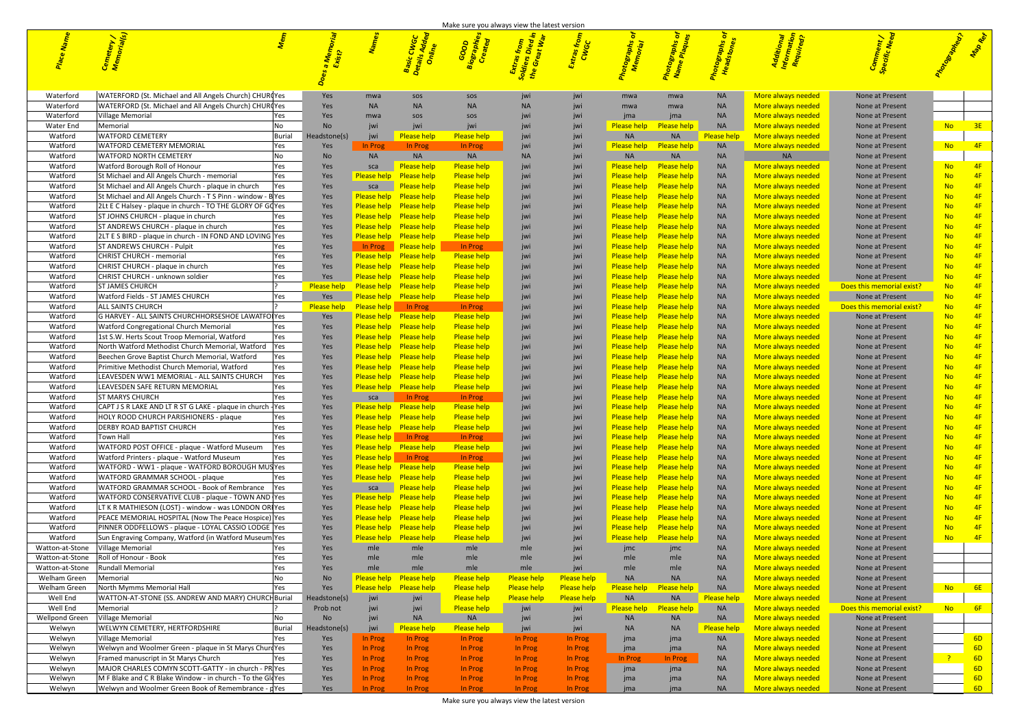| Place Name | Cemetery / Memorial(s) | Mem | Does a Memorial Exist? | Names | Basic CWGC Details Added Online | GOOD Biographies Created | Extras from Soldiers Died in the Great War | Extras from CWGC | Photographs of Memorial | Photographs of Name Plaques | Photographs of Headstones | Additional Information Required? | Comment / Specific Need | Photographed? | Map Ref |
|---|---|---|---|---|---|---|---|---|---|---|---|---|---|---|---|
| Waterford | WATERFORD (St. Michael and All Angels Church) CHURC | Yes | Yes | mwa | sos | sos | jwi | jwi | mwa | mwa | NA | More always needed | None at Present | | |
| Waterford | WATERFORD (St. Michael and All Angels Church) CHURC | Yes | Yes | NA | NA | NA | NA | jwi | mwa | mwa | NA | More always needed | None at Present | | |
| Waterford | Village Memorial | Yes | Yes | mwa | sos | sos | jwi | jwi | jma | jma | NA | More always needed | None at Present | | |
| Water End | Memorial | No | No | jwi | jwi | jwi | jwi | jwi | Please help | Please help | NA | More always needed | None at Present | No | 3E |
| Watford | WATFORD CEMETERY | Burial | Headstone(s) | jwi | Please help | Please help | jwi | jwi | NA | NA | Please help | More always needed | None at Present | | |
| Watford | WATFORD CEMETERY MEMORIAL | Yes | Yes | In Prog | In Prog | In Prog | jwi | jwi | Please help | Please help | NA | More always needed | None at Present | No | 4F |
| Watford | WATFORD NORTH CEMETERY | No | No | NA | NA | NA | NA | jwi | NA | NA | NA | NA | None at Present | | |
| Watford | Watford Borough Roll of Honour | Yes | Yes | sca | Please help | Please help | jwi | jwi | Please help | Please help | NA | More always needed | None at Present | No | 4F |
| Watford | St Michael and All Angels Church - memorial | Yes | Yes | Please help | Please help | Please help | jwi | jwi | Please help | Please help | NA | More always needed | None at Present | No | 4F |
| Watford | St Michael and All Angels Church - plaque in church | Yes | Yes | sca | Please help | Please help | jwi | jwi | Please help | Please help | NA | More always needed | None at Present | No | 4F |
| Watford | St Michael and All Angels Church - T S Pinn - window - B | Yes | Yes | Please help | Please help | Please help | jwi | jwi | Please help | Please help | NA | More always needed | None at Present | No | 4F |
| Watford | 2Lt E C Halsey - plaque in church - TO THE GLORY OF GO | Yes | Yes | Please help | Please help | Please help | jwi | jwi | Please help | Please help | NA | More always needed | None at Present | No | 4F |
| Watford | ST JOHNS CHURCH - plaque in church | Yes | Yes | Please help | Please help | Please help | jwi | jwi | Please help | Please help | NA | More always needed | None at Present | No | 4F |
| Watford | ST ANDREWS CHURCH - plaque in church | Yes | Yes | Please help | Please help | Please help | jwi | jwi | Please help | Please help | NA | More always needed | None at Present | No | 4F |
| Watford | 2LT E S BIRD - plaque in church - IN FOND AND LOVING | Yes | Yes | Please help | Please help | Please help | jwi | jwi | Please help | Please help | NA | More always needed | None at Present | No | 4F |
| Watford | ST ANDREWS CHURCH - Pulpit | Yes | Yes | In Prog | Please help | In Prog | jwi | jwi | Please help | Please help | NA | More always needed | None at Present | No | 4F |
| Watford | CHRIST CHURCH - memorial | Yes | Yes | Please help | Please help | Please help | jwi | jwi | Please help | Please help | NA | More always needed | None at Present | No | 4F |
| Watford | CHRIST CHURCH - plaque in church | Yes | Yes | Please help | Please help | Please help | jwi | jwi | Please help | Please help | NA | More always needed | None at Present | No | 4F |
| Watford | CHRIST CHURCH - unknown soldier | Yes | Yes | Please help | Please help | Please help | jwi | jwi | Please help | Please help | NA | More always needed | None at Present | No | 4F |
| Watford | ST JAMES CHURCH | ? | Please help | Please help | Please help | Please help | jwi | jwi | Please help | Please help | NA | More always needed | Does this memorial exist? | No | 4F |
| Watford | Watford Fields - ST JAMES CHURCH | Yes | Yes | Please help | Please help | Please help | jwi | jwi | Please help | Please help | NA | More always needed | None at Present | No | 4F |
| Watford | ALL SAINTS CHURCH | ? | Please help | Please help | In Prog | In Prog | jwi | jwi | Please help | Please help | NA | More always needed | Does this memorial exist? | No | 4F |
| Watford | G HARVEY - ALL SAINTS CHURCHHORSESHOE LAWATFO | Yes | Yes | Please help | Please help | Please help | jwi | jwi | Please help | Please help | NA | More always needed | None at Present | No | 4F |
| Watford | Watford Congregational Church Memorial | Yes | Yes | Please help | Please help | Please help | jwi | jwi | Please help | Please help | NA | More always needed | None at Present | No | 4F |
| Watford | 1st S.W. Herts Scout Troop Memorial, Watford | Yes | Yes | Please help | Please help | Please help | jwi | jwi | Please help | Please help | NA | More always needed | None at Present | No | 4F |
| Watford | North Watford Methodist Church Memorial, Watford | Yes | Yes | Please help | Please help | Please help | jwi | jwi | Please help | Please help | NA | More always needed | None at Present | No | 4F |
| Watford | Beechen Grove Baptist Church Memorial, Watford | Yes | Yes | Please help | Please help | Please help | jwi | jwi | Please help | Please help | NA | More always needed | None at Present | No | 4F |
| Watford | Primitive Methodist Church Memorial, Watford | Yes | Yes | Please help | Please help | Please help | jwi | jwi | Please help | Please help | NA | More always needed | None at Present | No | 4F |
| Watford | LEAVESDEN WW1 MEMORIAL - ALL SAINTS CHURCH | Yes | Yes | Please help | Please help | Please help | jwi | jwi | Please help | Please help | NA | More always needed | None at Present | No | 4F |
| Watford | LEAVESDEN SAFE RETURN MEMORIAL | Yes | Yes | Please help | Please help | Please help | jwi | jwi | Please help | Please help | NA | More always needed | None at Present | No | 4F |
| Watford | ST MARYS CHURCH | Yes | Yes | sca | In Prog | In Prog | jwi | jwi | Please help | Please help | NA | More always needed | None at Present | No | 4F |
| Watford | CAPT J S R LAKE AND LT R ST G LAKE - plaque in church - | Yes | Yes | Please help | Please help | Please help | jwi | jwi | Please help | Please help | NA | More always needed | None at Present | No | 4F |
| Watford | HOLY ROOD CHURCH PARISHIONERS - plaque | Yes | Yes | Please help | Please help | Please help | jwi | jwi | Please help | Please help | NA | More always needed | None at Present | No | 4F |
| Watford | DERBY ROAD BAPTIST CHURCH | Yes | Yes | Please help | Please help | Please help | jwi | jwi | Please help | Please help | NA | More always needed | None at Present | No | 4F |
| Watford | Town Hall | Yes | Yes | Please help | In Prog | In Prog | jwi | jwi | Please help | Please help | NA | More always needed | None at Present | No | 4F |
| Watford | WATFORD POST OFFICE - plaque - Watford Museum | Yes | Yes | Please help | Please help | Please help | jwi | jwi | Please help | Please help | NA | More always needed | None at Present | No | 4F |
| Watford | Watford Printers - plaque - Watford Museum | Yes | Yes | Please help | In Prog | In Prog | jwi | jwi | Please help | Please help | NA | More always needed | None at Present | No | 4F |
| Watford | WATFORD - WW1 - plaque - WATFORD BOROUGH MUS | Yes | Yes | Please help | Please help | Please help | jwi | jwi | Please help | Please help | NA | More always needed | None at Present | No | 4F |
| Watford | WATFORD GRAMMAR SCHOOL - plaque | Yes | Yes | Please help | Please help | Please help | jwi | jwi | Please help | Please help | NA | More always needed | None at Present | No | 4F |
| Watford | WATFORD GRAMMAR SCHOOL - Book of Rembrance | Yes | Yes | sca | Please help | Please help | jwi | jwi | Please help | Please help | NA | More always needed | None at Present | No | 4F |
| Watford | WATFORD CONSERVATIVE CLUB - plaque - TOWN AND | Yes | Yes | Please help | Please help | Please help | jwi | jwi | Please help | Please help | NA | More always needed | None at Present | No | 4F |
| Watford | LT K R MATHIESON (LOST) - window - was LONDON OR | Yes | Yes | Please help | Please help | Please help | jwi | jwi | Please help | Please help | NA | More always needed | None at Present | No | 4F |
| Watford | PEACE MEMORIAL HOSPITAL (Now The Peace Hospice) | Yes | Yes | Please help | Please help | Please help | jwi | jwi | Please help | Please help | NA | More always needed | None at Present | No | 4F |
| Watford | PINNER ODDFELLOWS - plaque - LOYAL CASSIO LODGE | Yes | Yes | Please help | Please help | Please help | jwi | jwi | Please help | Please help | NA | More always needed | None at Present | No | 4F |
| Watford | Sun Engraving Company, Watford (in Watford Museum | Yes | Yes | Please help | Please help | Please help | jwi | jwi | Please help | Please help | NA | More always needed | None at Present | No | 4F |
| Watton-at-Stone | Village Memorial | Yes | Yes | mle | mle | mle | mle | jwi | jmc | jmc | NA | More always needed | None at Present | | |
| Watton-at-Stone | Roll of Honour - Book | Yes | Yes | mle | mle | mle | mle | jwi | mle | mle | NA | More always needed | None at Present | | |
| Watton-at-Stone | Rundall Memorial | Yes | Yes | mle | mle | mle | mle | jwi | mle | mle | NA | More always needed | None at Present | | |
| Welham Green | Memorial | No | No | Please help | Please help | Please help | Please help | Please help | NA | NA | NA | More always needed | None at Present | | |
| Welham Green | North Mymms Memorial Hall | Yes | Yes | Please help | Please help | Please help | Please help | Please help | Please help | Please help | NA | More always needed | None at Present | No | 6E |
| Well End | WATTON-AT-STONE (SS. ANDREW AND MARY) CHURCH | Burial | Headstone(s) | jwi | jwi | Please help | Please help | Please help | NA | NA | Please help | More always needed | None at Present | | |
| Well End | Memorial | ? | Prob not | jwi | jwi | Please help | jwi | jwi | Please help | Please help | NA | More always needed | Does this memorial exist? | No | 6F |
| Wellpond Green | Village Memorial | No | No | jwi | NA | NA | jwi | jwi | NA | NA | NA | More always needed | None at Present | | |
| Welwyn | WELWYN CEMETERY, HERTFORDSHIRE | Burial | Headstone(s) | jwi | Please help | Please help | jwi | jwi | NA | NA | Please help | More always needed | None at Present | | |
| Welwyn | Village Memorial | Yes | Yes | In Prog | In Prog | In Prog | In Prog | In Prog | jma | jma | NA | More always needed | None at Present | | 6D |
| Welwyn | Welwyn and Woolmer Green - plaque in St Marys Churc | Yes | Yes | In Prog | In Prog | In Prog | In Prog | In Prog | jma | jma | NA | More always needed | None at Present | | 6D |
| Welwyn | Framed manuscript in St Marys Church | Yes | Yes | In Prog | In Prog | In Prog | In Prog | In Prog | In Prog | In Prog | NA | More always needed | None at Present | ? | 6D |
| Welwyn | MAJOR CHARLES COMYN SCOTT-GATTY - in church - PR | Yes | Yes | In Prog | In Prog | In Prog | In Prog | In Prog | jma | jma | NA | More always needed | None at Present | | 6D |
| Welwyn | M F Blake and C R Blake Window - in church - To the Gl | Yes | Yes | In Prog | In Prog | In Prog | In Prog | In Prog | jma | jma | NA | More always needed | None at Present | | 6D |
| Welwyn | Welwyn and Woolmer Green Book of Remembrance - p | Yes | Yes | In Prog | In Prog | In Prog | In Prog | In Prog | jma | jma | NA | More always needed | None at Present | | 6D |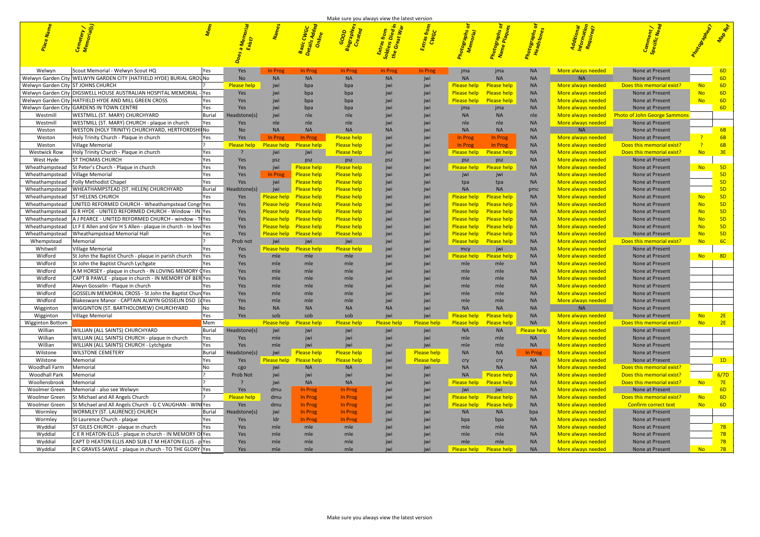Make sure you always view the latest version

| Place Name | Cemetery / Memorial(s) | Mem | Does a Memorial Exist? | Names | Basic CWGC Details Added Online | GOOD Biographies Created | Extras from Soldiers Died in the Great War | Extras from CWGC | Photographs of Memorial | Photographs of Name Plaques | Photographs of Headstones | Additional Information Required? | Comment / Specific Need | Photographed? | Map Ref |
|---|---|---|---|---|---|---|---|---|---|---|---|---|---|---|---|
| Welwyn | Scout Memorial - Welwyn Scout HQ | Yes | Yes | In Prog | In Prog | In Prog | In Prog | In Prog | jma | jma | NA | More always needed | None at Present | | 6D |
| Welwyn Garden City | WELWYN GARDEN CITY (HATFIELD HYDE) BURIAL GROU | No | No | NA | NA | NA | NA | jwi | NA | NA | NA | NA | None at Present | | 6D |
| Welwyn Garden City | ST JOHNS CHURCH | | Please help | jwi | bpa | bpa | jwi | jwi | Please help | Please help | NA | More always needed | Does this memorial exist? | No | 6D |
| Welwyn Garden City | DIGSWELL HOUSE AUSTRALIAN HOSPITAL MEMORIAL - | Yes | Yes | jwi | bpa | bpa | jwi | jwi | Please help | Please help | NA | More always needed | None at Present | No | 6D |
| Welwyn Garden City | HATFIELD HYDE AND MILL GREEN CROSS | Yes | Yes | jwi | bpa | bpa | jwi | jwi | Please help | Please help | NA | More always needed | None at Present | No | 6D |
| Welwyn Garden City | GARDENS IN TOWN CENTRE | Yes | Yes | jwi | bpa | bpa | jwi | jwi | jma | jma | NA | More always needed | None at Present | | 6D |
| Westmill | WESTMILL (ST. MARY) CHURCHYARD | Burial | Headstone(s) | jwi | nle | nle | jwi | jwi | NA | NA | nle | More always needed | Photo of John George Sammons | | |
| Westmill | WESTMILL (ST. MARY) CHURCH - plaque in church | Yes | Yes | nle | nle | nle | jwi | jwi | nle | nle | NA | More always needed | None at Present | | |
| Weston | WESTON (HOLY TRINITY) CHURCHYARD, HERTFORDSHI | No | No | NA | NA | NA | NA | jwi | NA | NA | NA | NA | None at Present | | 6B |
| Weston | Holy Trinity Church - Plaque in church | Yes | Yes | In Prog | In Prog | Please help | jwi | jwi | In Prog | In Prog | NA | More always needed | None at Present | ? | 6B |
| Weston | Village Memorial | ? | Please help | Please help | Please help | Please help | jwi | jwi | In Prog | In Prog | NA | More always needed | Does this memorial exist? | ? | 6B |
| Westwick Row | Holy Trinity Church - Plaque in church | Yes | ? | jwi | jwi | Please help | jwi | jwi | Please help | Please help | NA | More always needed | Does this memorial exist? | No | 3E |
| West Hyde | ST THOMAS CHURCH | Yes | Yes | psz | psz | psz | psz | jwi | psz | psz | NA | More always needed | None at Present | | |
| Wheathampstead | St Peter's Church - Plaque in church | Yes | Yes | jwi | Please help | Please help | jwi | jwi | Please help | Please help | NA | More always needed | None at Present | No | 5D |
| Wheathampstead | Village Memorial | Yes | Yes | In Prog | Please help | Please help | jwi | jwi | jwi | jwi | NA | More always needed | None at Present | | 5D |
| Wheathampstead | Folly Methodist Chapel | Yes | Yes | jwi | Please help | Please help | jwi | jwi | tpa | tpa | NA | More always needed | None at Present | | 5D |
| Wheathampstead | WHEATHAMPSTEAD (ST. HELEN) CHURCHYARD | Burial | Headstone(s) | jwi | Please help | Please help | jwi | jwi | NA | NA | pmc | More always needed | None at Present | | 5D |
| Wheathampstead | ST HELENS CHURCH | Yes | Yes | Please help | Please help | Please help | jwi | jwi | Please help | Please help | NA | More always needed | None at Present | No | 5D |
| Wheathampstead | UNITED REFORMED CHURCH - Wheathampstead Congr | Yes | Yes | Please help | Please help | Please help | jwi | jwi | Please help | Please help | NA | More always needed | None at Present | No | 5D |
| Wheathampstead | G R HYDE - UNITED REFORMED CHURCH - Window - IN | Yes | Yes | Please help | Please help | Please help | jwi | jwi | Please help | Please help | NA | More always needed | None at Present | No | 5D |
| Wheathampstead | A J PEARCE - UNITED REFORMED CHURCH - window - T | Yes | Yes | Please help | Please help | Please help | jwi | jwi | Please help | Please help | NA | More always needed | None at Present | No | 5D |
| Wheathampstead | Lt F E Allen and Gnr H S Allen - plaque in church - In lovi | Yes | Yes | Please help | Please help | Please help | jwi | jwi | Please help | Please help | NA | More always needed | None at Present | No | 5D |
| Wheathampstead | Wheathampstead Memorial Hall | Yes | Yes | Please help | Please help | Please help | jwi | jwi | Please help | Please help | NA | More always needed | None at Present | No | 5D |
| Whempstead | Memorial | ? | Prob not | jwi | jwi | jwi | jwi | jwi | Please help | Please help | NA | More always needed | Does this memorial exist? | No | 6C |
| Whitwell | Village Memorial | Yes | Yes | Please help | Please help | Please help | jwi | jwi | mcy | jwi | NA | More always needed | None at Present | | |
| Widford | St John the Baptist Church - plaque in parish church | Yes | Yes | mle | mle | mle | jwi | jwi | Please help | Please help | NA | More always needed | None at Present | No | 8D |
| Widford | St John the Baptist Church Lychgate | Yes | Yes | mle | mle | mle | jwi | jwi | mle | mle | NA | More always needed | None at Present | | |
| Widford | A M HORSEY - plaque in church - IN LOVING MEMORY O | Yes | Yes | mle | mle | mle | jwi | jwi | mle | mle | NA | More always needed | None at Present | | |
| Widford | CAPT B PAWLE - plaque in church - IN MEMORY OF BER | Yes | Yes | mle | mle | mle | jwi | jwi | mle | mle | NA | More always needed | None at Present | | |
| Widford | Alwyn Gosselin - Plaque in church | Yes | Yes | mle | mle | mle | jwi | jwi | mle | mle | NA | More always needed | None at Present | | |
| Widford | GOSSELIN MEMORIAL CROSS - St John the Baptist Churc | Yes | Yes | mle | mle | mle | jwi | jwi | mle | mle | NA | More always needed | None at Present | | |
| Widford | Blakesware Manor - CAPTAIN ALWYN GOSSELIN DSO (c | Yes | Yes | mle | mle | mle | jwi | jwi | mle | mle | NA | More always needed | None at Present | | |
| Wigginton | WIGGINTON (ST. BARTHOLOMEW) CHURCHYARD | No | No | NA | NA | NA | NA | jwi | NA | NA | NA | NA | None at Present | | |
| Wigginton | Village Memorial | Yes | Yes | sob | sob | sob | jwi | jwi | Please help | Please help | NA | More always needed | None at Present | No | 2E |
| Wigginton Bottom | | Mem | | Please help | Please help | Please help | Please help | Please help | Please help | Please help | NA | More always needed | Does this memorial exist? | No | 2E |
| Willian | WILLIAN (ALL SAINTS) CHURCHYARD | Burial | Headstone(s) | jwi | jwi | jwi | jwi | jwi | NA | NA | Please help | More always needed | None at Present | | |
| Willian | WILLIAN (ALL SAINTS) CHURCH - plaque in church | Yes | Yes | mle | jwi | jwi | jwi | jwi | mle | mle | NA | More always needed | None at Present | | |
| Willian | WILLIAN (ALL SAINTS) CHURCH - Lytchgate | Yes | Yes | mle | jwi | jwi | jwi | jwi | mle | mle | NA | More always needed | None at Present | | |
| Wilstone | WILSTONE CEMETERY | Burial | Headstone(s) | jwi | Please help | Please help | jwi | Please help | NA | NA | In Prog | More always needed | None at Present | | |
| Wilstone | Memorial | Yes | Yes | Please help | Please help | Please help | jwi | Please help | cry | cry | NA | More always needed | None at Present | | 1D |
| Woodhall Farm | Memorial | No | cgo | jwi | NA | NA | jwi | jwi | NA | NA | NA | More always needed | Does this memorial exist? | | |
| Woodhall Park | Memorial | ? | Prob Not | jwi | jwi | jwi | jwi | jwi | NA | Please help | NA | More always needed | Does this memorial exist? | | 6/7D |
| Woollensbrook | Memorial | ? | ? | jwi | NA | NA | jwi | jwi | Please help | Please help | NA | More always needed | Does this memorial exist? | No | 7E |
| Woolmer Green | Memorial - also see Welwyn | Yes | Yes | dmu | In Prog | In Prog | jwi | jwi | jwi | jwi | NA | More always needed | None at Present | | 6D |
| Woolmer Green | St Michael and All Angels Church | ? | Please help | dmu | In Prog | In Prog | jwi | jwi | Please help | Please help | NA | More always needed | Does this memorial exist? | No | 6D |
| Woolmer Green | St Michael and All Angels Church - G C VAUGHAN - WIN | Yes | Yes | dmu | In Prog | In Prog | jwi | jwi | Please help | Please help | NA | More always needed | Confirm correct text | No | 6D |
| Wormley | WORMLEY (ST. LAURENCE) CHURCH | Burial | Headstone(s) | jwi | In Prog | In Prog | jwi | jwi | NA | NA | bpa | More always needed | None at Present | | |
| Wormley | St Laurence Church - plaque | Yes | Yes | ldr | In Prog | In Prog | jwi | jwi | bpa | bpa | NA | More always needed | None at Present | | |
| Wyddial | ST GILES CHURCH - plaque in church | Yes | Yes | mle | mle | mle | jwi | jwi | mle | mle | NA | More always needed | None at Present | | 7B |
| Wyddial | C E R HEATON-ELLIS - plaque in church - IN MEMORY OF | Yes | Yes | mle | mle | mle | jwi | jwi | mle | mle | NA | More always needed | None at Present | | 7B |
| Wyddial | CAPT D HEATON ELLIS AND SUB LT M HEATON ELLIS - p | Yes | Yes | mle | mle | mle | jwi | jwi | mle | mle | NA | More always needed | None at Present | | 7B |
| Wyddial | R C GRAVES-SAWLE - plaque in church - TO THE GLORY | Yes | Yes | mle | mle | mle | jwi | jwi | Please help | Please help | NA | More always needed | None at Present | No | 7B |

Make sure you always view the latest version